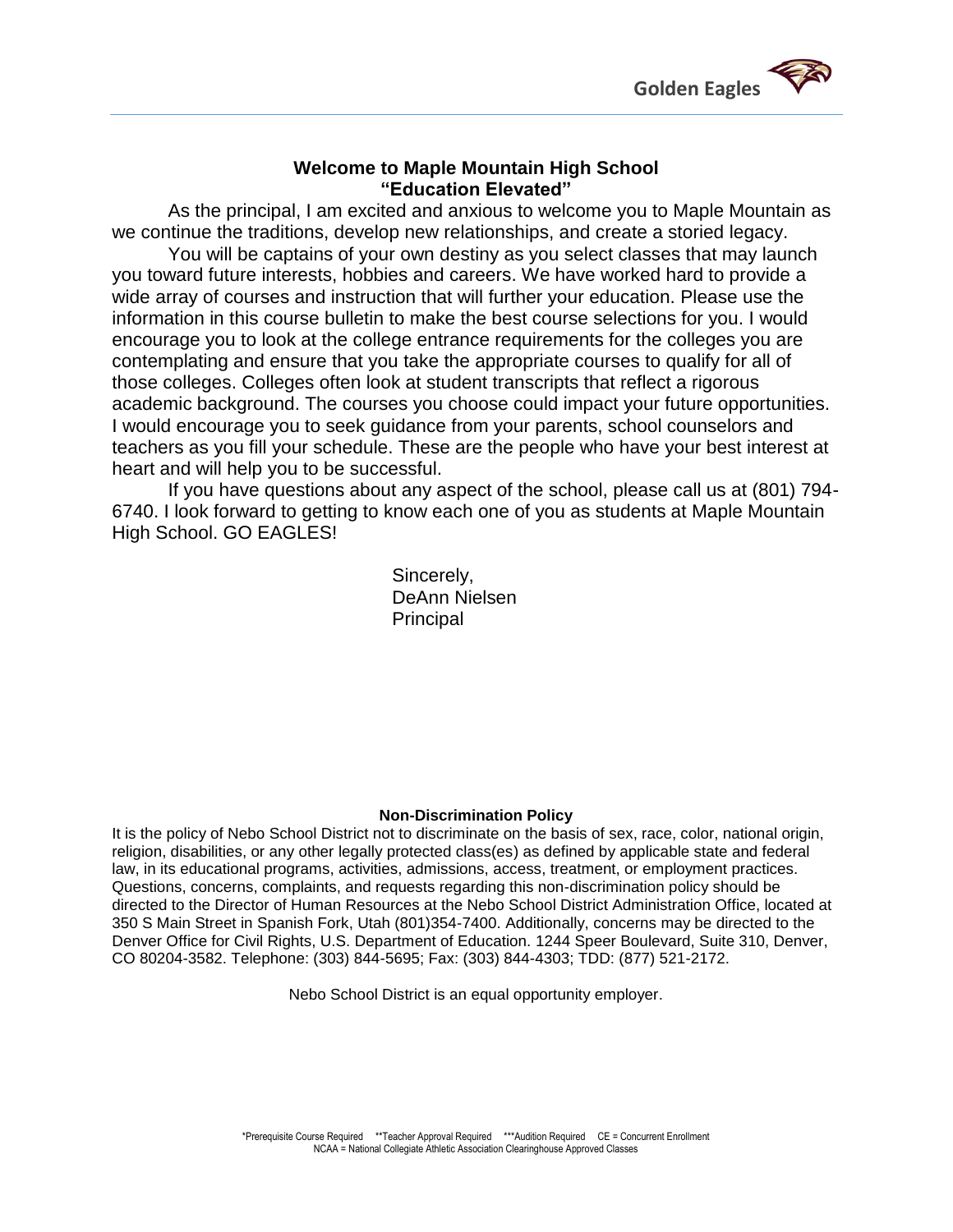## Welcome to Maple Mountain High School
## "Education Elevated"

As the principal, I am excited and anxious to welcome you to Maple Mountain as we continue the traditions, develop new relationships, and create a storied legacy.

You will be captains of your own destiny as you select classes that may launch you toward future interests, hobbies and careers. We have worked hard to provide a wide array of courses and instruction that will further your education. Please use the information in this course bulletin to make the best course selections for you. I would encourage you to look at the college entrance requirements for the colleges you are contemplating and ensure that you take the appropriate courses to qualify for all of those colleges. Colleges often look at student transcripts that reflect a rigorous academic background. The courses you choose could impact your future opportunities. I would encourage you to seek guidance from your parents, school counselors and teachers as you fill your schedule. These are the people who have your best interest at heart and will help you to be successful.

If you have questions about any aspect of the school, please call us at (801) 794-6740. I look forward to getting to know each one of you as students at Maple Mountain High School. GO EAGLES!

Sincerely,
DeAnn Nielsen
Principal

**Non-Discrimination Policy**

It is the policy of Nebo School District not to discriminate on the basis of sex, race, color, national origin, religion, disabilities, or any other legally protected class(es) as defined by applicable state and federal law, in its educational programs, activities, admissions, access, treatment, or employment practices. Questions, concerns, complaints, and requests regarding this non-discrimination policy should be directed to the Director of Human Resources at the Nebo School District Administration Office, located at 350 S Main Street in Spanish Fork, Utah (801)354-7400. Additionally, concerns may be directed to the Denver Office for Civil Rights, U.S. Department of Education. 1244 Speer Boulevard, Suite 310, Denver, CO 80204-3582. Telephone: (303) 844-5695; Fax: (303) 844-4303; TDD: (877) 521-2172.

Nebo School District is an equal opportunity employer.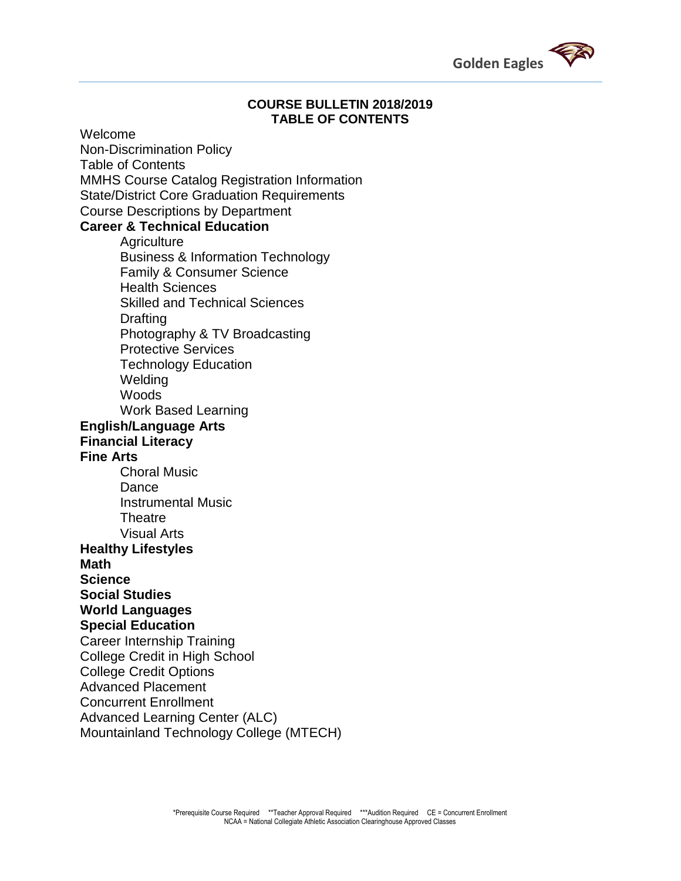# COURSE BULLETIN 2018/2019
## TABLE OF CONTENTS

Welcome
Non-Discrimination Policy
Table of Contents
MMHS Course Catalog Registration Information
State/District Core Graduation Requirements
Course Descriptions by Department

**Career & Technical Education**

- Agriculture
- Business & Information Technology
- Family & Consumer Science
- Health Sciences
- Skilled and Technical Sciences
- Drafting
- Photography & TV Broadcasting
- Protective Services
- Technology Education
- Welding
- Woods
- Work Based Learning

**English/Language Arts**

**Financial Literacy**

**Fine Arts**

- Choral Music
- Dance
- Instrumental Music
- Theatre
- Visual Arts

**Healthy Lifestyles**

**Math**

**Science**

**Social Studies**

**World Languages**

**Special Education**

Career Internship Training
College Credit in High School
College Credit Options
Advanced Placement
Concurrent Enrollment
Advanced Learning Center (ALC)
Mountainland Technology College (MTECH)

*Prerequisite Course Required **Teacher Approval Required ***Audition Required CE = Concurrent Enrollment
NCAA = National Collegiate Athletic Association Clearinghouse Approved Classes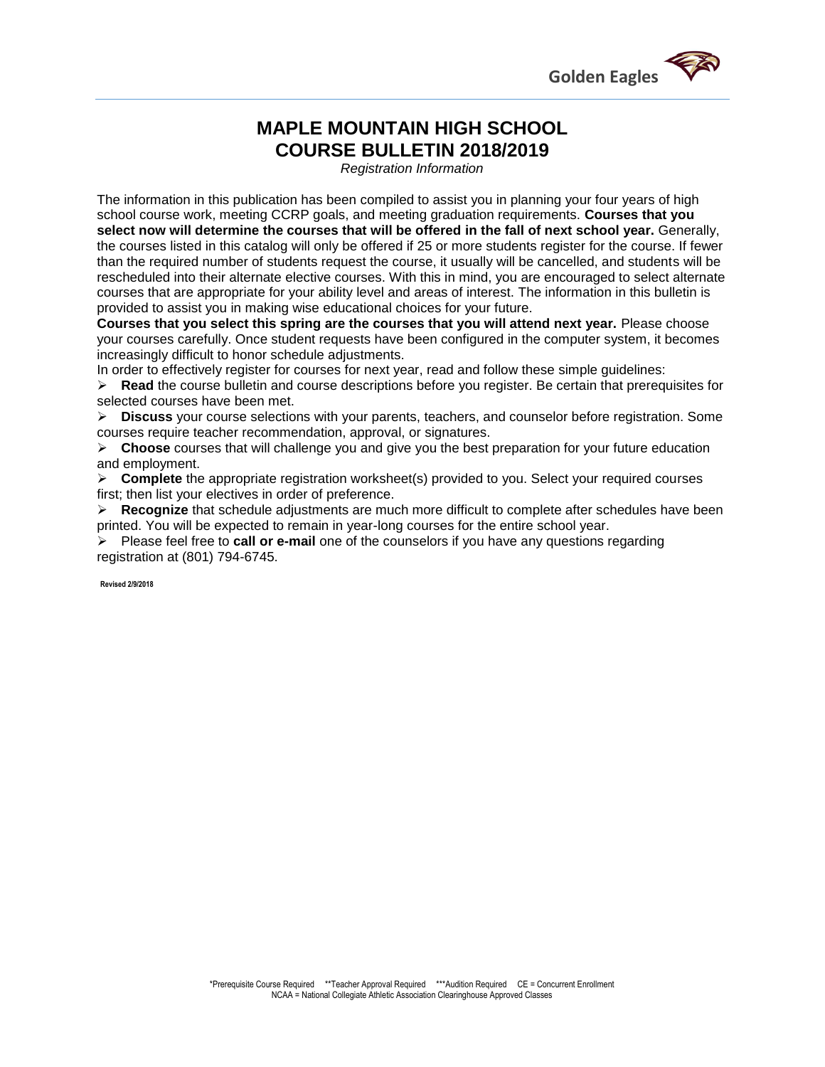# MAPLE MOUNTAIN HIGH SCHOOL
# COURSE BULLETIN 2018/2019

*Registration Information*

The information in this publication has been compiled to assist you in planning your four years of high school course work, meeting CCRP goals, and meeting graduation requirements. **Courses that you select now will determine the courses that will be offered in the fall of next school year.** Generally, the courses listed in this catalog will only be offered if 25 or more students register for the course. If fewer than the required number of students request the course, it usually will be cancelled, and students will be rescheduled into their alternate elective courses. With this in mind, you are encouraged to select alternate courses that are appropriate for your ability level and areas of interest. The information in this bulletin is provided to assist you in making wise educational choices for your future.

**Courses that you select this spring are the courses that you will attend next year.** Please choose your courses carefully. Once student requests have been configured in the computer system, it becomes increasingly difficult to honor schedule adjustments.

In order to effectively register for courses for next year, read and follow these simple guidelines:

- **Read** the course bulletin and course descriptions before you register. Be certain that prerequisites for selected courses have been met.
- **Discuss** your course selections with your parents, teachers, and counselor before registration. Some courses require teacher recommendation, approval, or signatures.
- **Choose** courses that will challenge you and give you the best preparation for your future education and employment.
- **Complete** the appropriate registration worksheet(s) provided to you. Select your required courses first; then list your electives in order of preference.
- **Recognize** that schedule adjustments are much more difficult to complete after schedules have been printed. You will be expected to remain in year-long courses for the entire school year.
- Please feel free to **call or e-mail** one of the counselors if you have any questions regarding registration at (801) 794-6745.

**Revised 2/9/2018**

*Prerequisite Course Required **Teacher Approval Required ***Audition Required CE = Concurrent Enrollment
NCAA = National Collegiate Athletic Association Clearinghouse Approved Classes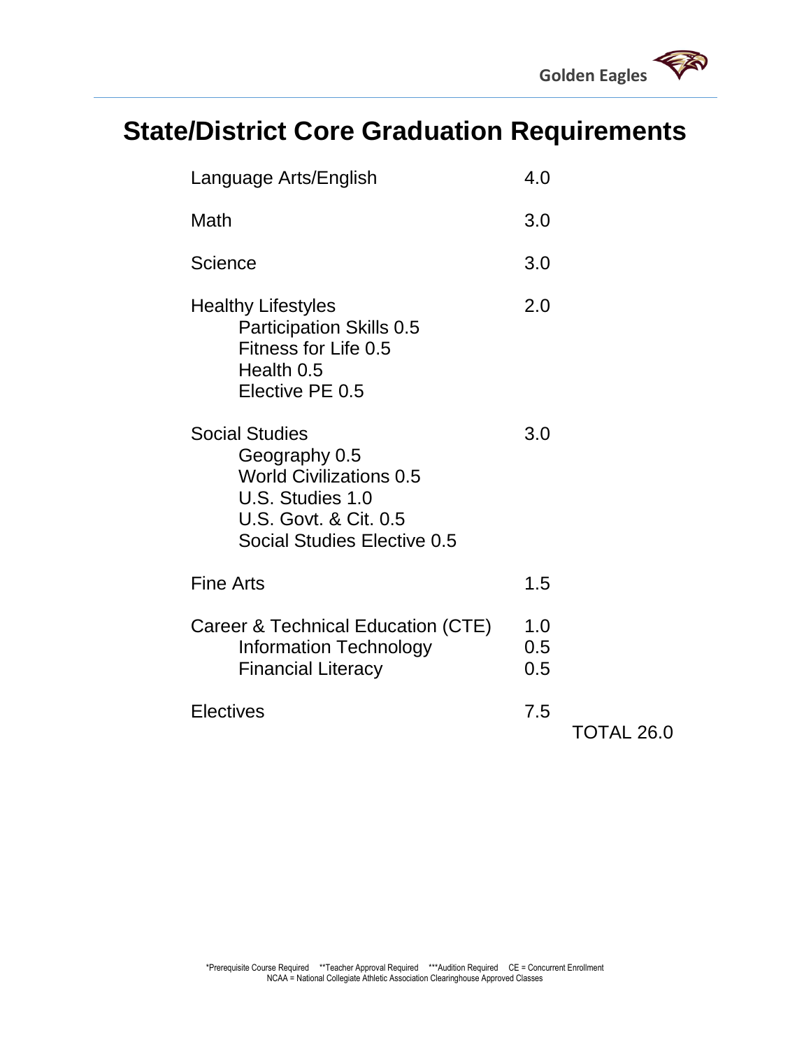# State/District Core Graduation Requirements

| Subject | Credits |
|---|---|
| Language Arts/English | 4.0 |
| Math | 3.0 |
| Science | 3.0 |
| Healthy Lifestyles<br>Participation Skills 0.5<br>Fitness for Life 0.5<br>Health 0.5<br>Elective PE 0.5 | 2.0 |
| Social Studies<br>Geography 0.5<br>World Civilizations 0.5<br>U.S. Studies 1.0<br>U.S. Govt. & Cit. 0.5<br>Social Studies Elective 0.5 | 3.0 |
| Fine Arts | 1.5 |
| Career & Technical Education (CTE)<br>Information Technology<br>Financial Literacy | 1.0<br>0.5<br>0.5 |
| Electives | 7.5 |

TOTAL 26.0

*Prerequisite Course Required **Teacher Approval Required ***Audition Required CE = Concurrent Enrollment
NCAA = National Collegiate Athletic Association Clearinghouse Approved Classes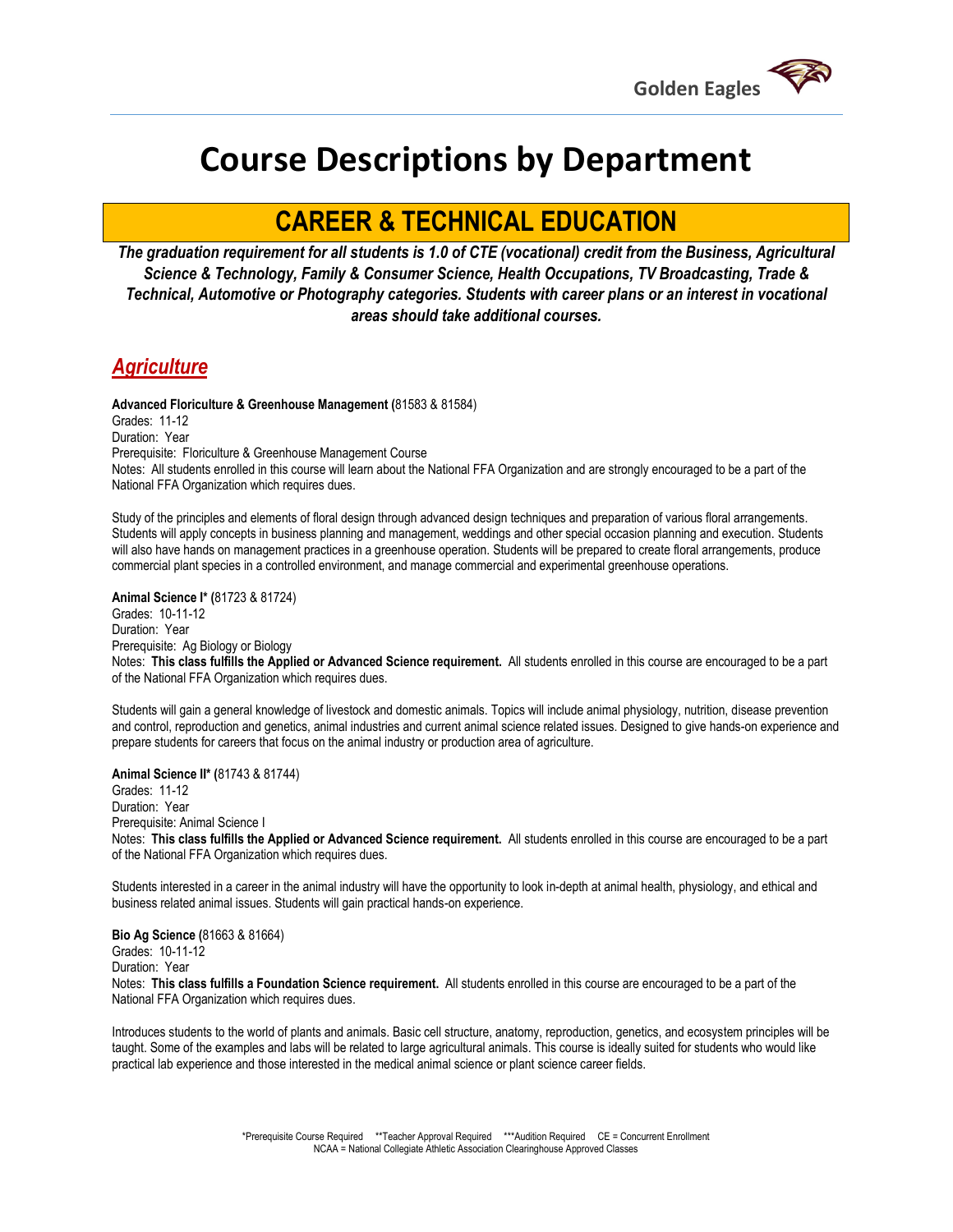# Course Descriptions by Department

## CAREER & TECHNICAL EDUCATION

***The graduation requirement for all students is 1.0 of CTE (vocational) credit from the Business, Agricultural Science & Technology, Family & Consumer Science, Health Occupations, TV Broadcasting, Trade & Technical, Automotive or Photography categories. Students with career plans or an interest in vocational areas should take additional courses.***

### *Agriculture*

**Advanced Floriculture & Greenhouse Management (**81583 & 81584)
Grades: 11-12
Duration: Year
Prerequisite: Floriculture & Greenhouse Management Course
Notes: All students enrolled in this course will learn about the National FFA Organization and are strongly encouraged to be a part of the National FFA Organization which requires dues.

Study of the principles and elements of floral design through advanced design techniques and preparation of various floral arrangements. Students will apply concepts in business planning and management, weddings and other special occasion planning and execution. Students will also have hands on management practices in a greenhouse operation. Students will be prepared to create floral arrangements, produce commercial plant species in a controlled environment, and manage commercial and experimental greenhouse operations.

**Animal Science I\* (**81723 & 81724)
Grades: 10-11-12
Duration: Year
Prerequisite: Ag Biology or Biology
Notes: **This class fulfills the Applied or Advanced Science requirement.** All students enrolled in this course are encouraged to be a part of the National FFA Organization which requires dues.

Students will gain a general knowledge of livestock and domestic animals. Topics will include animal physiology, nutrition, disease prevention and control, reproduction and genetics, animal industries and current animal science related issues. Designed to give hands-on experience and prepare students for careers that focus on the animal industry or production area of agriculture.

**Animal Science II\* (**81743 & 81744)
Grades: 11-12
Duration: Year
Prerequisite: Animal Science I
Notes: **This class fulfills the Applied or Advanced Science requirement.** All students enrolled in this course are encouraged to be a part of the National FFA Organization which requires dues.

Students interested in a career in the animal industry will have the opportunity to look in-depth at animal health, physiology, and ethical and business related animal issues. Students will gain practical hands-on experience.

**Bio Ag Science (**81663 & 81664)
Grades: 10-11-12
Duration: Year
Notes: **This class fulfills a Foundation Science requirement.** All students enrolled in this course are encouraged to be a part of the National FFA Organization which requires dues.

Introduces students to the world of plants and animals. Basic cell structure, anatomy, reproduction, genetics, and ecosystem principles will be taught. Some of the examples and labs will be related to large agricultural animals. This course is ideally suited for students who would like practical lab experience and those interested in the medical animal science or plant science career fields.

\*Prerequisite Course Required \*\*Teacher Approval Required \*\*\*Audition Required CE = Concurrent Enrollment
NCAA = National Collegiate Athletic Association Clearinghouse Approved Classes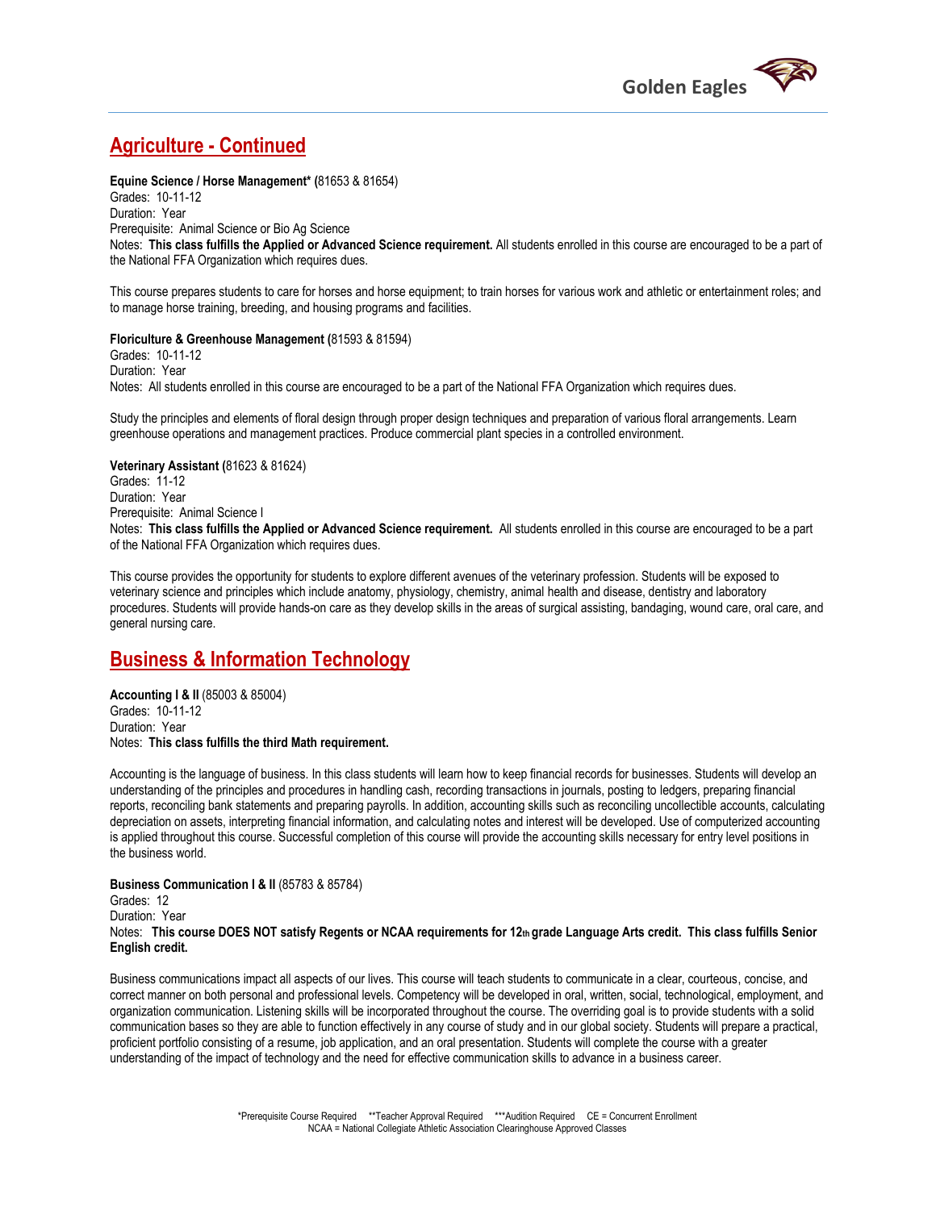## Agriculture - Continued

**Equine Science / Horse Management* (**81653 & 81654)
Grades: 10-11-12
Duration: Year
Prerequisite: Animal Science or Bio Ag Science
Notes: **This class fulfills the Applied or Advanced Science requirement.** All students enrolled in this course are encouraged to be a part of the National FFA Organization which requires dues.

This course prepares students to care for horses and horse equipment; to train horses for various work and athletic or entertainment roles; and to manage horse training, breeding, and housing programs and facilities.

**Floriculture & Greenhouse Management (**81593 & 81594)
Grades: 10-11-12
Duration: Year
Notes: All students enrolled in this course are encouraged to be a part of the National FFA Organization which requires dues.

Study the principles and elements of floral design through proper design techniques and preparation of various floral arrangements. Learn greenhouse operations and management practices. Produce commercial plant species in a controlled environment.

**Veterinary Assistant (**81623 & 81624)
Grades: 11-12
Duration: Year
Prerequisite: Animal Science I
Notes: **This class fulfills the Applied or Advanced Science requirement.** All students enrolled in this course are encouraged to be a part of the National FFA Organization which requires dues.

This course provides the opportunity for students to explore different avenues of the veterinary profession. Students will be exposed to veterinary science and principles which include anatomy, physiology, chemistry, animal health and disease, dentistry and laboratory procedures. Students will provide hands-on care as they develop skills in the areas of surgical assisting, bandaging, wound care, oral care, and general nursing care.

## Business & Information Technology

**Accounting I & II** (85003 & 85004)
Grades: 10-11-12
Duration: Year
Notes: **This class fulfills the third Math requirement.**

Accounting is the language of business. In this class students will learn how to keep financial records for businesses. Students will develop an understanding of the principles and procedures in handling cash, recording transactions in journals, posting to ledgers, preparing financial reports, reconciling bank statements and preparing payrolls. In addition, accounting skills such as reconciling uncollectible accounts, calculating depreciation on assets, interpreting financial information, and calculating notes and interest will be developed. Use of computerized accounting is applied throughout this course. Successful completion of this course will provide the accounting skills necessary for entry level positions in the business world.

**Business Communication I & II** (85783 & 85784)
Grades: 12
Duration: Year
Notes: **This course DOES NOT satisfy Regents or NCAA requirements for 12th grade Language Arts credit. This class fulfills Senior English credit.**

Business communications impact all aspects of our lives. This course will teach students to communicate in a clear, courteous, concise, and correct manner on both personal and professional levels. Competency will be developed in oral, written, social, technological, employment, and organization communication. Listening skills will be incorporated throughout the course. The overriding goal is to provide students with a solid communication bases so they are able to function effectively in any course of study and in our global society. Students will prepare a practical, proficient portfolio consisting of a resume, job application, and an oral presentation. Students will complete the course with a greater understanding of the impact of technology and the need for effective communication skills to advance in a business career.

*Prerequisite Course Required **Teacher Approval Required ***Audition Required CE = Concurrent Enrollment
NCAA = National Collegiate Athletic Association Clearinghouse Approved Classes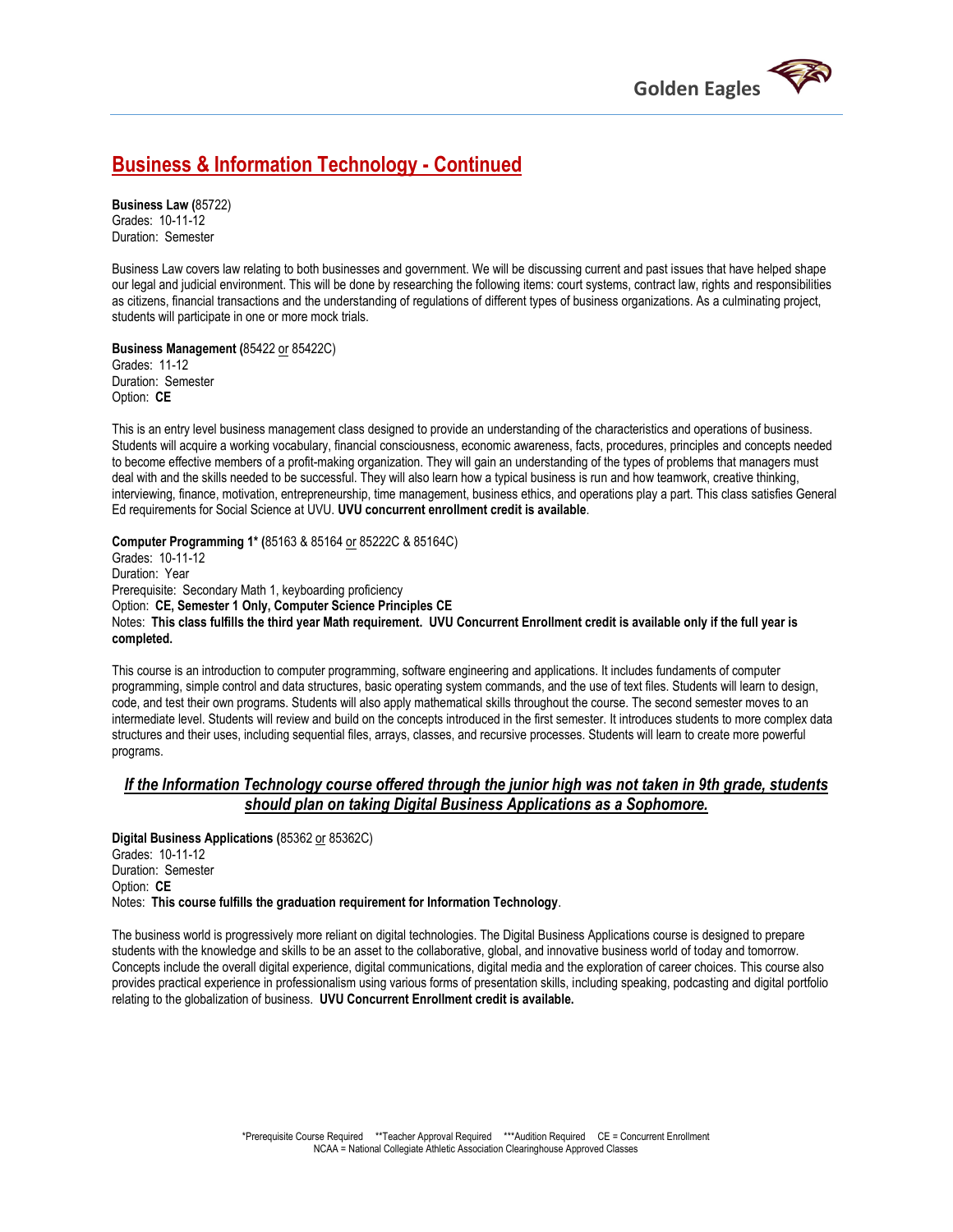## Business & Information Technology - Continued

**Business Law (**85722)
Grades: 10-11-12
Duration: Semester

Business Law covers law relating to both businesses and government. We will be discussing current and past issues that have helped shape our legal and judicial environment. This will be done by researching the following items: court systems, contract law, rights and responsibilities as citizens, financial transactions and the understanding of regulations of different types of business organizations. As a culminating project, students will participate in one or more mock trials.

**Business Management (**85422 or 85422C)
Grades: 11-12
Duration: Semester
Option: **CE**

This is an entry level business management class designed to provide an understanding of the characteristics and operations of business. Students will acquire a working vocabulary, financial consciousness, economic awareness, facts, procedures, principles and concepts needed to become effective members of a profit-making organization. They will gain an understanding of the types of problems that managers must deal with and the skills needed to be successful. They will also learn how a typical business is run and how teamwork, creative thinking, interviewing, finance, motivation, entrepreneurship, time management, business ethics, and operations play a part. This class satisfies General Ed requirements for Social Science at UVU. **UVU concurrent enrollment credit is available**.

**Computer Programming 1\* (**85163 & 85164 or 85222C & 85164C)
Grades: 10-11-12
Duration: Year
Prerequisite: Secondary Math 1, keyboarding proficiency
Option: **CE, Semester 1 Only, Computer Science Principles CE**
Notes: **This class fulfills the third year Math requirement. UVU Concurrent Enrollment credit is available only if the full year is completed.**

This course is an introduction to computer programming, software engineering and applications. It includes fundaments of computer programming, simple control and data structures, basic operating system commands, and the use of text files. Students will learn to design, code, and test their own programs. Students will also apply mathematical skills throughout the course. The second semester moves to an intermediate level. Students will review and build on the concepts introduced in the first semester. It introduces students to more complex data structures and their uses, including sequential files, arrays, classes, and recursive processes. Students will learn to create more powerful programs.

***If the Information Technology course offered through the junior high was not taken in 9th grade, students should plan on taking Digital Business Applications as a Sophomore.***

**Digital Business Applications (**85362 or 85362C)
Grades: 10-11-12
Duration: Semester
Option: **CE**
Notes: **This course fulfills the graduation requirement for Information Technology**.

The business world is progressively more reliant on digital technologies. The Digital Business Applications course is designed to prepare students with the knowledge and skills to be an asset to the collaborative, global, and innovative business world of today and tomorrow. Concepts include the overall digital experience, digital communications, digital media and the exploration of career choices. This course also provides practical experience in professionalism using various forms of presentation skills, including speaking, podcasting and digital portfolio relating to the globalization of business. **UVU Concurrent Enrollment credit is available.**

\*Prerequisite Course Required \*\*Teacher Approval Required \*\*\*Audition Required CE = Concurrent Enrollment
NCAA = National Collegiate Athletic Association Clearinghouse Approved Classes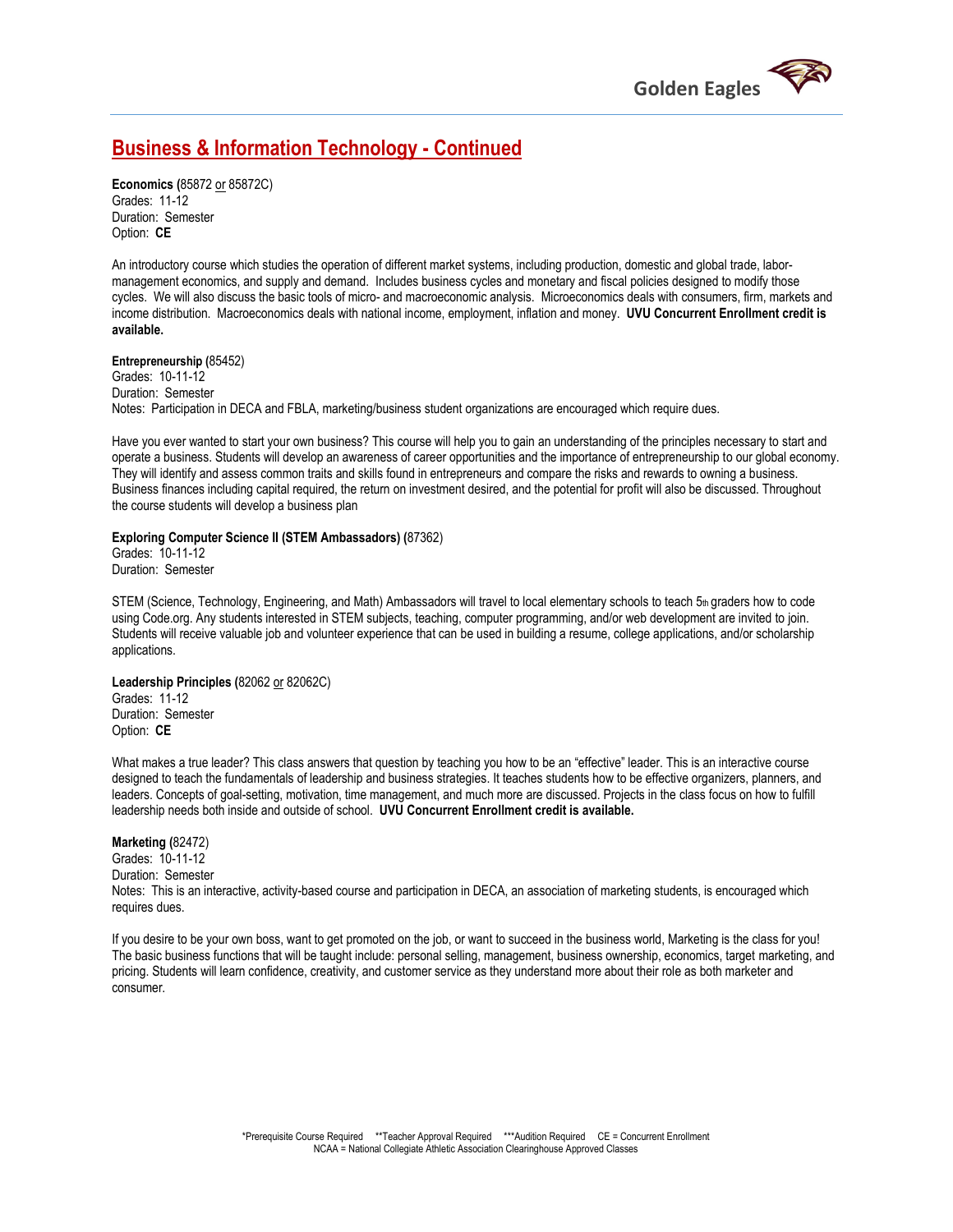## Business & Information Technology - Continued

**Economics (**85872 or 85872C)
Grades: 11-12
Duration: Semester
Option: **CE**

An introductory course which studies the operation of different market systems, including production, domestic and global trade, labor-management economics, and supply and demand. Includes business cycles and monetary and fiscal policies designed to modify those cycles. We will also discuss the basic tools of micro- and macroeconomic analysis. Microeconomics deals with consumers, firm, markets and income distribution. Macroeconomics deals with national income, employment, inflation and money. **UVU Concurrent Enrollment credit is available.**

**Entrepreneurship (**85452)
Grades: 10-11-12
Duration: Semester
Notes: Participation in DECA and FBLA, marketing/business student organizations are encouraged which require dues.

Have you ever wanted to start your own business? This course will help you to gain an understanding of the principles necessary to start and operate a business. Students will develop an awareness of career opportunities and the importance of entrepreneurship to our global economy. They will identify and assess common traits and skills found in entrepreneurs and compare the risks and rewards to owning a business. Business finances including capital required, the return on investment desired, and the potential for profit will also be discussed. Throughout the course students will develop a business plan

**Exploring Computer Science II (STEM Ambassadors) (**87362)
Grades: 10-11-12
Duration: Semester

STEM (Science, Technology, Engineering, and Math) Ambassadors will travel to local elementary schools to teach 5th graders how to code using Code.org. Any students interested in STEM subjects, teaching, computer programming, and/or web development are invited to join. Students will receive valuable job and volunteer experience that can be used in building a resume, college applications, and/or scholarship applications.

**Leadership Principles (**82062 or 82062C)
Grades: 11-12
Duration: Semester
Option: **CE**

What makes a true leader? This class answers that question by teaching you how to be an "effective" leader. This is an interactive course designed to teach the fundamentals of leadership and business strategies. It teaches students how to be effective organizers, planners, and leaders. Concepts of goal-setting, motivation, time management, and much more are discussed. Projects in the class focus on how to fulfill leadership needs both inside and outside of school. **UVU Concurrent Enrollment credit is available.**

**Marketing (**82472)
Grades: 10-11-12
Duration: Semester
Notes: This is an interactive, activity-based course and participation in DECA, an association of marketing students, is encouraged which requires dues.

If you desire to be your own boss, want to get promoted on the job, or want to succeed in the business world, Marketing is the class for you! The basic business functions that will be taught include: personal selling, management, business ownership, economics, target marketing, and pricing. Students will learn confidence, creativity, and customer service as they understand more about their role as both marketer and consumer.

*Prerequisite Course Required **Teacher Approval Required ***Audition Required CE = Concurrent Enrollment
NCAA = National Collegiate Athletic Association Clearinghouse Approved Classes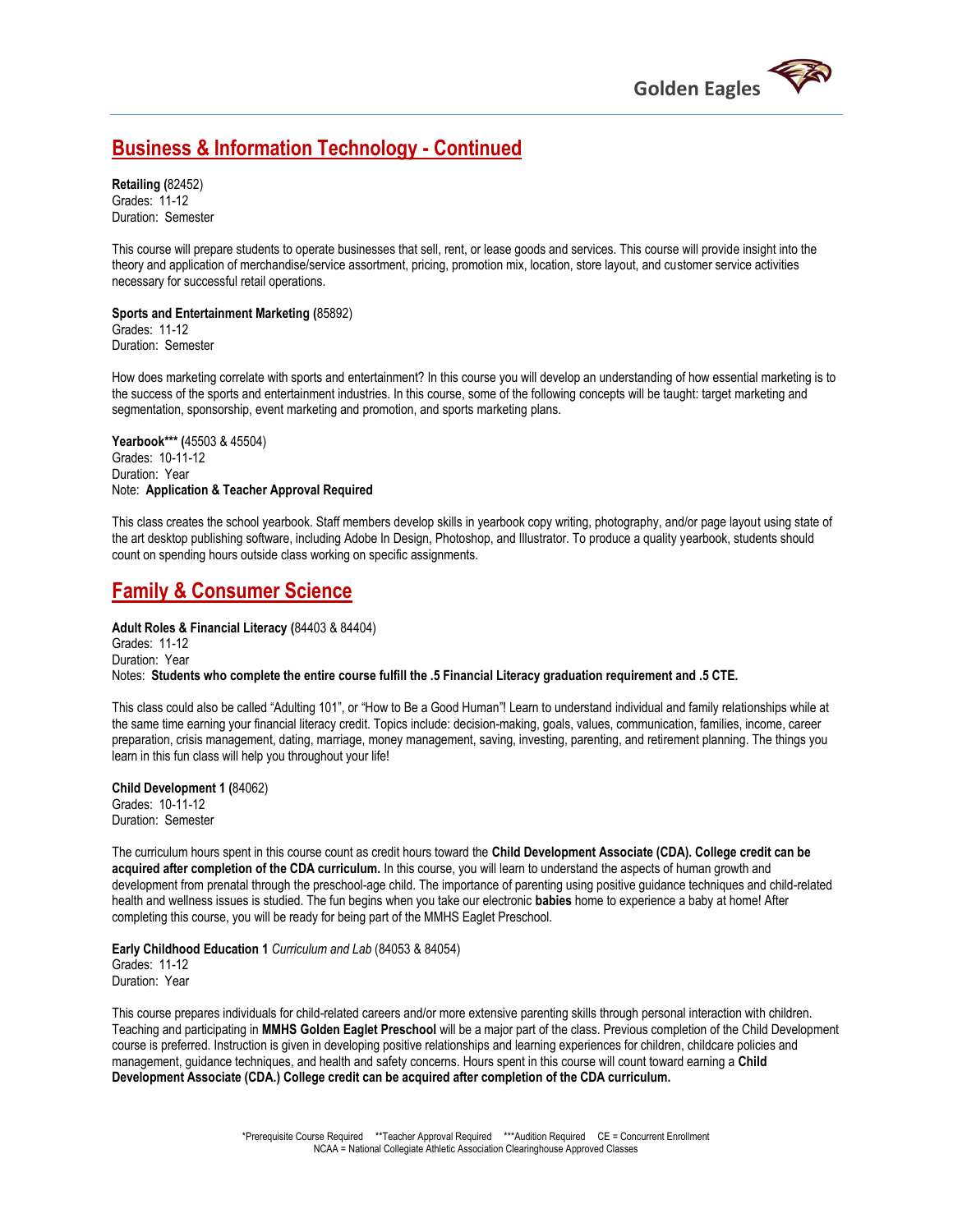## Business & Information Technology - Continued

**Retailing (**82452)
Grades: 11-12
Duration: Semester

This course will prepare students to operate businesses that sell, rent, or lease goods and services. This course will provide insight into the theory and application of merchandise/service assortment, pricing, promotion mix, location, store layout, and customer service activities necessary for successful retail operations.

**Sports and Entertainment Marketing (**85892)
Grades: 11-12
Duration: Semester

How does marketing correlate with sports and entertainment? In this course you will develop an understanding of how essential marketing is to the success of the sports and entertainment industries. In this course, some of the following concepts will be taught: target marketing and segmentation, sponsorship, event marketing and promotion, and sports marketing plans.

**Yearbook*** (**45503 & 45504)
Grades: 10-11-12
Duration: Year
Note: **Application & Teacher Approval Required**

This class creates the school yearbook. Staff members develop skills in yearbook copy writing, photography, and/or page layout using state of the art desktop publishing software, including Adobe In Design, Photoshop, and Illustrator. To produce a quality yearbook, students should count on spending hours outside class working on specific assignments.

## Family & Consumer Science

**Adult Roles & Financial Literacy (**84403 & 84404)
Grades: 11-12
Duration: Year
Notes: **Students who complete the entire course fulfill the .5 Financial Literacy graduation requirement and .5 CTE.**

This class could also be called "Adulting 101", or "How to Be a Good Human"! Learn to understand individual and family relationships while at the same time earning your financial literacy credit. Topics include: decision-making, goals, values, communication, families, income, career preparation, crisis management, dating, marriage, money management, saving, investing, parenting, and retirement planning. The things you learn in this fun class will help you throughout your life!

**Child Development 1 (**84062)
Grades: 10-11-12
Duration: Semester

The curriculum hours spent in this course count as credit hours toward the **Child Development Associate (CDA). College credit can be acquired after completion of the CDA curriculum.** In this course, you will learn to understand the aspects of human growth and development from prenatal through the preschool-age child. The importance of parenting using positive guidance techniques and child-related health and wellness issues is studied. The fun begins when you take our electronic **babies** home to experience a baby at home! After completing this course, you will be ready for being part of the MMHS Eaglet Preschool.

**Early Childhood Education 1** *Curriculum and Lab* (84053 & 84054)
Grades: 11-12
Duration: Year

This course prepares individuals for child-related careers and/or more extensive parenting skills through personal interaction with children. Teaching and participating in **MMHS Golden Eaglet Preschool** will be a major part of the class. Previous completion of the Child Development course is preferred. Instruction is given in developing positive relationships and learning experiences for children, childcare policies and management, guidance techniques, and health and safety concerns. Hours spent in this course will count toward earning a **Child Development Associate (CDA.) College credit can be acquired after completion of the CDA curriculum.**

*Prerequisite Course Required **Teacher Approval Required ***Audition Required CE = Concurrent Enrollment
NCAA = National Collegiate Athletic Association Clearinghouse Approved Classes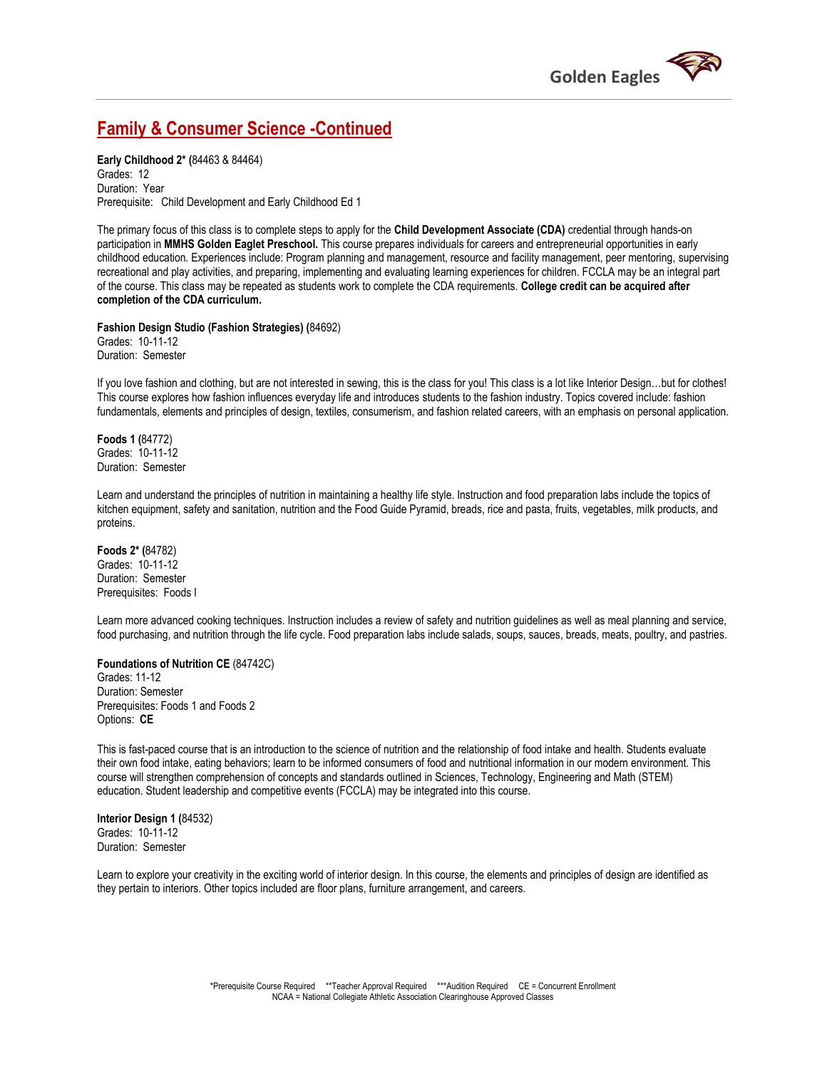## Family & Consumer Science -Continued

**Early Childhood 2* (**84463 & 84464)
Grades: 12
Duration: Year
Prerequisite: Child Development and Early Childhood Ed 1

The primary focus of this class is to complete steps to apply for the **Child Development Associate (CDA)** credential through hands-on participation in **MMHS Golden Eaglet Preschool.** This course prepares individuals for careers and entrepreneurial opportunities in early childhood education. Experiences include: Program planning and management, resource and facility management, peer mentoring, supervising recreational and play activities, and preparing, implementing and evaluating learning experiences for children. FCCLA may be an integral part of the course. This class may be repeated as students work to complete the CDA requirements. **College credit can be acquired after completion of the CDA curriculum.**

**Fashion Design Studio (Fashion Strategies) (**84692)
Grades: 10-11-12
Duration: Semester

If you love fashion and clothing, but are not interested in sewing, this is the class for you! This class is a lot like Interior Design…but for clothes! This course explores how fashion influences everyday life and introduces students to the fashion industry. Topics covered include: fashion fundamentals, elements and principles of design, textiles, consumerism, and fashion related careers, with an emphasis on personal application.

**Foods 1 (**84772)
Grades: 10-11-12
Duration: Semester

Learn and understand the principles of nutrition in maintaining a healthy life style. Instruction and food preparation labs include the topics of kitchen equipment, safety and sanitation, nutrition and the Food Guide Pyramid, breads, rice and pasta, fruits, vegetables, milk products, and proteins.

**Foods 2* (**84782)
Grades: 10-11-12
Duration: Semester
Prerequisites: Foods I

Learn more advanced cooking techniques. Instruction includes a review of safety and nutrition guidelines as well as meal planning and service, food purchasing, and nutrition through the life cycle. Food preparation labs include salads, soups, sauces, breads, meats, poultry, and pastries.

**Foundations of Nutrition CE** (84742C)
Grades: 11-12
Duration: Semester
Prerequisites: Foods 1 and Foods 2
Options: **CE**

This is fast-paced course that is an introduction to the science of nutrition and the relationship of food intake and health. Students evaluate their own food intake, eating behaviors; learn to be informed consumers of food and nutritional information in our modern environment. This course will strengthen comprehension of concepts and standards outlined in Sciences, Technology, Engineering and Math (STEM) education. Student leadership and competitive events (FCCLA) may be integrated into this course.

**Interior Design 1 (**84532)
Grades: 10-11-12
Duration: Semester

Learn to explore your creativity in the exciting world of interior design. In this course, the elements and principles of design are identified as they pertain to interiors. Other topics included are floor plans, furniture arrangement, and careers.

*Prerequisite Course Required **Teacher Approval Required ***Audition Required CE = Concurrent Enrollment
NCAA = National Collegiate Athletic Association Clearinghouse Approved Classes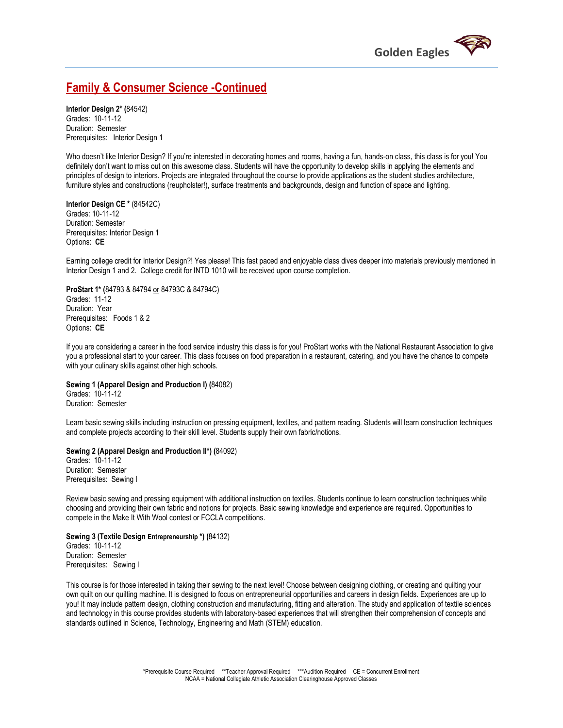## Family & Consumer Science -Continued

**Interior Design 2* (**84542)
Grades: 10-11-12
Duration: Semester
Prerequisites: Interior Design 1

Who doesn't like Interior Design? If you're interested in decorating homes and rooms, having a fun, hands-on class, this class is for you! You definitely don't want to miss out on this awesome class. Students will have the opportunity to develop skills in applying the elements and principles of design to interiors. Projects are integrated throughout the course to provide applications as the student studies architecture, furniture styles and constructions (reupholster!), surface treatments and backgrounds, design and function of space and lighting.

**Interior Design CE *** (84542C)
Grades: 10-11-12
Duration: Semester
Prerequisites: Interior Design 1
Options: **CE**

Earning college credit for Interior Design?! Yes please! This fast paced and enjoyable class dives deeper into materials previously mentioned in Interior Design 1 and 2. College credit for INTD 1010 will be received upon course completion.

**ProStart 1* (**84793 & 84794 or 84793C & 84794C)
Grades: 11-12
Duration: Year
Prerequisites: Foods 1 & 2
Options: **CE**

If you are considering a career in the food service industry this class is for you! ProStart works with the National Restaurant Association to give you a professional start to your career. This class focuses on food preparation in a restaurant, catering, and you have the chance to compete with your culinary skills against other high schools.

**Sewing 1 (Apparel Design and Production I) (**84082)
Grades: 10-11-12
Duration: Semester

Learn basic sewing skills including instruction on pressing equipment, textiles, and pattern reading. Students will learn construction techniques and complete projects according to their skill level. Students supply their own fabric/notions.

**Sewing 2 (Apparel Design and Production II*) (**84092)
Grades: 10-11-12
Duration: Semester
Prerequisites: Sewing I

Review basic sewing and pressing equipment with additional instruction on textiles. Students continue to learn construction techniques while choosing and providing their own fabric and notions for projects. Basic sewing knowledge and experience are required. Opportunities to compete in the Make It With Wool contest or FCCLA competitions.

**Sewing 3 (Textile Design Entrepreneurship *) (**84132)
Grades: 10-11-12
Duration: Semester
Prerequisites: Sewing I

This course is for those interested in taking their sewing to the next level! Choose between designing clothing, or creating and quilting your own quilt on our quilting machine. It is designed to focus on entrepreneurial opportunities and careers in design fields. Experiences are up to you! It may include pattern design, clothing construction and manufacturing, fitting and alteration. The study and application of textile sciences and technology in this course provides students with laboratory-based experiences that will strengthen their comprehension of concepts and standards outlined in Science, Technology, Engineering and Math (STEM) education.

*Prerequisite Course Required **Teacher Approval Required ***Audition Required CE = Concurrent Enrollment
NCAA = National Collegiate Athletic Association Clearinghouse Approved Classes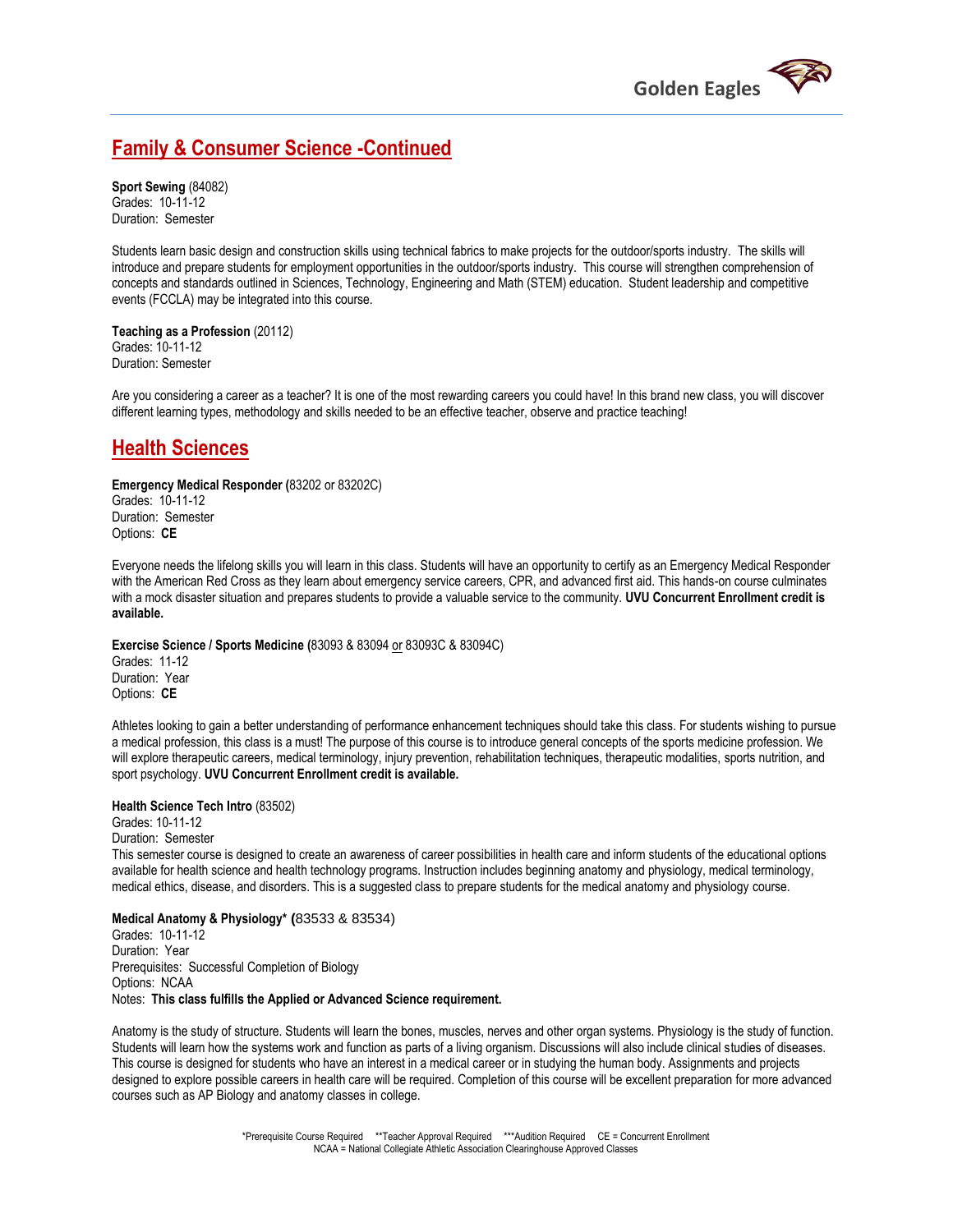## Family & Consumer Science -Continued

**Sport Sewing** (84082)
Grades: 10-11-12
Duration: Semester

Students learn basic design and construction skills using technical fabrics to make projects for the outdoor/sports industry. The skills will introduce and prepare students for employment opportunities in the outdoor/sports industry. This course will strengthen comprehension of concepts and standards outlined in Sciences, Technology, Engineering and Math (STEM) education. Student leadership and competitive events (FCCLA) may be integrated into this course.

**Teaching as a Profession** (20112)
Grades: 10-11-12
Duration: Semester

Are you considering a career as a teacher? It is one of the most rewarding careers you could have! In this brand new class, you will discover different learning types, methodology and skills needed to be an effective teacher, observe and practice teaching!

## Health Sciences

**Emergency Medical Responder (**83202 or 83202C)
Grades: 10-11-12
Duration: Semester
Options: **CE**

Everyone needs the lifelong skills you will learn in this class. Students will have an opportunity to certify as an Emergency Medical Responder with the American Red Cross as they learn about emergency service careers, CPR, and advanced first aid. This hands-on course culminates with a mock disaster situation and prepares students to provide a valuable service to the community. **UVU Concurrent Enrollment credit is available.**

**Exercise Science / Sports Medicine (**83093 & 83094 or 83093C & 83094C)
Grades: 11-12
Duration: Year
Options: **CE**

Athletes looking to gain a better understanding of performance enhancement techniques should take this class. For students wishing to pursue a medical profession, this class is a must! The purpose of this course is to introduce general concepts of the sports medicine profession. We will explore therapeutic careers, medical terminology, injury prevention, rehabilitation techniques, therapeutic modalities, sports nutrition, and sport psychology. **UVU Concurrent Enrollment credit is available.**

**Health Science Tech Intro** (83502)
Grades: 10-11-12
Duration: Semester
This semester course is designed to create an awareness of career possibilities in health care and inform students of the educational options available for health science and health technology programs. Instruction includes beginning anatomy and physiology, medical terminology, medical ethics, disease, and disorders. This is a suggested class to prepare students for the medical anatomy and physiology course.

**Medical Anatomy & Physiology\* (**83533 & 83534)
Grades: 10-11-12
Duration: Year
Prerequisites: Successful Completion of Biology
Options: NCAA
Notes: **This class fulfills the Applied or Advanced Science requirement.**

Anatomy is the study of structure. Students will learn the bones, muscles, nerves and other organ systems. Physiology is the study of function. Students will learn how the systems work and function as parts of a living organism. Discussions will also include clinical studies of diseases. This course is designed for students who have an interest in a medical career or in studying the human body. Assignments and projects designed to explore possible careers in health care will be required. Completion of this course will be excellent preparation for more advanced courses such as AP Biology and anatomy classes in college.

*Prerequisite Course Required **Teacher Approval Required ***Audition Required CE = Concurrent Enrollment
NCAA = National Collegiate Athletic Association Clearinghouse Approved Classes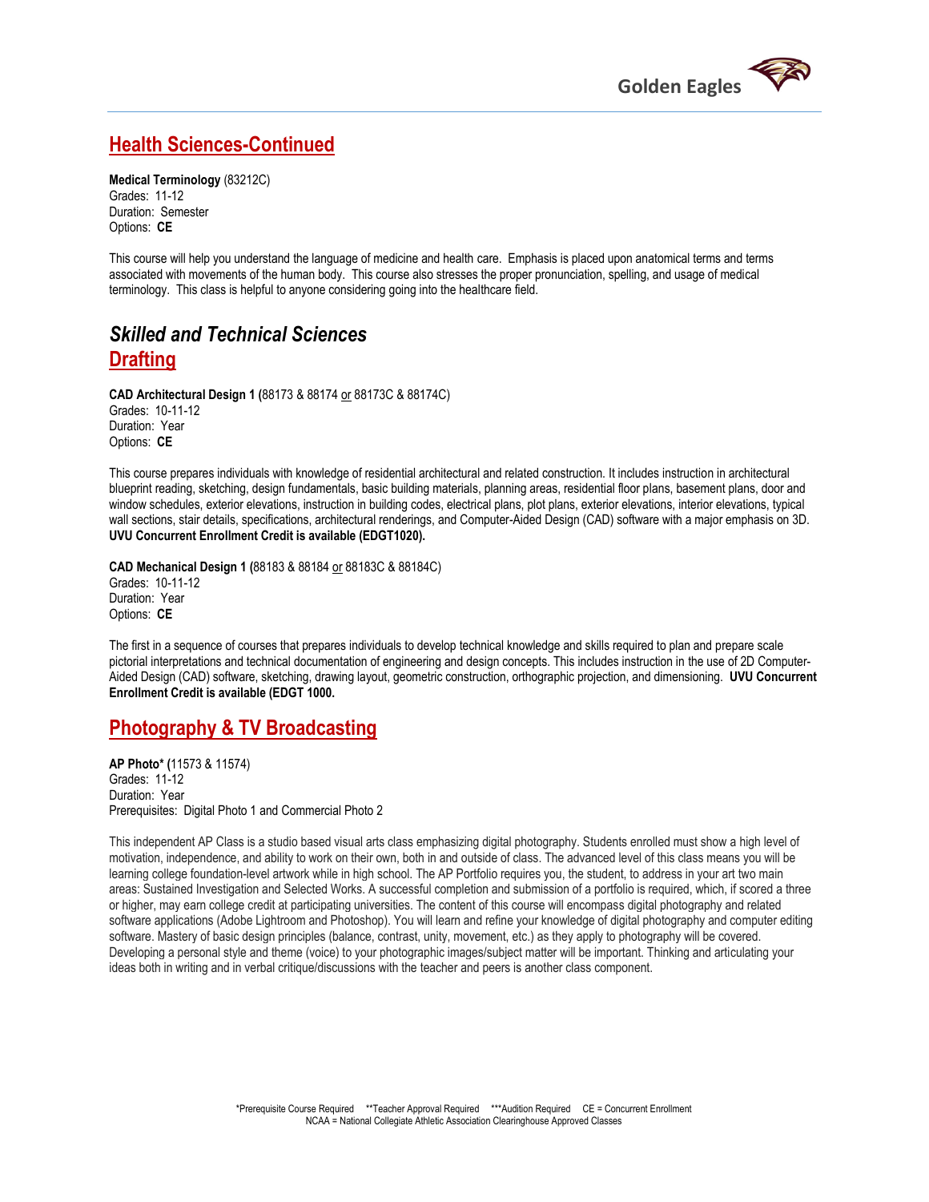## Health Sciences-Continued

**Medical Terminology** (83212C)
Grades: 11-12
Duration: Semester
Options: **CE**

This course will help you understand the language of medicine and health care. Emphasis is placed upon anatomical terms and terms associated with movements of the human body. This course also stresses the proper pronunciation, spelling, and usage of medical terminology. This class is helpful to anyone considering going into the healthcare field.

# *Skilled and Technical Sciences*

## Drafting

**CAD Architectural Design 1 (**88173 & 88174 or 88173C & 88174C)
Grades: 10-11-12
Duration: Year
Options: **CE**

This course prepares individuals with knowledge of residential architectural and related construction. It includes instruction in architectural blueprint reading, sketching, design fundamentals, basic building materials, planning areas, residential floor plans, basement plans, door and window schedules, exterior elevations, instruction in building codes, electrical plans, plot plans, exterior elevations, interior elevations, typical wall sections, stair details, specifications, architectural renderings, and Computer-Aided Design (CAD) software with a major emphasis on 3D. **UVU Concurrent Enrollment Credit is available (EDGT1020).**

**CAD Mechanical Design 1 (**88183 & 88184 or 88183C & 88184C)
Grades: 10-11-12
Duration: Year
Options: **CE**

The first in a sequence of courses that prepares individuals to develop technical knowledge and skills required to plan and prepare scale pictorial interpretations and technical documentation of engineering and design concepts. This includes instruction in the use of 2D Computer-Aided Design (CAD) software, sketching, drawing layout, geometric construction, orthographic projection, and dimensioning. **UVU Concurrent Enrollment Credit is available (EDGT 1000.**

## Photography & TV Broadcasting

**AP Photo\* (**11573 & 11574)
Grades: 11-12
Duration: Year
Prerequisites: Digital Photo 1 and Commercial Photo 2

This independent AP Class is a studio based visual arts class emphasizing digital photography. Students enrolled must show a high level of motivation, independence, and ability to work on their own, both in and outside of class. The advanced level of this class means you will be learning college foundation-level artwork while in high school. The AP Portfolio requires you, the student, to address in your art two main areas: Sustained Investigation and Selected Works. A successful completion and submission of a portfolio is required, which, if scored a three or higher, may earn college credit at participating universities. The content of this course will encompass digital photography and related software applications (Adobe Lightroom and Photoshop). You will learn and refine your knowledge of digital photography and computer editing software. Mastery of basic design principles (balance, contrast, unity, movement, etc.) as they apply to photography will be covered. Developing a personal style and theme (voice) to your photographic images/subject matter will be important. Thinking and articulating your ideas both in writing and in verbal critique/discussions with the teacher and peers is another class component.

*Prerequisite Course Required **Teacher Approval Required ***Audition Required CE = Concurrent Enrollment
NCAA = National Collegiate Athletic Association Clearinghouse Approved Classes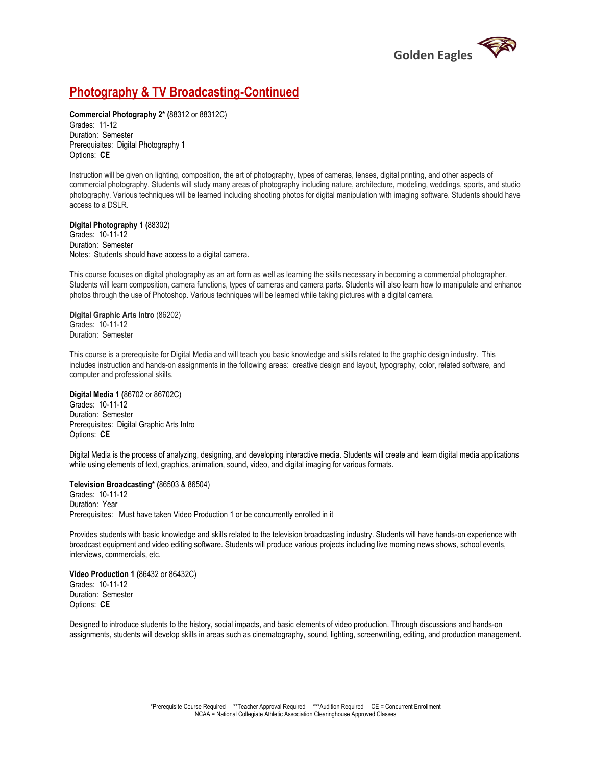## Photography & TV Broadcasting-Continued

**Commercial Photography 2* (**88312 or 88312C)
Grades: 11-12
Duration: Semester
Prerequisites: Digital Photography 1
Options: **CE**

Instruction will be given on lighting, composition, the art of photography, types of cameras, lenses, digital printing, and other aspects of commercial photography. Students will study many areas of photography including nature, architecture, modeling, weddings, sports, and studio photography. Various techniques will be learned including shooting photos for digital manipulation with imaging software. Students should have access to a DSLR.

**Digital Photography 1 (**88302)
Grades: 10-11-12
Duration: Semester
Notes: Students should have access to a digital camera.

This course focuses on digital photography as an art form as well as learning the skills necessary in becoming a commercial photographer. Students will learn composition, camera functions, types of cameras and camera parts. Students will also learn how to manipulate and enhance photos through the use of Photoshop. Various techniques will be learned while taking pictures with a digital camera.

**Digital Graphic Arts Intro** (86202)
Grades: 10-11-12
Duration: Semester

This course is a prerequisite for Digital Media and will teach you basic knowledge and skills related to the graphic design industry. This includes instruction and hands-on assignments in the following areas: creative design and layout, typography, color, related software, and computer and professional skills.

**Digital Media 1 (**86702 or 86702C)
Grades: 10-11-12
Duration: Semester
Prerequisites: Digital Graphic Arts Intro
Options: **CE**

Digital Media is the process of analyzing, designing, and developing interactive media. Students will create and learn digital media applications while using elements of text, graphics, animation, sound, video, and digital imaging for various formats.

**Television Broadcasting* (**86503 & 86504)
Grades: 10-11-12
Duration: Year
Prerequisites: Must have taken Video Production 1 or be concurrently enrolled in it

Provides students with basic knowledge and skills related to the television broadcasting industry. Students will have hands-on experience with broadcast equipment and video editing software. Students will produce various projects including live morning news shows, school events, interviews, commercials, etc.

**Video Production 1 (**86432 or 86432C)
Grades: 10-11-12
Duration: Semester
Options: **CE**

Designed to introduce students to the history, social impacts, and basic elements of video production. Through discussions and hands-on assignments, students will develop skills in areas such as cinematography, sound, lighting, screenwriting, editing, and production management.

*Prerequisite Course Required **Teacher Approval Required ***Audition Required CE = Concurrent Enrollment
NCAA = National Collegiate Athletic Association Clearinghouse Approved Classes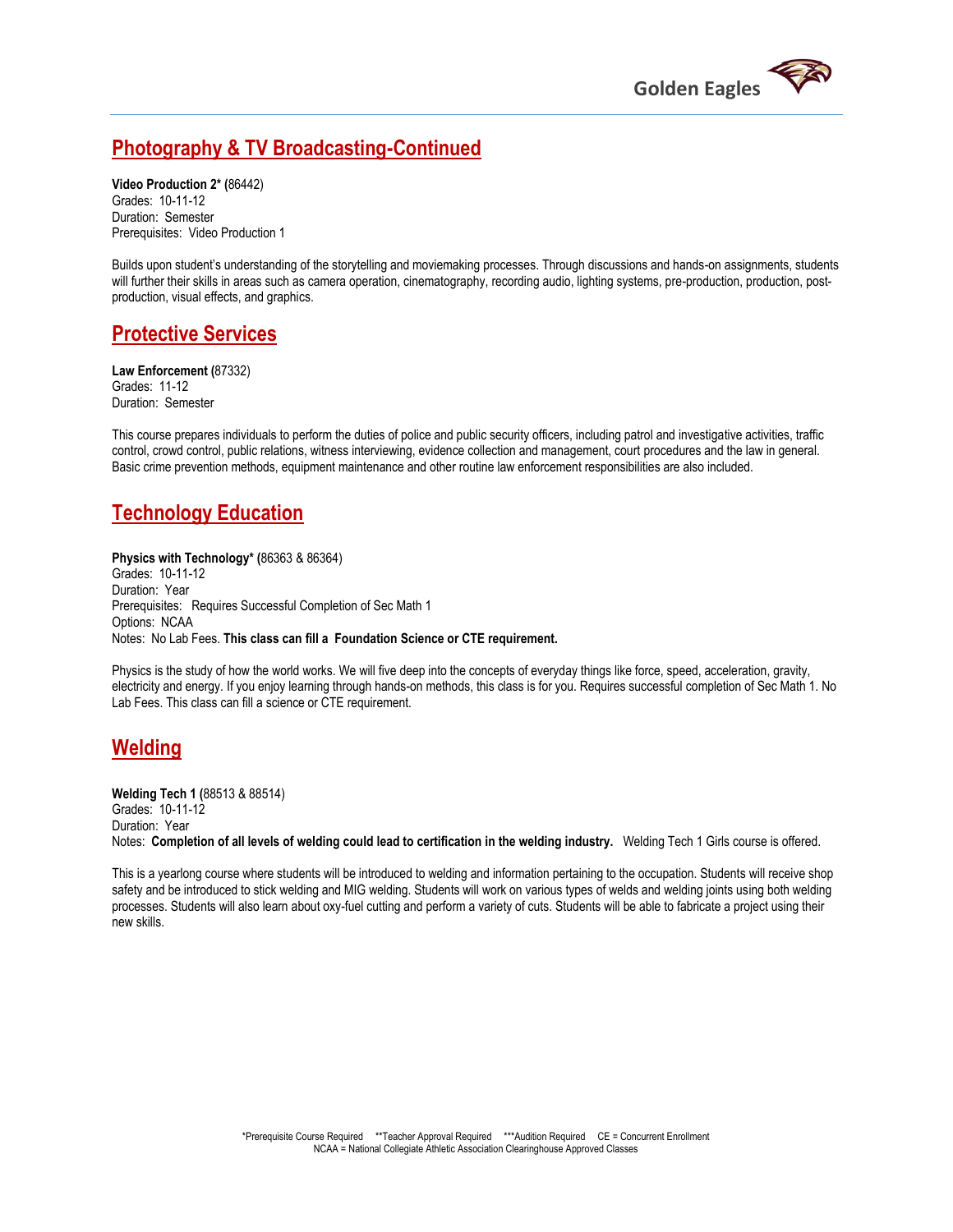## Photography & TV Broadcasting-Continued

**Video Production 2* (**86442)
Grades: 10-11-12
Duration: Semester
Prerequisites: Video Production 1

Builds upon student's understanding of the storytelling and moviemaking processes. Through discussions and hands-on assignments, students will further their skills in areas such as camera operation, cinematography, recording audio, lighting systems, pre-production, production, post-production, visual effects, and graphics.

## Protective Services

**Law Enforcement (**87332)
Grades: 11-12
Duration: Semester

This course prepares individuals to perform the duties of police and public security officers, including patrol and investigative activities, traffic control, crowd control, public relations, witness interviewing, evidence collection and management, court procedures and the law in general. Basic crime prevention methods, equipment maintenance and other routine law enforcement responsibilities are also included.

## Technology Education

**Physics with Technology* (**86363 & 86364)
Grades: 10-11-12
Duration: Year
Prerequisites: Requires Successful Completion of Sec Math 1
Options: NCAA
Notes: No Lab Fees. **This class can fill a Foundation Science or CTE requirement.**

Physics is the study of how the world works. We will five deep into the concepts of everyday things like force, speed, acceleration, gravity, electricity and energy. If you enjoy learning through hands-on methods, this class is for you. Requires successful completion of Sec Math 1. No Lab Fees. This class can fill a science or CTE requirement.

## Welding

**Welding Tech 1 (**88513 & 88514)
Grades: 10-11-12
Duration: Year
Notes: **Completion of all levels of welding could lead to certification in the welding industry.** Welding Tech 1 Girls course is offered.

This is a yearlong course where students will be introduced to welding and information pertaining to the occupation. Students will receive shop safety and be introduced to stick welding and MIG welding. Students will work on various types of welds and welding joints using both welding processes. Students will also learn about oxy-fuel cutting and perform a variety of cuts. Students will be able to fabricate a project using their new skills.

*Prerequisite Course Required **Teacher Approval Required ***Audition Required CE = Concurrent Enrollment
NCAA = National Collegiate Athletic Association Clearinghouse Approved Classes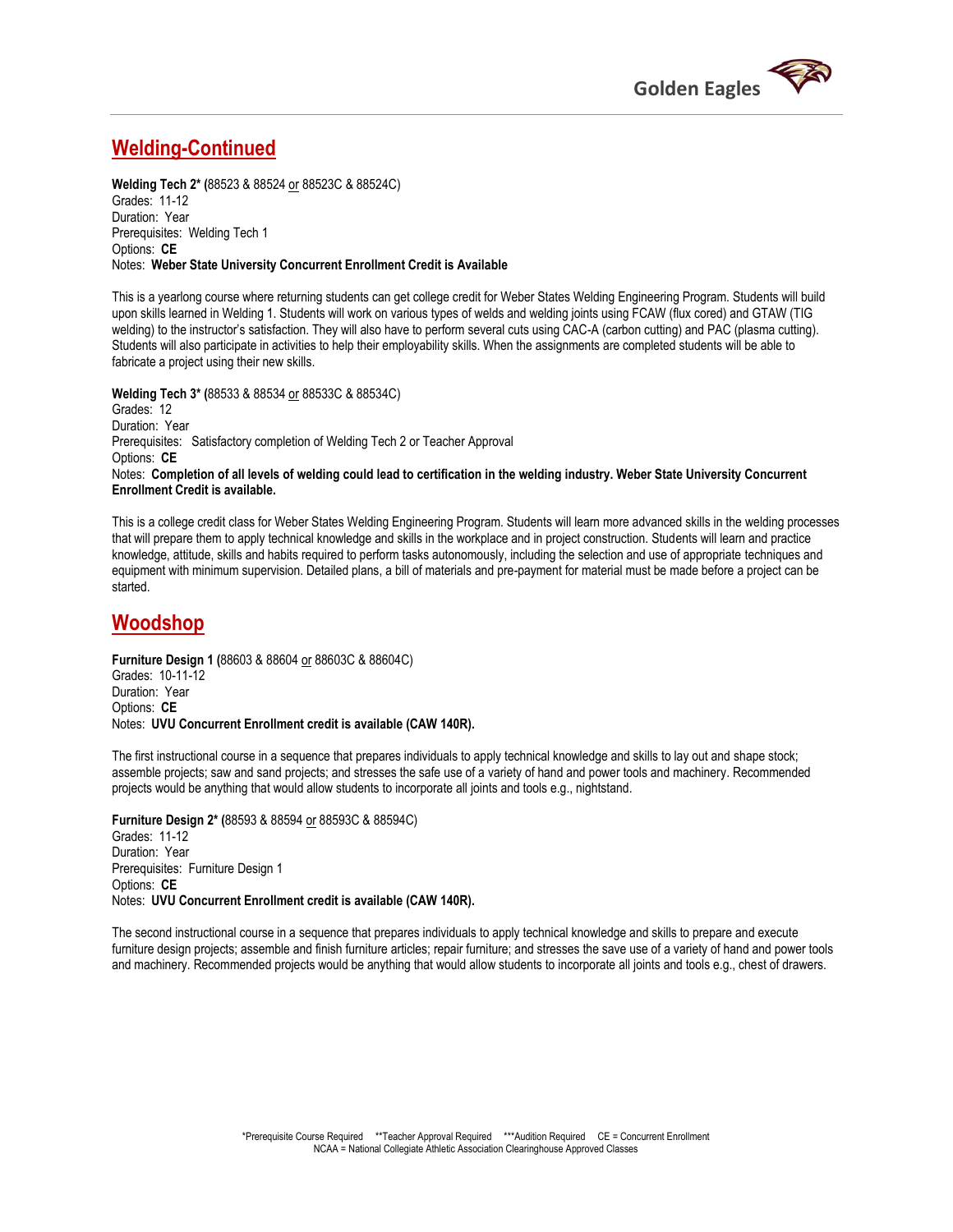## Welding-Continued

**Welding Tech 2* (**88523 & 88524 or 88523C & 88524C)
Grades: 11-12
Duration: Year
Prerequisites: Welding Tech 1
Options: **CE**
Notes: **Weber State University Concurrent Enrollment Credit is Available**

This is a yearlong course where returning students can get college credit for Weber States Welding Engineering Program. Students will build upon skills learned in Welding 1. Students will work on various types of welds and welding joints using FCAW (flux cored) and GTAW (TIG welding) to the instructor's satisfaction. They will also have to perform several cuts using CAC-A (carbon cutting) and PAC (plasma cutting). Students will also participate in activities to help their employability skills. When the assignments are completed students will be able to fabricate a project using their new skills.

**Welding Tech 3* (**88533 & 88534 or 88533C & 88534C)
Grades: 12
Duration: Year
Prerequisites: Satisfactory completion of Welding Tech 2 or Teacher Approval
Options: **CE**
Notes: **Completion of all levels of welding could lead to certification in the welding industry. Weber State University Concurrent Enrollment Credit is available.**

This is a college credit class for Weber States Welding Engineering Program. Students will learn more advanced skills in the welding processes that will prepare them to apply technical knowledge and skills in the workplace and in project construction. Students will learn and practice knowledge, attitude, skills and habits required to perform tasks autonomously, including the selection and use of appropriate techniques and equipment with minimum supervision. Detailed plans, a bill of materials and pre-payment for material must be made before a project can be started.

## Woodshop

**Furniture Design 1 (**88603 & 88604 or 88603C & 88604C)
Grades: 10-11-12
Duration: Year
Options: **CE**
Notes: **UVU Concurrent Enrollment credit is available (CAW 140R).**

The first instructional course in a sequence that prepares individuals to apply technical knowledge and skills to lay out and shape stock; assemble projects; saw and sand projects; and stresses the safe use of a variety of hand and power tools and machinery. Recommended projects would be anything that would allow students to incorporate all joints and tools e.g., nightstand.

**Furniture Design 2* (**88593 & 88594 or 88593C & 88594C)
Grades: 11-12
Duration: Year
Prerequisites: Furniture Design 1
Options: **CE**
Notes: **UVU Concurrent Enrollment credit is available (CAW 140R).**

The second instructional course in a sequence that prepares individuals to apply technical knowledge and skills to prepare and execute furniture design projects; assemble and finish furniture articles; repair furniture; and stresses the save use of a variety of hand and power tools and machinery. Recommended projects would be anything that would allow students to incorporate all joints and tools e.g., chest of drawers.

*Prerequisite Course Required **Teacher Approval Required ***Audition Required CE = Concurrent Enrollment
NCAA = National Collegiate Athletic Association Clearinghouse Approved Classes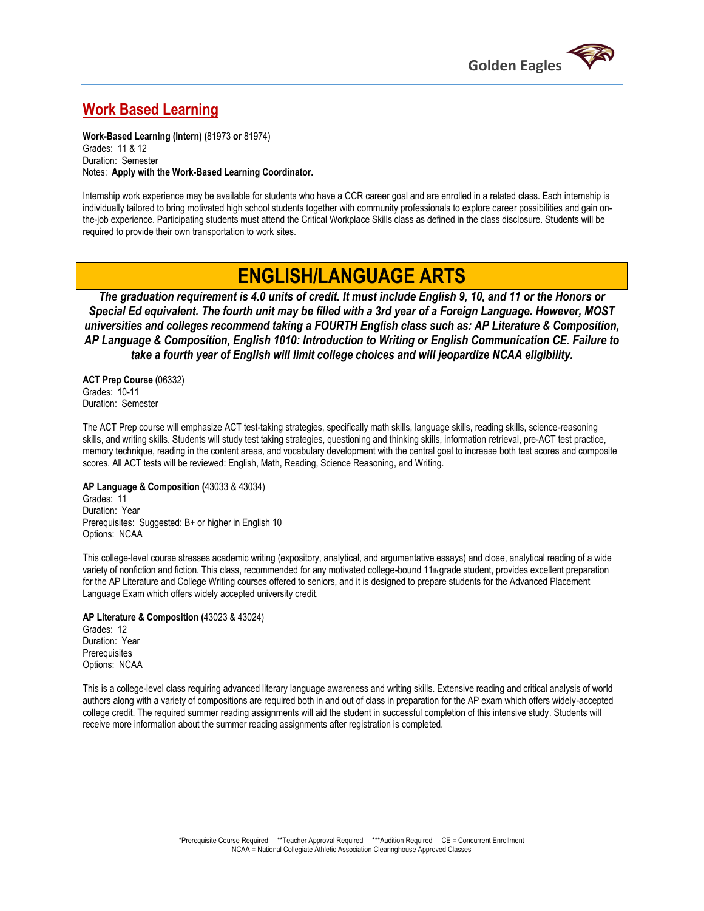## Work Based Learning

**Work-Based Learning (Intern) (**81973 **or** 81974)
Grades: 11 & 12
Duration: Semester
Notes: **Apply with the Work-Based Learning Coordinator.**

Internship work experience may be available for students who have a CCR career goal and are enrolled in a related class. Each internship is individually tailored to bring motivated high school students together with community professionals to explore career possibilities and gain on-the-job experience. Participating students must attend the Critical Workplace Skills class as defined in the class disclosure. Students will be required to provide their own transportation to work sites.

# ENGLISH/LANGUAGE ARTS

***The graduation requirement is 4.0 units of credit. It must include English 9, 10, and 11 or the Honors or Special Ed equivalent. The fourth unit may be filled with a 3rd year of a Foreign Language. However, MOST universities and colleges recommend taking a FOURTH English class such as: AP Literature & Composition, AP Language & Composition, English 1010: Introduction to Writing or English Communication CE. Failure to take a fourth year of English will limit college choices and will jeopardize NCAA eligibility.***

**ACT Prep Course (**06332)
Grades: 10-11
Duration: Semester

The ACT Prep course will emphasize ACT test-taking strategies, specifically math skills, language skills, reading skills, science-reasoning skills, and writing skills. Students will study test taking strategies, questioning and thinking skills, information retrieval, pre-ACT test practice, memory technique, reading in the content areas, and vocabulary development with the central goal to increase both test scores and composite scores. All ACT tests will be reviewed: English, Math, Reading, Science Reasoning, and Writing.

**AP Language & Composition (**43033 & 43034)
Grades: 11
Duration: Year
Prerequisites: Suggested: B+ or higher in English 10
Options: NCAA

This college-level course stresses academic writing (expository, analytical, and argumentative essays) and close, analytical reading of a wide variety of nonfiction and fiction. This class, recommended for any motivated college-bound 11th grade student, provides excellent preparation for the AP Literature and College Writing courses offered to seniors, and it is designed to prepare students for the Advanced Placement Language Exam which offers widely accepted university credit.

**AP Literature & Composition (**43023 & 43024)
Grades: 12
Duration: Year
Prerequisites
Options: NCAA

This is a college-level class requiring advanced literary language awareness and writing skills. Extensive reading and critical analysis of world authors along with a variety of compositions are required both in and out of class in preparation for the AP exam which offers widely-accepted college credit. The required summer reading assignments will aid the student in successful completion of this intensive study. Students will receive more information about the summer reading assignments after registration is completed.

*Prerequisite Course Required **Teacher Approval Required ***Audition Required CE = Concurrent Enrollment
NCAA = National Collegiate Athletic Association Clearinghouse Approved Classes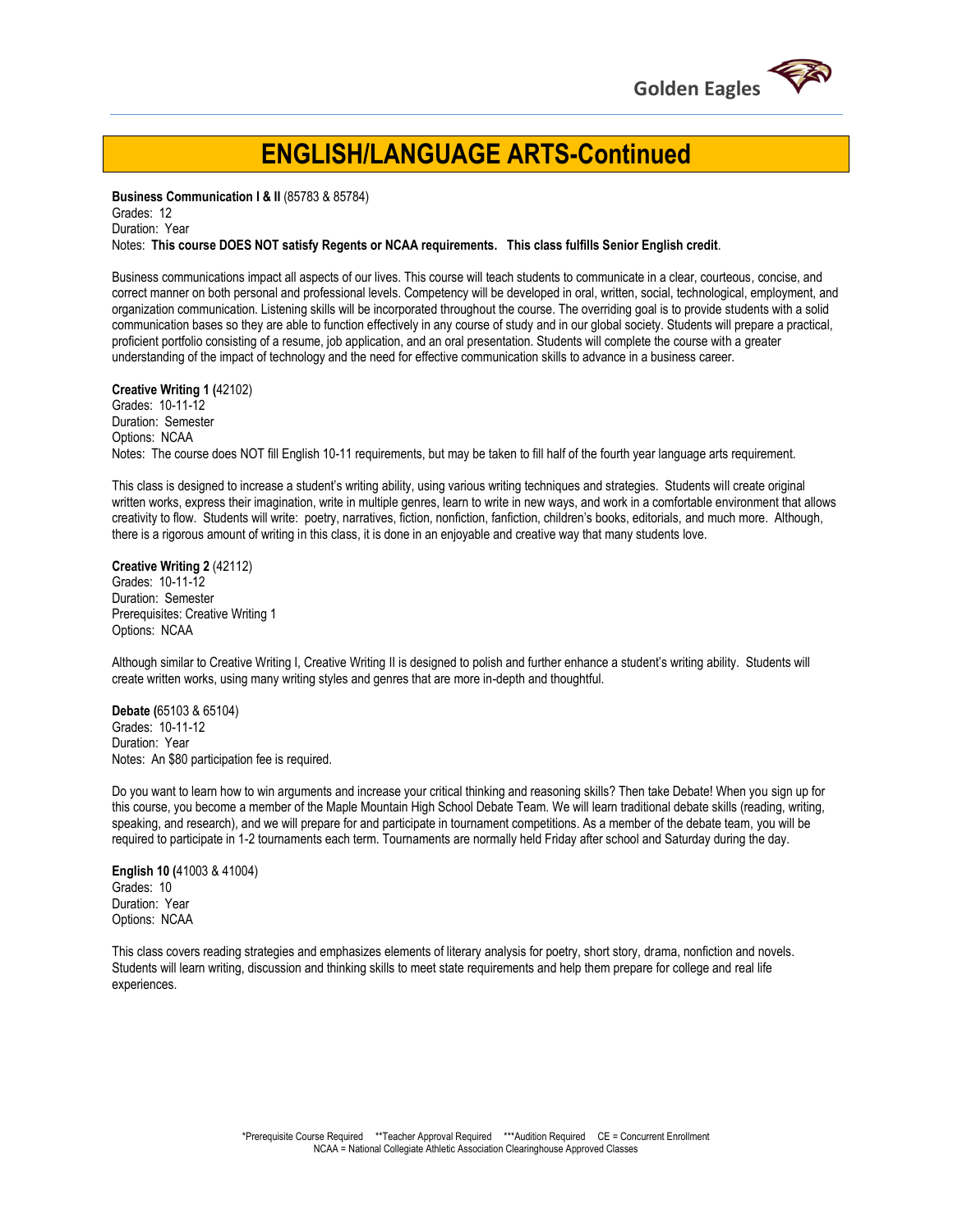# ENGLISH/LANGUAGE ARTS-Continued

**Business Communication I & II** (85783 & 85784)
Grades: 12
Duration: Year
Notes: **This course DOES NOT satisfy Regents or NCAA requirements. This class fulfills Senior English credit**.

Business communications impact all aspects of our lives. This course will teach students to communicate in a clear, courteous, concise, and correct manner on both personal and professional levels. Competency will be developed in oral, written, social, technological, employment, and organization communication. Listening skills will be incorporated throughout the course. The overriding goal is to provide students with a solid communication bases so they are able to function effectively in any course of study and in our global society. Students will prepare a practical, proficient portfolio consisting of a resume, job application, and an oral presentation. Students will complete the course with a greater understanding of the impact of technology and the need for effective communication skills to advance in a business career.

**Creative Writing 1 (**42102)
Grades: 10-11-12
Duration: Semester
Options: NCAA
Notes: The course does NOT fill English 10-11 requirements, but may be taken to fill half of the fourth year language arts requirement.

This class is designed to increase a student's writing ability, using various writing techniques and strategies. Students will create original written works, express their imagination, write in multiple genres, learn to write in new ways, and work in a comfortable environment that allows creativity to flow. Students will write: poetry, narratives, fiction, nonfiction, fanfiction, children's books, editorials, and much more. Although, there is a rigorous amount of writing in this class, it is done in an enjoyable and creative way that many students love.

**Creative Writing 2** (42112)
Grades: 10-11-12
Duration: Semester
Prerequisites: Creative Writing 1
Options: NCAA

Although similar to Creative Writing I, Creative Writing II is designed to polish and further enhance a student's writing ability. Students will create written works, using many writing styles and genres that are more in-depth and thoughtful.

**Debate (**65103 & 65104)
Grades: 10-11-12
Duration: Year
Notes: An $80 participation fee is required.

Do you want to learn how to win arguments and increase your critical thinking and reasoning skills? Then take Debate! When you sign up for this course, you become a member of the Maple Mountain High School Debate Team. We will learn traditional debate skills (reading, writing, speaking, and research), and we will prepare for and participate in tournament competitions. As a member of the debate team, you will be required to participate in 1-2 tournaments each term. Tournaments are normally held Friday after school and Saturday during the day.

**English 10 (**41003 & 41004)
Grades: 10
Duration: Year
Options: NCAA

This class covers reading strategies and emphasizes elements of literary analysis for poetry, short story, drama, nonfiction and novels. Students will learn writing, discussion and thinking skills to meet state requirements and help them prepare for college and real life experiences.

*Prerequisite Course Required **Teacher Approval Required ***Audition Required CE = Concurrent Enrollment
NCAA = National Collegiate Athletic Association Clearinghouse Approved Classes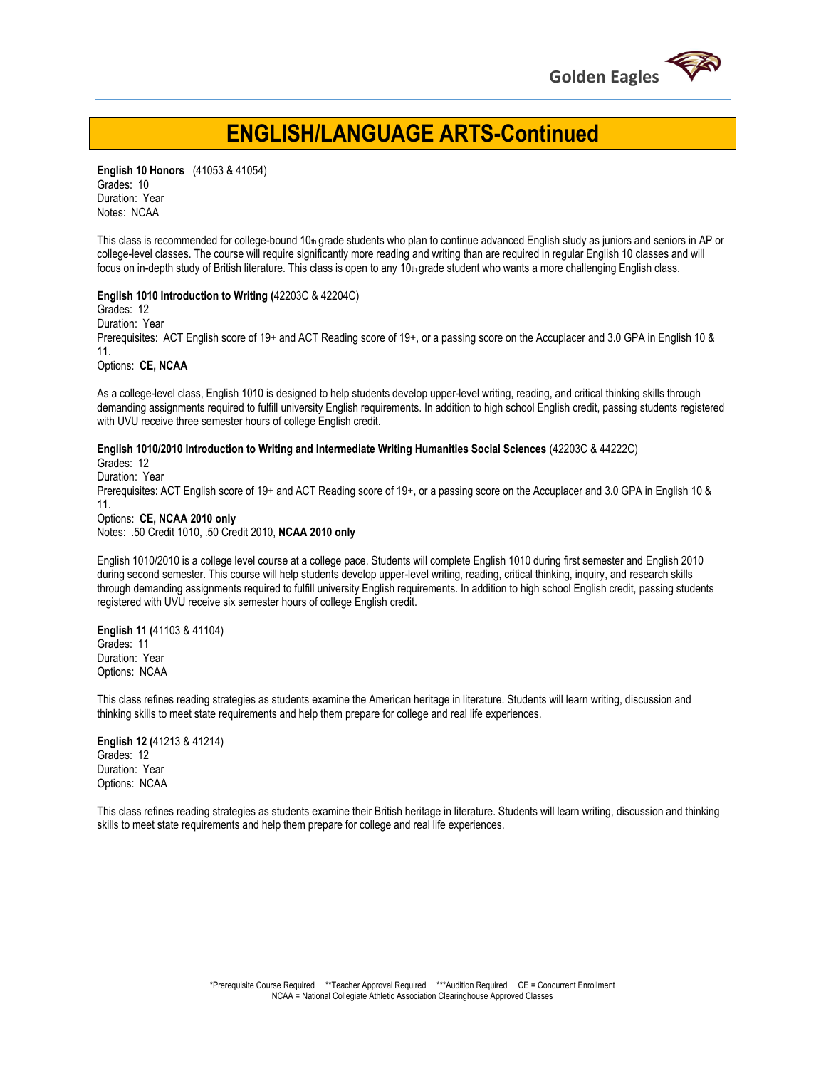# ENGLISH/LANGUAGE ARTS-Continued

**English 10 Honors** (41053 & 41054)
Grades: 10
Duration: Year
Notes: NCAA

This class is recommended for college-bound 10th grade students who plan to continue advanced English study as juniors and seniors in AP or college-level classes. The course will require significantly more reading and writing than are required in regular English 10 classes and will focus on in-depth study of British literature. This class is open to any 10th grade student who wants a more challenging English class.

**English 1010 Introduction to Writing (**42203C & 42204C)
Grades: 12
Duration: Year
Prerequisites: ACT English score of 19+ and ACT Reading score of 19+, or a passing score on the Accuplacer and 3.0 GPA in English 10 & 11.
Options: **CE, NCAA**

As a college-level class, English 1010 is designed to help students develop upper-level writing, reading, and critical thinking skills through demanding assignments required to fulfill university English requirements. In addition to high school English credit, passing students registered with UVU receive three semester hours of college English credit.

**English 1010/2010 Introduction to Writing and Intermediate Writing Humanities Social Sciences** (42203C & 44222C)
Grades: 12
Duration: Year
Prerequisites: ACT English score of 19+ and ACT Reading score of 19+, or a passing score on the Accuplacer and 3.0 GPA in English 10 & 11.
Options: **CE, NCAA 2010 only**
Notes: .50 Credit 1010, .50 Credit 2010, **NCAA 2010 only**

English 1010/2010 is a college level course at a college pace. Students will complete English 1010 during first semester and English 2010 during second semester. This course will help students develop upper-level writing, reading, critical thinking, inquiry, and research skills through demanding assignments required to fulfill university English requirements. In addition to high school English credit, passing students registered with UVU receive six semester hours of college English credit.

**English 11 (**41103 & 41104)
Grades: 11
Duration: Year
Options: NCAA

This class refines reading strategies as students examine the American heritage in literature. Students will learn writing, discussion and thinking skills to meet state requirements and help them prepare for college and real life experiences.

**English 12 (**41213 & 41214)
Grades: 12
Duration: Year
Options: NCAA

This class refines reading strategies as students examine their British heritage in literature. Students will learn writing, discussion and thinking skills to meet state requirements and help them prepare for college and real life experiences.

*Prerequisite Course Required **Teacher Approval Required ***Audition Required CE = Concurrent Enrollment
NCAA = National Collegiate Athletic Association Clearinghouse Approved Classes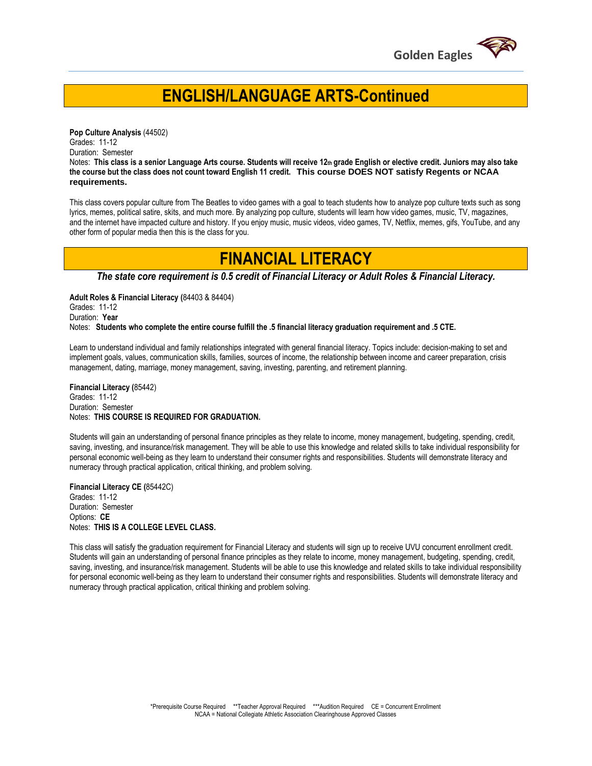# ENGLISH/LANGUAGE ARTS-Continued

**Pop Culture Analysis** (44502)
Grades: 11-12
Duration: Semester
Notes: **This class is a senior Language Arts course. Students will receive 12th grade English or elective credit. Juniors may also take the course but the class does not count toward English 11 credit. This course DOES NOT satisfy Regents or NCAA requirements.**

This class covers popular culture from The Beatles to video games with a goal to teach students how to analyze pop culture texts such as song lyrics, memes, political satire, skits, and much more. By analyzing pop culture, students will learn how video games, music, TV, magazines, and the internet have impacted culture and history. If you enjoy music, music videos, video games, TV, Netflix, memes, gifs, YouTube, and any other form of popular media then this is the class for you.

# FINANCIAL LITERACY

***The state core requirement is 0.5 credit of Financial Literacy or Adult Roles & Financial Literacy.***

**Adult Roles & Financial Literacy (**84403 & 84404)
Grades: 11-12
Duration: **Year**
Notes: **Students who complete the entire course fulfill the .5 financial literacy graduation requirement and .5 CTE.**

Learn to understand individual and family relationships integrated with general financial literacy. Topics include: decision-making to set and implement goals, values, communication skills, families, sources of income, the relationship between income and career preparation, crisis management, dating, marriage, money management, saving, investing, parenting, and retirement planning.

**Financial Literacy (**85442)
Grades: 11-12
Duration: Semester
Notes: **THIS COURSE IS REQUIRED FOR GRADUATION.**

Students will gain an understanding of personal finance principles as they relate to income, money management, budgeting, spending, credit, saving, investing, and insurance/risk management. They will be able to use this knowledge and related skills to take individual responsibility for personal economic well-being as they learn to understand their consumer rights and responsibilities. Students will demonstrate literacy and numeracy through practical application, critical thinking, and problem solving.

**Financial Literacy CE (**85442C)
Grades: 11-12
Duration: Semester
Options: **CE**
Notes: **THIS IS A COLLEGE LEVEL CLASS.**

This class will satisfy the graduation requirement for Financial Literacy and students will sign up to receive UVU concurrent enrollment credit. Students will gain an understanding of personal finance principles as they relate to income, money management, budgeting, spending, credit, saving, investing, and insurance/risk management. Students will be able to use this knowledge and related skills to take individual responsibility for personal economic well-being as they learn to understand their consumer rights and responsibilities. Students will demonstrate literacy and numeracy through practical application, critical thinking and problem solving.

*Prerequisite Course Required **Teacher Approval Required ***Audition Required CE = Concurrent Enrollment
NCAA = National Collegiate Athletic Association Clearinghouse Approved Classes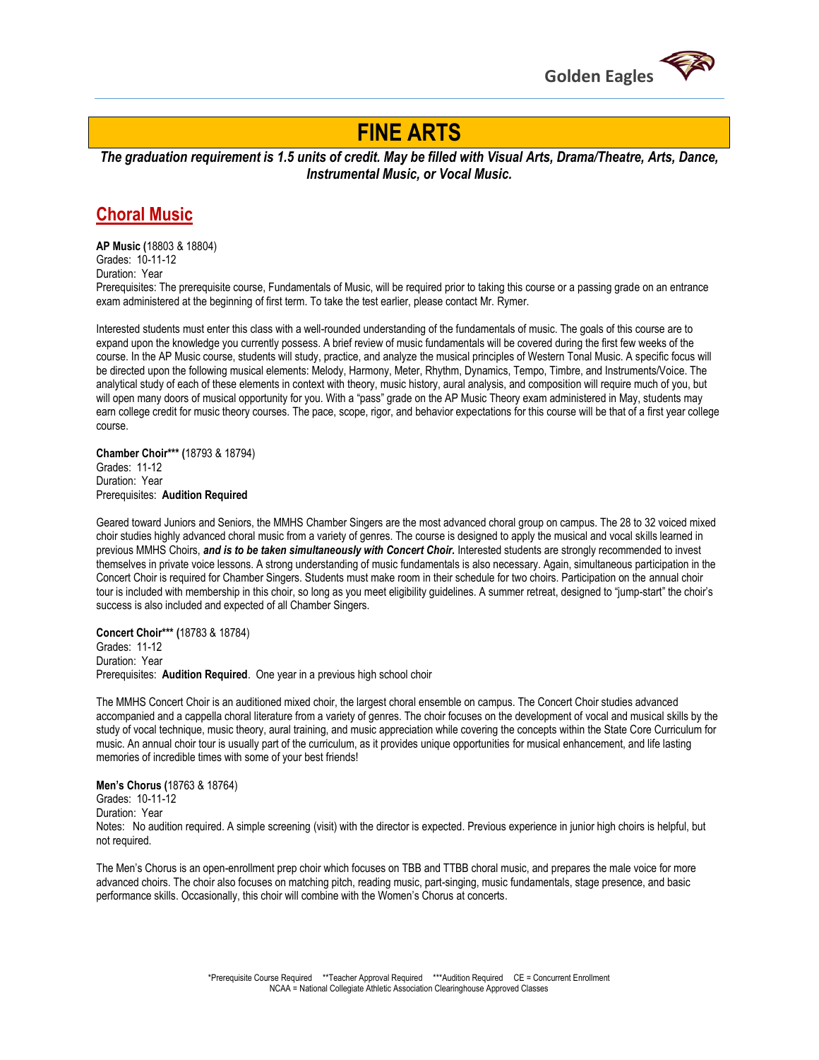# FINE ARTS

***The graduation requirement is 1.5 units of credit. May be filled with Visual Arts, Drama/Theatre, Arts, Dance, Instrumental Music, or Vocal Music.***

## Choral Music

**AP Music (**18803 & 18804)
Grades: 10-11-12
Duration: Year
Prerequisites: The prerequisite course, Fundamentals of Music, will be required prior to taking this course or a passing grade on an entrance exam administered at the beginning of first term. To take the test earlier, please contact Mr. Rymer.

Interested students must enter this class with a well-rounded understanding of the fundamentals of music. The goals of this course are to expand upon the knowledge you currently possess. A brief review of music fundamentals will be covered during the first few weeks of the course. In the AP Music course, students will study, practice, and analyze the musical principles of Western Tonal Music. A specific focus will be directed upon the following musical elements: Melody, Harmony, Meter, Rhythm, Dynamics, Tempo, Timbre, and Instruments/Voice. The analytical study of each of these elements in context with theory, music history, aural analysis, and composition will require much of you, but will open many doors of musical opportunity for you. With a "pass" grade on the AP Music Theory exam administered in May, students may earn college credit for music theory courses. The pace, scope, rigor, and behavior expectations for this course will be that of a first year college course.

**Chamber Choir\*\*\* (**18793 & 18794)
Grades: 11-12
Duration: Year
Prerequisites: **Audition Required**

Geared toward Juniors and Seniors, the MMHS Chamber Singers are the most advanced choral group on campus. The 28 to 32 voiced mixed choir studies highly advanced choral music from a variety of genres. The course is designed to apply the musical and vocal skills learned in previous MMHS Choirs, ***and is to be taken simultaneously with Concert Choir.*** Interested students are strongly recommended to invest themselves in private voice lessons. A strong understanding of music fundamentals is also necessary. Again, simultaneous participation in the Concert Choir is required for Chamber Singers. Students must make room in their schedule for two choirs. Participation on the annual choir tour is included with membership in this choir, so long as you meet eligibility guidelines. A summer retreat, designed to "jump-start" the choir's success is also included and expected of all Chamber Singers.

**Concert Choir\*\*\* (**18783 & 18784)
Grades: 11-12
Duration: Year
Prerequisites: **Audition Required**. One year in a previous high school choir

The MMHS Concert Choir is an auditioned mixed choir, the largest choral ensemble on campus. The Concert Choir studies advanced accompanied and a cappella choral literature from a variety of genres. The choir focuses on the development of vocal and musical skills by the study of vocal technique, music theory, aural training, and music appreciation while covering the concepts within the State Core Curriculum for music. An annual choir tour is usually part of the curriculum, as it provides unique opportunities for musical enhancement, and life lasting memories of incredible times with some of your best friends!

**Men's Chorus (**18763 & 18764)
Grades: 10-11-12
Duration: Year
Notes: No audition required. A simple screening (visit) with the director is expected. Previous experience in junior high choirs is helpful, but not required.

The Men's Chorus is an open-enrollment prep choir which focuses on TBB and TTBB choral music, and prepares the male voice for more advanced choirs. The choir also focuses on matching pitch, reading music, part-singing, music fundamentals, stage presence, and basic performance skills. Occasionally, this choir will combine with the Women's Chorus at concerts.

*Prerequisite Course Required **Teacher Approval Required ***Audition Required CE = Concurrent Enrollment
NCAA = National Collegiate Athletic Association Clearinghouse Approved Classes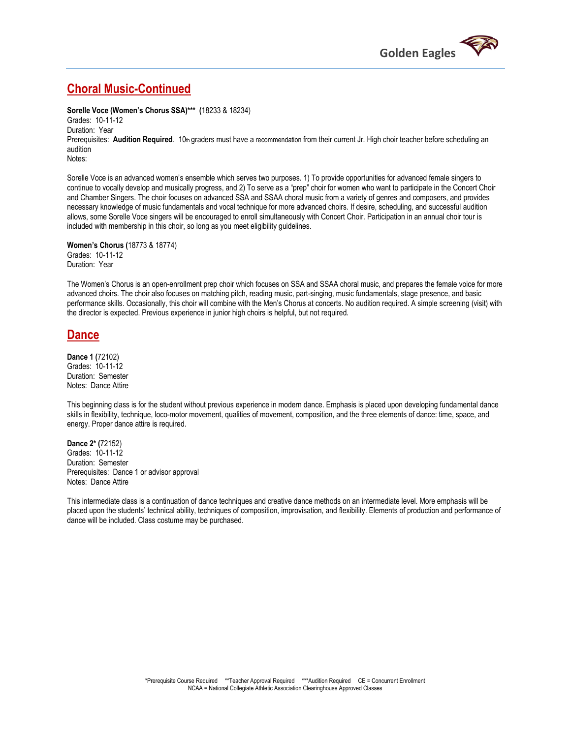## Choral Music-Continued

**Sorelle Voce (Women's Chorus SSA)\*\*\*** (18233 & 18234)
Grades: 10-11-12
Duration: Year
Prerequisites: **Audition Required**. 10th graders must have a recommendation from their current Jr. High choir teacher before scheduling an audition
Notes:

Sorelle Voce is an advanced women's ensemble which serves two purposes. 1) To provide opportunities for advanced female singers to continue to vocally develop and musically progress, and 2) To serve as a "prep" choir for women who want to participate in the Concert Choir and Chamber Singers. The choir focuses on advanced SSA and SSAA choral music from a variety of genres and composers, and provides necessary knowledge of music fundamentals and vocal technique for more advanced choirs. If desire, scheduling, and successful audition allows, some Sorelle Voce singers will be encouraged to enroll simultaneously with Concert Choir. Participation in an annual choir tour is included with membership in this choir, so long as you meet eligibility guidelines.

**Women's Chorus** (18773 & 18774)
Grades: 10-11-12
Duration: Year

The Women's Chorus is an open-enrollment prep choir which focuses on SSA and SSAA choral music, and prepares the female voice for more advanced choirs. The choir also focuses on matching pitch, reading music, part-singing, music fundamentals, stage presence, and basic performance skills. Occasionally, this choir will combine with the Men's Chorus at concerts. No audition required. A simple screening (visit) with the director is expected. Previous experience in junior high choirs is helpful, but not required.

## Dance

**Dance 1** (72102)
Grades: 10-11-12
Duration: Semester
Notes: Dance Attire

This beginning class is for the student without previous experience in modern dance. Emphasis is placed upon developing fundamental dance skills in flexibility, technique, loco-motor movement, qualities of movement, composition, and the three elements of dance: time, space, and energy. Proper dance attire is required.

**Dance 2\*** (72152)
Grades: 10-11-12
Duration: Semester
Prerequisites: Dance 1 or advisor approval
Notes: Dance Attire

This intermediate class is a continuation of dance techniques and creative dance methods on an intermediate level. More emphasis will be placed upon the students' technical ability, techniques of composition, improvisation, and flexibility. Elements of production and performance of dance will be included. Class costume may be purchased.

\*Prerequisite Course Required \*\*Teacher Approval Required \*\*\*Audition Required CE = Concurrent Enrollment
NCAA = National Collegiate Athletic Association Clearinghouse Approved Classes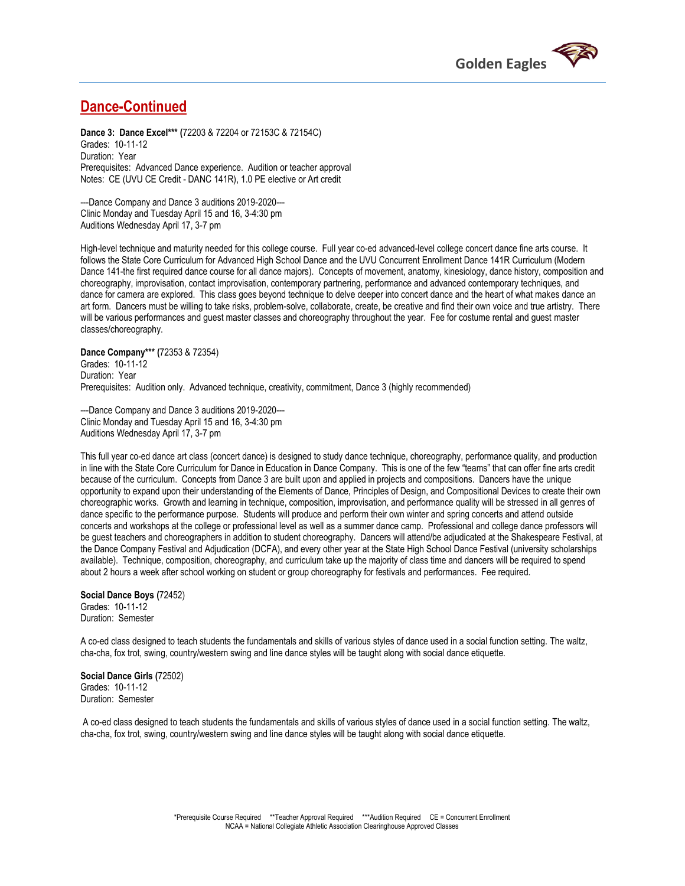## Dance-Continued

**Dance 3: Dance Excel*** (**72203 & 72204 or 72153C & 72154C)
Grades: 10-11-12
Duration: Year
Prerequisites: Advanced Dance experience. Audition or teacher approval
Notes: CE (UVU CE Credit - DANC 141R), 1.0 PE elective or Art credit

---Dance Company and Dance 3 auditions 2019-2020---
Clinic Monday and Tuesday April 15 and 16, 3-4:30 pm
Auditions Wednesday April 17, 3-7 pm

High-level technique and maturity needed for this college course. Full year co-ed advanced-level college concert dance fine arts course. It follows the State Core Curriculum for Advanced High School Dance and the UVU Concurrent Enrollment Dance 141R Curriculum (Modern Dance 141-the first required dance course for all dance majors). Concepts of movement, anatomy, kinesiology, dance history, composition and choreography, improvisation, contact improvisation, contemporary partnering, performance and advanced contemporary techniques, and dance for camera are explored. This class goes beyond technique to delve deeper into concert dance and the heart of what makes dance an art form. Dancers must be willing to take risks, problem-solve, collaborate, create, be creative and find their own voice and true artistry. There will be various performances and guest master classes and choreography throughout the year. Fee for costume rental and guest master classes/choreography.

**Dance Company*** (**72353 & 72354)
Grades: 10-11-12
Duration: Year
Prerequisites: Audition only. Advanced technique, creativity, commitment, Dance 3 (highly recommended)

---Dance Company and Dance 3 auditions 2019-2020---
Clinic Monday and Tuesday April 15 and 16, 3-4:30 pm
Auditions Wednesday April 17, 3-7 pm

This full year co-ed dance art class (concert dance) is designed to study dance technique, choreography, performance quality, and production in line with the State Core Curriculum for Dance in Education in Dance Company. This is one of the few "teams" that can offer fine arts credit because of the curriculum. Concepts from Dance 3 are built upon and applied in projects and compositions. Dancers have the unique opportunity to expand upon their understanding of the Elements of Dance, Principles of Design, and Compositional Devices to create their own choreographic works. Growth and learning in technique, composition, improvisation, and performance quality will be stressed in all genres of dance specific to the performance purpose. Students will produce and perform their own winter and spring concerts and attend outside concerts and workshops at the college or professional level as well as a summer dance camp. Professional and college dance professors will be guest teachers and choreographers in addition to student choreography. Dancers will attend/be adjudicated at the Shakespeare Festival, at the Dance Company Festival and Adjudication (DCFA), and every other year at the State High School Dance Festival (university scholarships available). Technique, composition, choreography, and curriculum take up the majority of class time and dancers will be required to spend about 2 hours a week after school working on student or group choreography for festivals and performances. Fee required.

**Social Dance Boys (**72452)
Grades: 10-11-12
Duration: Semester

A co-ed class designed to teach students the fundamentals and skills of various styles of dance used in a social function setting. The waltz, cha-cha, fox trot, swing, country/western swing and line dance styles will be taught along with social dance etiquette.

**Social Dance Girls (**72502)
Grades: 10-11-12
Duration: Semester

A co-ed class designed to teach students the fundamentals and skills of various styles of dance used in a social function setting. The waltz, cha-cha, fox trot, swing, country/western swing and line dance styles will be taught along with social dance etiquette.

*Prerequisite Course Required **Teacher Approval Required ***Audition Required CE = Concurrent Enrollment
NCAA = National Collegiate Athletic Association Clearinghouse Approved Classes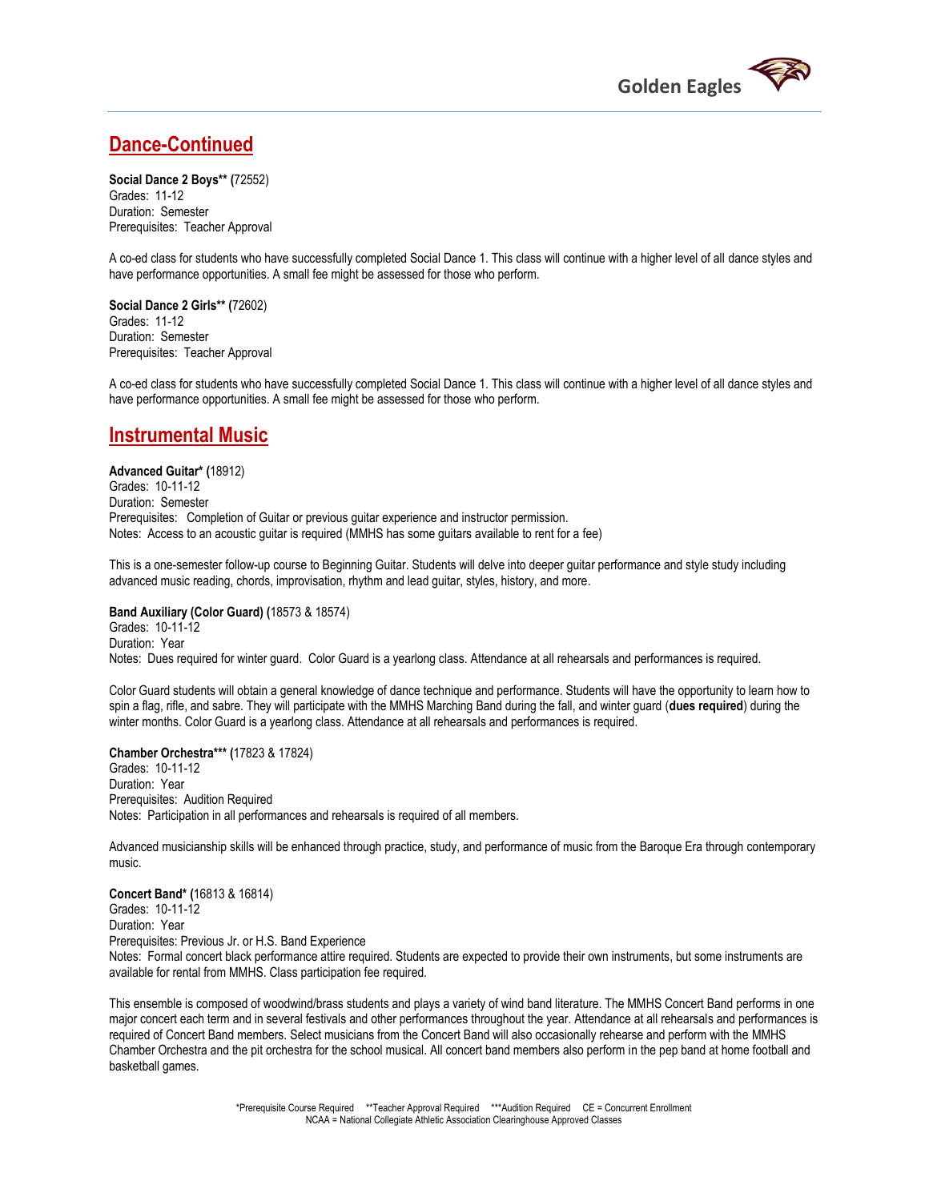## Dance-Continued

**Social Dance 2 Boys\*\* (**72552)
Grades: 11-12
Duration: Semester
Prerequisites: Teacher Approval

A co-ed class for students who have successfully completed Social Dance 1. This class will continue with a higher level of all dance styles and have performance opportunities. A small fee might be assessed for those who perform.

**Social Dance 2 Girls\*\* (**72602)
Grades: 11-12
Duration: Semester
Prerequisites: Teacher Approval

A co-ed class for students who have successfully completed Social Dance 1. This class will continue with a higher level of all dance styles and have performance opportunities. A small fee might be assessed for those who perform.

## Instrumental Music

**Advanced Guitar\* (**18912)
Grades: 10-11-12
Duration: Semester
Prerequisites: Completion of Guitar or previous guitar experience and instructor permission.
Notes: Access to an acoustic guitar is required (MMHS has some guitars available to rent for a fee)

This is a one-semester follow-up course to Beginning Guitar. Students will delve into deeper guitar performance and style study including advanced music reading, chords, improvisation, rhythm and lead guitar, styles, history, and more.

**Band Auxiliary (Color Guard) (**18573 & 18574)
Grades: 10-11-12
Duration: Year
Notes: Dues required for winter guard. Color Guard is a yearlong class. Attendance at all rehearsals and performances is required.

Color Guard students will obtain a general knowledge of dance technique and performance. Students will have the opportunity to learn how to spin a flag, rifle, and sabre. They will participate with the MMHS Marching Band during the fall, and winter guard (**dues required**) during the winter months. Color Guard is a yearlong class. Attendance at all rehearsals and performances is required.

**Chamber Orchestra\*\*\* (**17823 & 17824)
Grades: 10-11-12
Duration: Year
Prerequisites: Audition Required
Notes: Participation in all performances and rehearsals is required of all members.

Advanced musicianship skills will be enhanced through practice, study, and performance of music from the Baroque Era through contemporary music.

**Concert Band\* (**16813 & 16814)
Grades: 10-11-12
Duration: Year
Prerequisites: Previous Jr. or H.S. Band Experience
Notes: Formal concert black performance attire required. Students are expected to provide their own instruments, but some instruments are available for rental from MMHS. Class participation fee required.

This ensemble is composed of woodwind/brass students and plays a variety of wind band literature. The MMHS Concert Band performs in one major concert each term and in several festivals and other performances throughout the year. Attendance at all rehearsals and performances is required of Concert Band members. Select musicians from the Concert Band will also occasionally rehearse and perform with the MMHS Chamber Orchestra and the pit orchestra for the school musical. All concert band members also perform in the pep band at home football and basketball games.

\*Prerequisite Course Required \*\*Teacher Approval Required \*\*\*Audition Required CE = Concurrent Enrollment
NCAA = National Collegiate Athletic Association Clearinghouse Approved Classes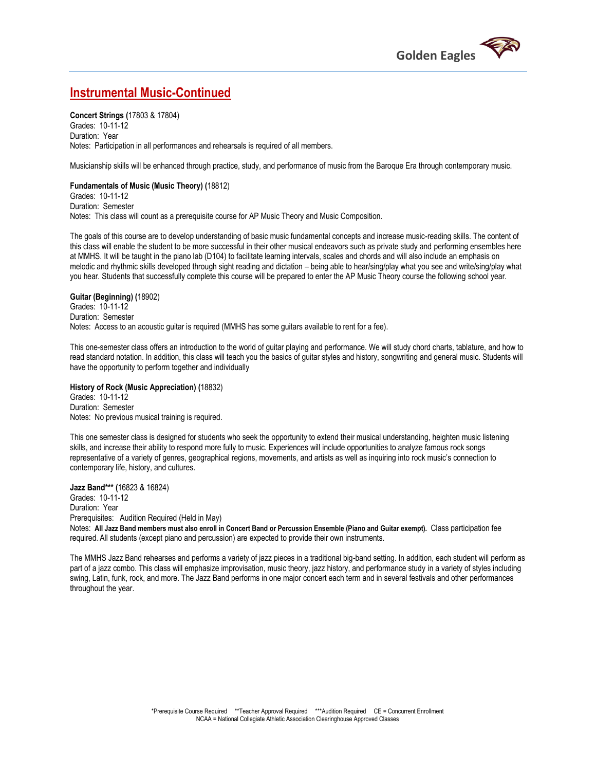## Instrumental Music-Continued

**Concert Strings (**17803 & 17804)
Grades: 10-11-12
Duration: Year
Notes: Participation in all performances and rehearsals is required of all members.

Musicianship skills will be enhanced through practice, study, and performance of music from the Baroque Era through contemporary music.

**Fundamentals of Music (Music Theory) (**18812)
Grades: 10-11-12
Duration: Semester
Notes: This class will count as a prerequisite course for AP Music Theory and Music Composition.

The goals of this course are to develop understanding of basic music fundamental concepts and increase music-reading skills. The content of this class will enable the student to be more successful in their other musical endeavors such as private study and performing ensembles here at MMHS. It will be taught in the piano lab (D104) to facilitate learning intervals, scales and chords and will also include an emphasis on melodic and rhythmic skills developed through sight reading and dictation – being able to hear/sing/play what you see and write/sing/play what you hear. Students that successfully complete this course will be prepared to enter the AP Music Theory course the following school year.

**Guitar (Beginning) (**18902)
Grades: 10-11-12
Duration: Semester
Notes: Access to an acoustic guitar is required (MMHS has some guitars available to rent for a fee).

This one-semester class offers an introduction to the world of guitar playing and performance. We will study chord charts, tablature, and how to read standard notation. In addition, this class will teach you the basics of guitar styles and history, songwriting and general music. Students will have the opportunity to perform together and individually

**History of Rock (Music Appreciation) (**18832)
Grades: 10-11-12
Duration: Semester
Notes: No previous musical training is required.

This one semester class is designed for students who seek the opportunity to extend their musical understanding, heighten music listening skills, and increase their ability to respond more fully to music. Experiences will include opportunities to analyze famous rock songs representative of a variety of genres, geographical regions, movements, and artists as well as inquiring into rock music's connection to contemporary life, history, and cultures.

**Jazz Band*** (**16823 & 16824)
Grades: 10-11-12
Duration: Year
Prerequisites: Audition Required (Held in May)
Notes: **All Jazz Band members must also enroll in Concert Band or Percussion Ensemble (Piano and Guitar exempt).** Class participation fee required. All students (except piano and percussion) are expected to provide their own instruments.

The MMHS Jazz Band rehearses and performs a variety of jazz pieces in a traditional big-band setting. In addition, each student will perform as part of a jazz combo. This class will emphasize improvisation, music theory, jazz history, and performance study in a variety of styles including swing, Latin, funk, rock, and more. The Jazz Band performs in one major concert each term and in several festivals and other performances throughout the year.

*Prerequisite Course Required **Teacher Approval Required ***Audition Required CE = Concurrent Enrollment
NCAA = National Collegiate Athletic Association Clearinghouse Approved Classes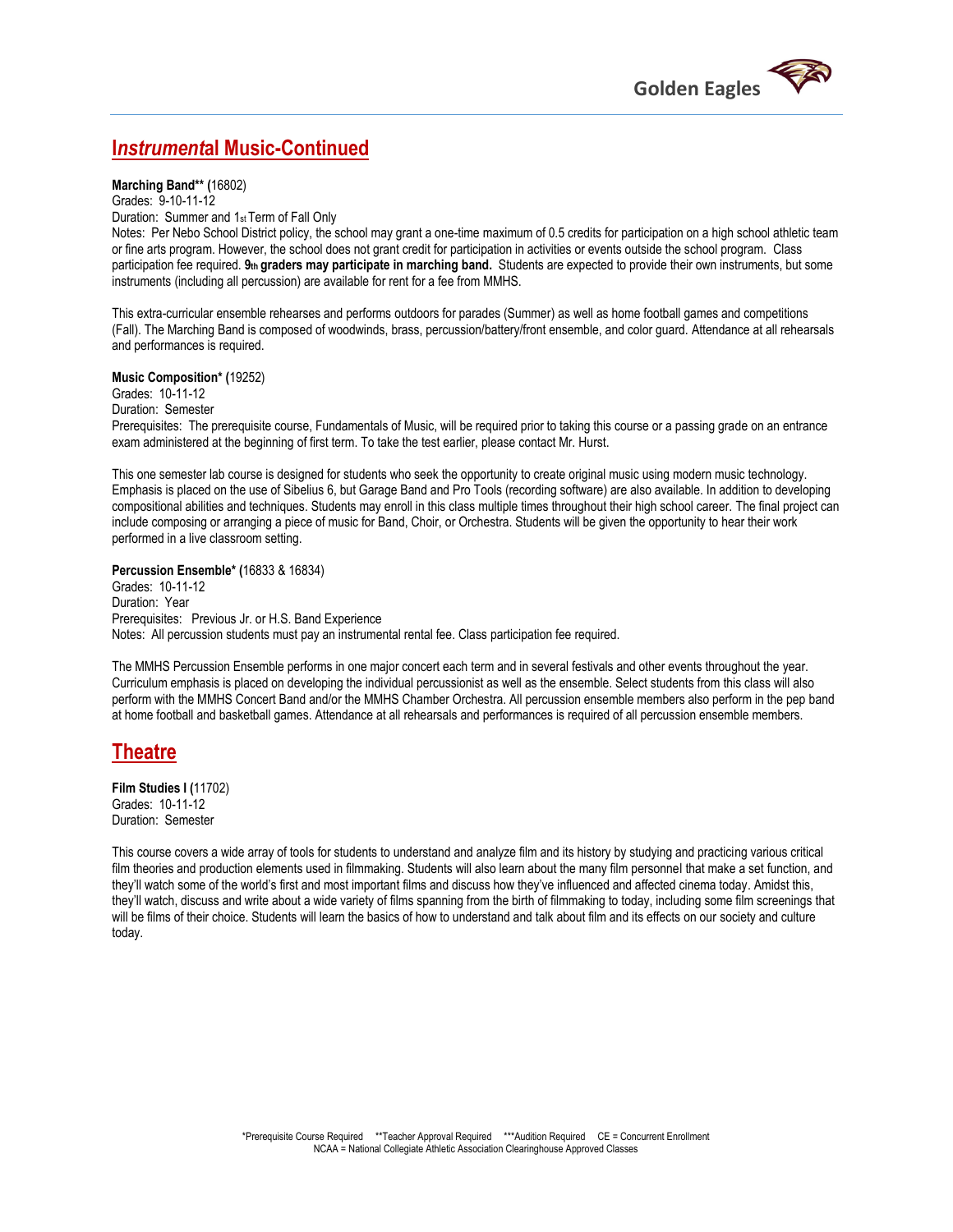## Instrumental Music-Continued

**Marching Band\*\* (**16802)
Grades: 9-10-11-12
Duration: Summer and 1st Term of Fall Only
Notes: Per Nebo School District policy, the school may grant a one-time maximum of 0.5 credits for participation on a high school athletic team or fine arts program. However, the school does not grant credit for participation in activities or events outside the school program. Class participation fee required. **9th graders may participate in marching band.** Students are expected to provide their own instruments, but some instruments (including all percussion) are available for rent for a fee from MMHS.

This extra-curricular ensemble rehearses and performs outdoors for parades (Summer) as well as home football games and competitions (Fall). The Marching Band is composed of woodwinds, brass, percussion/battery/front ensemble, and color guard. Attendance at all rehearsals and performances is required.

**Music Composition\* (**19252)
Grades: 10-11-12
Duration: Semester
Prerequisites: The prerequisite course, Fundamentals of Music, will be required prior to taking this course or a passing grade on an entrance exam administered at the beginning of first term. To take the test earlier, please contact Mr. Hurst.

This one semester lab course is designed for students who seek the opportunity to create original music using modern music technology. Emphasis is placed on the use of Sibelius 6, but Garage Band and Pro Tools (recording software) are also available. In addition to developing compositional abilities and techniques. Students may enroll in this class multiple times throughout their high school career. The final project can include composing or arranging a piece of music for Band, Choir, or Orchestra. Students will be given the opportunity to hear their work performed in a live classroom setting.

**Percussion Ensemble\* (**16833 & 16834)
Grades: 10-11-12
Duration: Year
Prerequisites: Previous Jr. or H.S. Band Experience
Notes: All percussion students must pay an instrumental rental fee. Class participation fee required.

The MMHS Percussion Ensemble performs in one major concert each term and in several festivals and other events throughout the year. Curriculum emphasis is placed on developing the individual percussionist as well as the ensemble. Select students from this class will also perform with the MMHS Concert Band and/or the MMHS Chamber Orchestra. All percussion ensemble members also perform in the pep band at home football and basketball games. Attendance at all rehearsals and performances is required of all percussion ensemble members.

## Theatre

**Film Studies I (**11702)
Grades: 10-11-12
Duration: Semester

This course covers a wide array of tools for students to understand and analyze film and its history by studying and practicing various critical film theories and production elements used in filmmaking. Students will also learn about the many film personnel that make a set function, and they'll watch some of the world's first and most important films and discuss how they've influenced and affected cinema today. Amidst this, they'll watch, discuss and write about a wide variety of films spanning from the birth of filmmaking to today, including some film screenings that will be films of their choice. Students will learn the basics of how to understand and talk about film and its effects on our society and culture today.

\*Prerequisite Course Required \*\*Teacher Approval Required \*\*\*Audition Required CE = Concurrent Enrollment
NCAA = National Collegiate Athletic Association Clearinghouse Approved Classes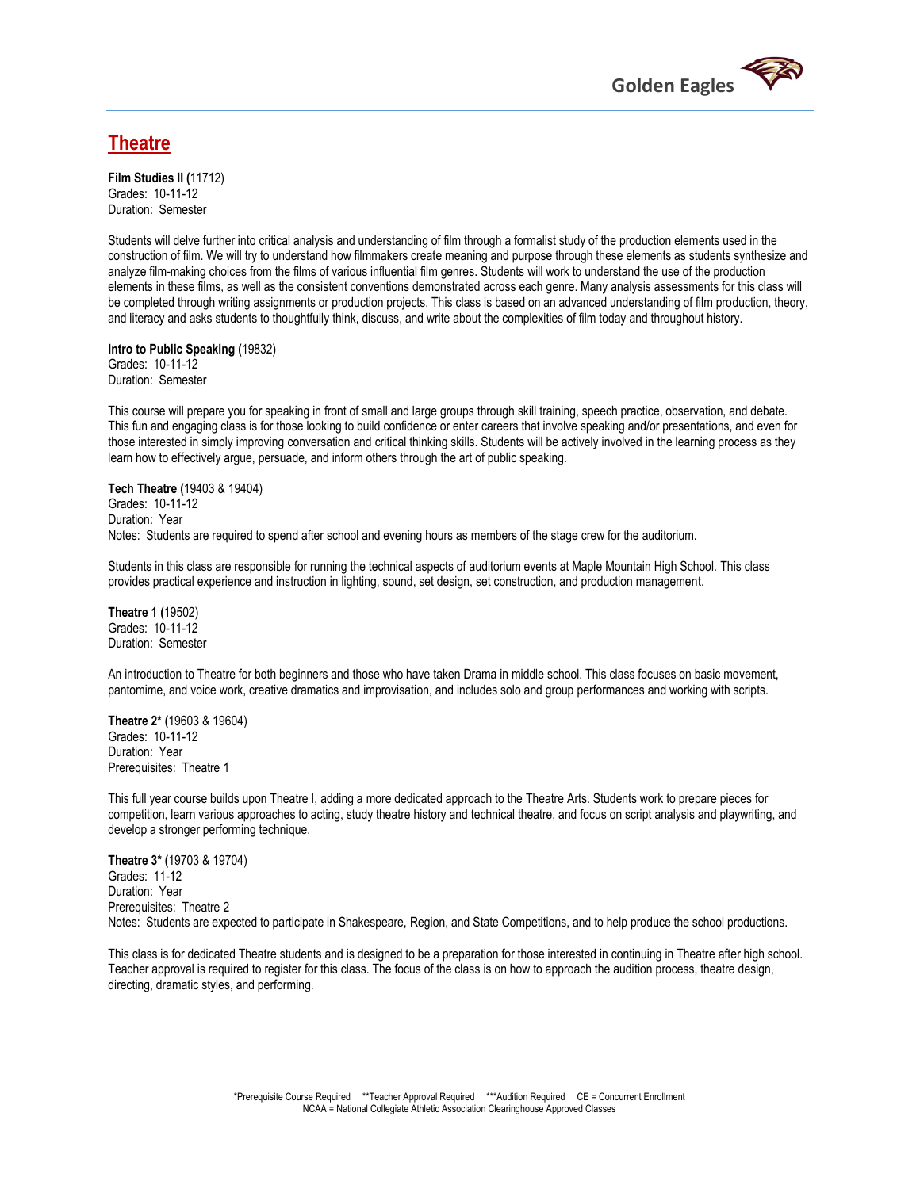# Theatre

**Film Studies II (**11712)
Grades: 10-11-12
Duration: Semester

Students will delve further into critical analysis and understanding of film through a formalist study of the production elements used in the construction of film. We will try to understand how filmmakers create meaning and purpose through these elements as students synthesize and analyze film-making choices from the films of various influential film genres. Students will work to understand the use of the production elements in these films, as well as the consistent conventions demonstrated across each genre. Many analysis assessments for this class will be completed through writing assignments or production projects. This class is based on an advanced understanding of film production, theory, and literacy and asks students to thoughtfully think, discuss, and write about the complexities of film today and throughout history.

**Intro to Public Speaking (**19832)
Grades: 10-11-12
Duration: Semester

This course will prepare you for speaking in front of small and large groups through skill training, speech practice, observation, and debate. This fun and engaging class is for those looking to build confidence or enter careers that involve speaking and/or presentations, and even for those interested in simply improving conversation and critical thinking skills. Students will be actively involved in the learning process as they learn how to effectively argue, persuade, and inform others through the art of public speaking.

**Tech Theatre (**19403 & 19404)
Grades: 10-11-12
Duration: Year
Notes: Students are required to spend after school and evening hours as members of the stage crew for the auditorium.

Students in this class are responsible for running the technical aspects of auditorium events at Maple Mountain High School. This class provides practical experience and instruction in lighting, sound, set design, set construction, and production management.

**Theatre 1 (**19502)
Grades: 10-11-12
Duration: Semester

An introduction to Theatre for both beginners and those who have taken Drama in middle school. This class focuses on basic movement, pantomime, and voice work, creative dramatics and improvisation, and includes solo and group performances and working with scripts.

**Theatre 2* (**19603 & 19604)
Grades: 10-11-12
Duration: Year
Prerequisites: Theatre 1

This full year course builds upon Theatre I, adding a more dedicated approach to the Theatre Arts. Students work to prepare pieces for competition, learn various approaches to acting, study theatre history and technical theatre, and focus on script analysis and playwriting, and develop a stronger performing technique.

**Theatre 3* (**19703 & 19704)
Grades: 11-12
Duration: Year
Prerequisites: Theatre 2
Notes: Students are expected to participate in Shakespeare, Region, and State Competitions, and to help produce the school productions.

This class is for dedicated Theatre students and is designed to be a preparation for those interested in continuing in Theatre after high school. Teacher approval is required to register for this class. The focus of the class is on how to approach the audition process, theatre design, directing, dramatic styles, and performing.

*Prerequisite Course Required **Teacher Approval Required ***Audition Required CE = Concurrent Enrollment
NCAA = National Collegiate Athletic Association Clearinghouse Approved Classes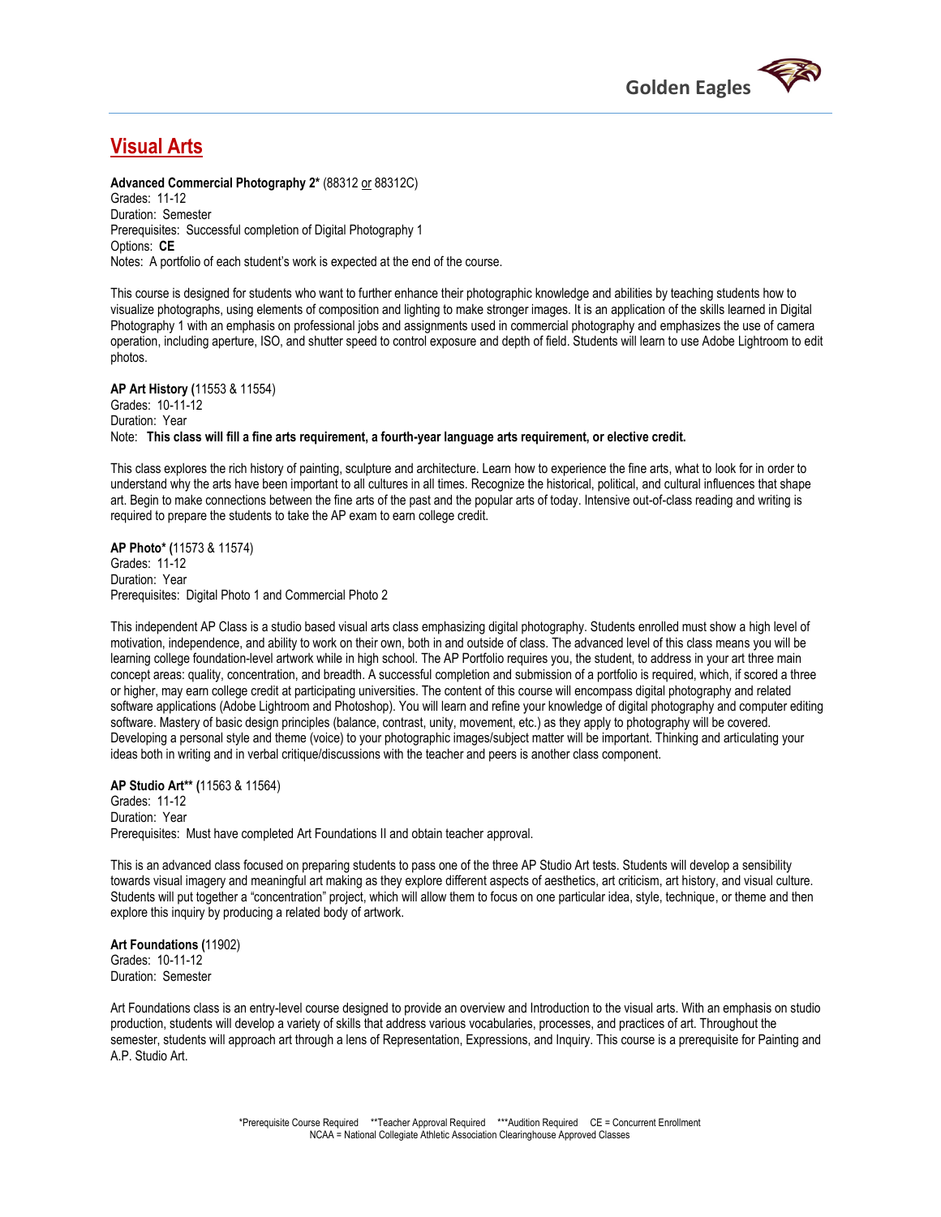## Visual Arts

**Advanced Commercial Photography 2*** (88312 or 88312C)
Grades: 11-12
Duration: Semester
Prerequisites: Successful completion of Digital Photography 1
Options: **CE**
Notes: A portfolio of each student's work is expected at the end of the course.

This course is designed for students who want to further enhance their photographic knowledge and abilities by teaching students how to visualize photographs, using elements of composition and lighting to make stronger images. It is an application of the skills learned in Digital Photography 1 with an emphasis on professional jobs and assignments used in commercial photography and emphasizes the use of camera operation, including aperture, ISO, and shutter speed to control exposure and depth of field. Students will learn to use Adobe Lightroom to edit photos.

**AP Art History (**11553 & 11554)
Grades: 10-11-12
Duration: Year
Note: **This class will fill a fine arts requirement, a fourth-year language arts requirement, or elective credit.**

This class explores the rich history of painting, sculpture and architecture. Learn how to experience the fine arts, what to look for in order to understand why the arts have been important to all cultures in all times. Recognize the historical, political, and cultural influences that shape art. Begin to make connections between the fine arts of the past and the popular arts of today. Intensive out-of-class reading and writing is required to prepare the students to take the AP exam to earn college credit.

**AP Photo* (**11573 & 11574)
Grades: 11-12
Duration: Year
Prerequisites: Digital Photo 1 and Commercial Photo 2

This independent AP Class is a studio based visual arts class emphasizing digital photography. Students enrolled must show a high level of motivation, independence, and ability to work on their own, both in and outside of class. The advanced level of this class means you will be learning college foundation-level artwork while in high school. The AP Portfolio requires you, the student, to address in your art three main concept areas: quality, concentration, and breadth. A successful completion and submission of a portfolio is required, which, if scored a three or higher, may earn college credit at participating universities. The content of this course will encompass digital photography and related software applications (Adobe Lightroom and Photoshop). You will learn and refine your knowledge of digital photography and computer editing software. Mastery of basic design principles (balance, contrast, unity, movement, etc.) as they apply to photography will be covered. Developing a personal style and theme (voice) to your photographic images/subject matter will be important. Thinking and articulating your ideas both in writing and in verbal critique/discussions with the teacher and peers is another class component.

**AP Studio Art** (**11563 & 11564)
Grades: 11-12
Duration: Year
Prerequisites: Must have completed Art Foundations II and obtain teacher approval.

This is an advanced class focused on preparing students to pass one of the three AP Studio Art tests. Students will develop a sensibility towards visual imagery and meaningful art making as they explore different aspects of aesthetics, art criticism, art history, and visual culture. Students will put together a "concentration" project, which will allow them to focus on one particular idea, style, technique, or theme and then explore this inquiry by producing a related body of artwork.

**Art Foundations (**11902)
Grades: 10-11-12
Duration: Semester

Art Foundations class is an entry-level course designed to provide an overview and Introduction to the visual arts. With an emphasis on studio production, students will develop a variety of skills that address various vocabularies, processes, and practices of art. Throughout the semester, students will approach art through a lens of Representation, Expressions, and Inquiry. This course is a prerequisite for Painting and A.P. Studio Art.

*Prerequisite Course Required **Teacher Approval Required ***Audition Required CE = Concurrent Enrollment
NCAA = National Collegiate Athletic Association Clearinghouse Approved Classes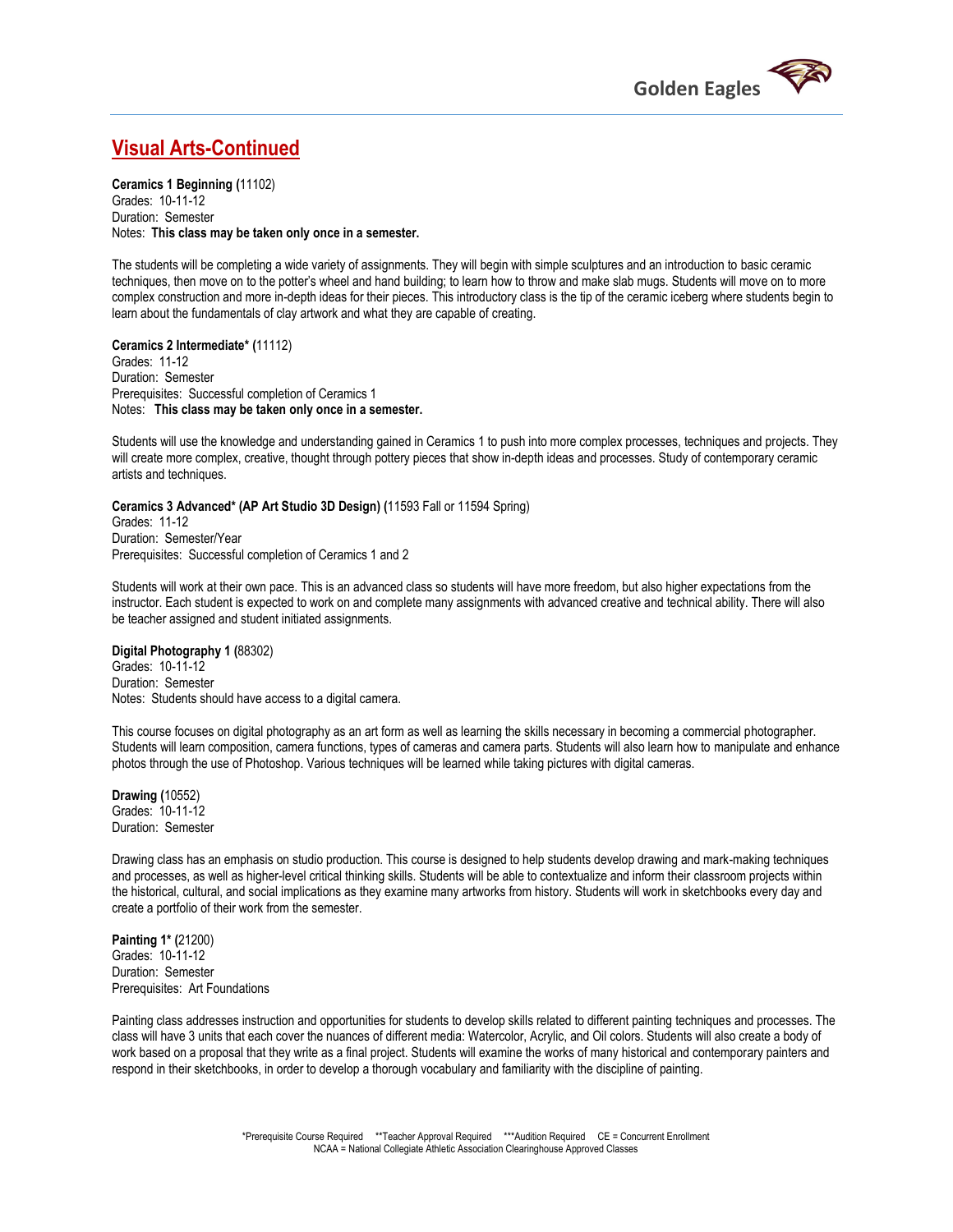## Visual Arts-Continued

**Ceramics 1 Beginning (**11102)
Grades: 10-11-12
Duration: Semester
Notes: **This class may be taken only once in a semester.**

The students will be completing a wide variety of assignments. They will begin with simple sculptures and an introduction to basic ceramic techniques, then move on to the potter's wheel and hand building; to learn how to throw and make slab mugs. Students will move on to more complex construction and more in-depth ideas for their pieces. This introductory class is the tip of the ceramic iceberg where students begin to learn about the fundamentals of clay artwork and what they are capable of creating.

**Ceramics 2 Intermediate* (**11112)
Grades: 11-12
Duration: Semester
Prerequisites: Successful completion of Ceramics 1
Notes: **This class may be taken only once in a semester.**

Students will use the knowledge and understanding gained in Ceramics 1 to push into more complex processes, techniques and projects. They will create more complex, creative, thought through pottery pieces that show in-depth ideas and processes. Study of contemporary ceramic artists and techniques.

**Ceramics 3 Advanced* (AP Art Studio 3D Design) (**11593 Fall or 11594 Spring)
Grades: 11-12
Duration: Semester/Year
Prerequisites: Successful completion of Ceramics 1 and 2

Students will work at their own pace. This is an advanced class so students will have more freedom, but also higher expectations from the instructor. Each student is expected to work on and complete many assignments with advanced creative and technical ability. There will also be teacher assigned and student initiated assignments.

**Digital Photography 1 (**88302)
Grades: 10-11-12
Duration: Semester
Notes: Students should have access to a digital camera.

This course focuses on digital photography as an art form as well as learning the skills necessary in becoming a commercial photographer. Students will learn composition, camera functions, types of cameras and camera parts. Students will also learn how to manipulate and enhance photos through the use of Photoshop. Various techniques will be learned while taking pictures with digital cameras.

**Drawing (**10552)
Grades: 10-11-12
Duration: Semester

Drawing class has an emphasis on studio production. This course is designed to help students develop drawing and mark-making techniques and processes, as well as higher-level critical thinking skills. Students will be able to contextualize and inform their classroom projects within the historical, cultural, and social implications as they examine many artworks from history. Students will work in sketchbooks every day and create a portfolio of their work from the semester.

**Painting 1* (**21200)
Grades: 10-11-12
Duration: Semester
Prerequisites: Art Foundations

Painting class addresses instruction and opportunities for students to develop skills related to different painting techniques and processes. The class will have 3 units that each cover the nuances of different media: Watercolor, Acrylic, and Oil colors. Students will also create a body of work based on a proposal that they write as a final project. Students will examine the works of many historical and contemporary painters and respond in their sketchbooks, in order to develop a thorough vocabulary and familiarity with the discipline of painting.

*Prerequisite Course Required **Teacher Approval Required ***Audition Required CE = Concurrent Enrollment
NCAA = National Collegiate Athletic Association Clearinghouse Approved Classes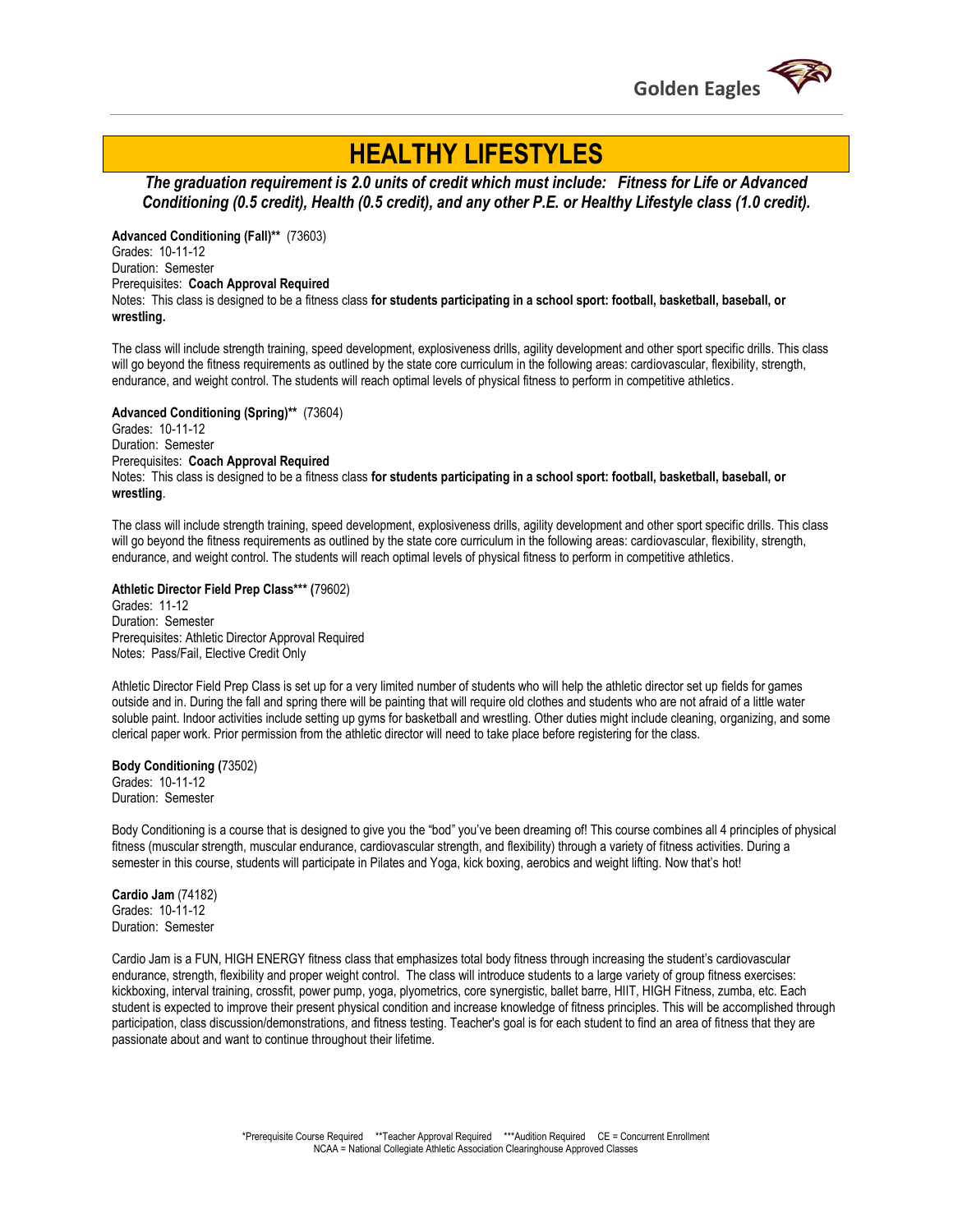# HEALTHY LIFESTYLES

***The graduation requirement is 2.0 units of credit which must include: Fitness for Life or Advanced Conditioning (0.5 credit), Health (0.5 credit), and any other P.E. or Healthy Lifestyle class (1.0 credit).***

**Advanced Conditioning (Fall)**** (73603)
Grades: 10-11-12
Duration: Semester
Prerequisites: **Coach Approval Required**
Notes: This class is designed to be a fitness class **for students participating in a school sport: football, basketball, baseball, or wrestling.**

The class will include strength training, speed development, explosiveness drills, agility development and other sport specific drills. This class will go beyond the fitness requirements as outlined by the state core curriculum in the following areas: cardiovascular, flexibility, strength, endurance, and weight control. The students will reach optimal levels of physical fitness to perform in competitive athletics.

**Advanced Conditioning (Spring)**** (73604)
Grades: 10-11-12
Duration: Semester
Prerequisites: **Coach Approval Required**
Notes: This class is designed to be a fitness class **for students participating in a school sport: football, basketball, baseball, or wrestling**.

The class will include strength training, speed development, explosiveness drills, agility development and other sport specific drills. This class will go beyond the fitness requirements as outlined by the state core curriculum in the following areas: cardiovascular, flexibility, strength, endurance, and weight control. The students will reach optimal levels of physical fitness to perform in competitive athletics.

**Athletic Director Field Prep Class*** (**79602)
Grades: 11-12
Duration: Semester
Prerequisites: Athletic Director Approval Required
Notes: Pass/Fail, Elective Credit Only

Athletic Director Field Prep Class is set up for a very limited number of students who will help the athletic director set up fields for games outside and in. During the fall and spring there will be painting that will require old clothes and students who are not afraid of a little water soluble paint. Indoor activities include setting up gyms for basketball and wrestling. Other duties might include cleaning, organizing, and some clerical paper work. Prior permission from the athletic director will need to take place before registering for the class.

**Body Conditioning (**73502)
Grades: 10-11-12
Duration: Semester

Body Conditioning is a course that is designed to give you the "bod" you've been dreaming of! This course combines all 4 principles of physical fitness (muscular strength, muscular endurance, cardiovascular strength, and flexibility) through a variety of fitness activities. During a semester in this course, students will participate in Pilates and Yoga, kick boxing, aerobics and weight lifting. Now that's hot!

**Cardio Jam** (74182)
Grades: 10-11-12
Duration: Semester

Cardio Jam is a FUN, HIGH ENERGY fitness class that emphasizes total body fitness through increasing the student's cardiovascular endurance, strength, flexibility and proper weight control. The class will introduce students to a large variety of group fitness exercises: kickboxing, interval training, crossfit, power pump, yoga, plyometrics, core synergistic, ballet barre, HIIT, HIGH Fitness, zumba, etc. Each student is expected to improve their present physical condition and increase knowledge of fitness principles. This will be accomplished through participation, class discussion/demonstrations, and fitness testing. Teacher's goal is for each student to find an area of fitness that they are passionate about and want to continue throughout their lifetime.

*Prerequisite Course Required **Teacher Approval Required ***Audition Required CE = Concurrent Enrollment
NCAA = National Collegiate Athletic Association Clearinghouse Approved Classes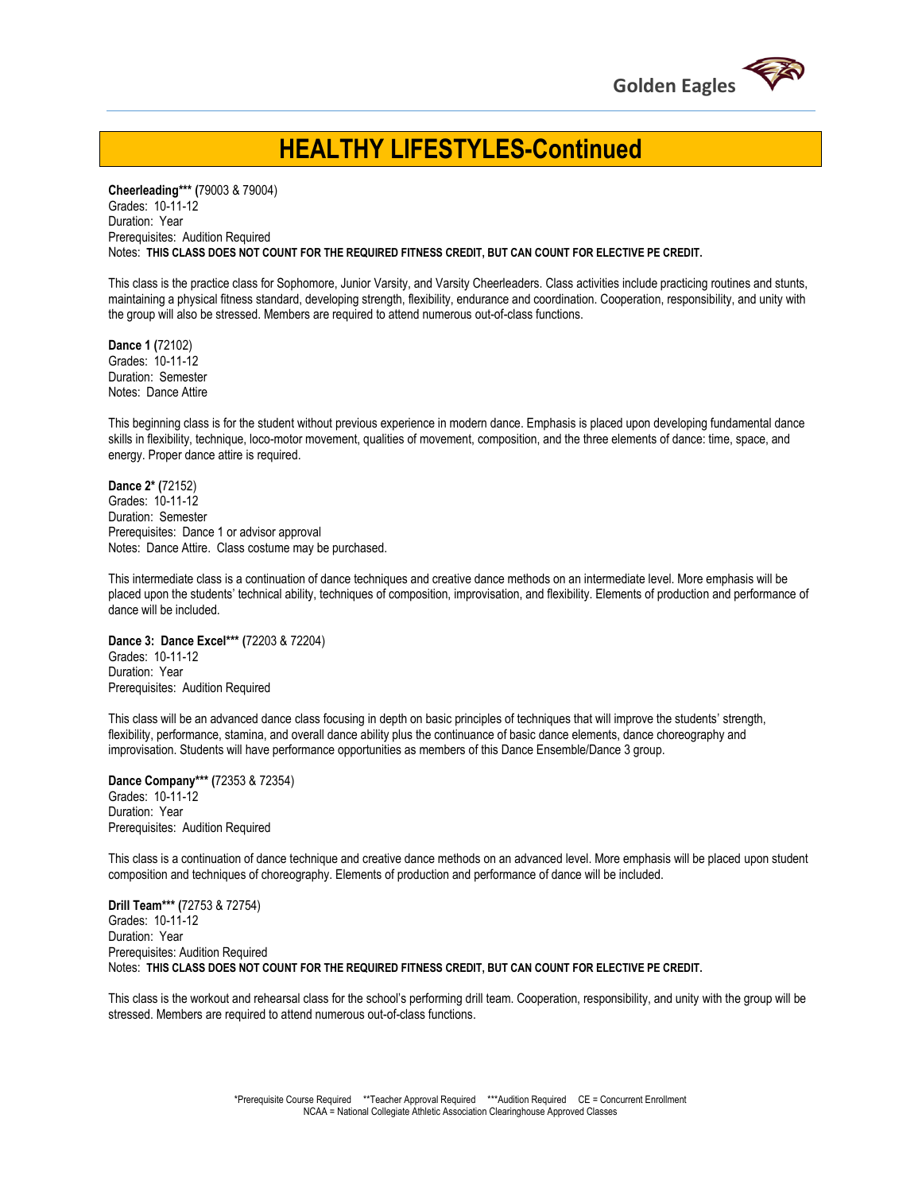# HEALTHY LIFESTYLES-Continued

**Cheerleading*** (**79003 & 79004)
Grades: 10-11-12
Duration: Year
Prerequisites: Audition Required
Notes: **THIS CLASS DOES NOT COUNT FOR THE REQUIRED FITNESS CREDIT, BUT CAN COUNT FOR ELECTIVE PE CREDIT.**

This class is the practice class for Sophomore, Junior Varsity, and Varsity Cheerleaders. Class activities include practicing routines and stunts, maintaining a physical fitness standard, developing strength, flexibility, endurance and coordination. Cooperation, responsibility, and unity with the group will also be stressed. Members are required to attend numerous out-of-class functions.

**Dance 1 (**72102)
Grades: 10-11-12
Duration: Semester
Notes: Dance Attire

This beginning class is for the student without previous experience in modern dance. Emphasis is placed upon developing fundamental dance skills in flexibility, technique, loco-motor movement, qualities of movement, composition, and the three elements of dance: time, space, and energy. Proper dance attire is required.

**Dance 2* (**72152)
Grades: 10-11-12
Duration: Semester
Prerequisites: Dance 1 or advisor approval
Notes: Dance Attire. Class costume may be purchased.

This intermediate class is a continuation of dance techniques and creative dance methods on an intermediate level. More emphasis will be placed upon the students' technical ability, techniques of composition, improvisation, and flexibility. Elements of production and performance of dance will be included.

**Dance 3: Dance Excel*** (**72203 & 72204)
Grades: 10-11-12
Duration: Year
Prerequisites: Audition Required

This class will be an advanced dance class focusing in depth on basic principles of techniques that will improve the students' strength, flexibility, performance, stamina, and overall dance ability plus the continuance of basic dance elements, dance choreography and improvisation. Students will have performance opportunities as members of this Dance Ensemble/Dance 3 group.

**Dance Company*** (**72353 & 72354)
Grades: 10-11-12
Duration: Year
Prerequisites: Audition Required

This class is a continuation of dance technique and creative dance methods on an advanced level. More emphasis will be placed upon student composition and techniques of choreography. Elements of production and performance of dance will be included.

**Drill Team*** (**72753 & 72754)
Grades: 10-11-12
Duration: Year
Prerequisites: Audition Required
Notes: **THIS CLASS DOES NOT COUNT FOR THE REQUIRED FITNESS CREDIT, BUT CAN COUNT FOR ELECTIVE PE CREDIT.**

This class is the workout and rehearsal class for the school's performing drill team. Cooperation, responsibility, and unity with the group will be stressed. Members are required to attend numerous out-of-class functions.

*Prerequisite Course Required **Teacher Approval Required ***Audition Required CE = Concurrent Enrollment
NCAA = National Collegiate Athletic Association Clearinghouse Approved Classes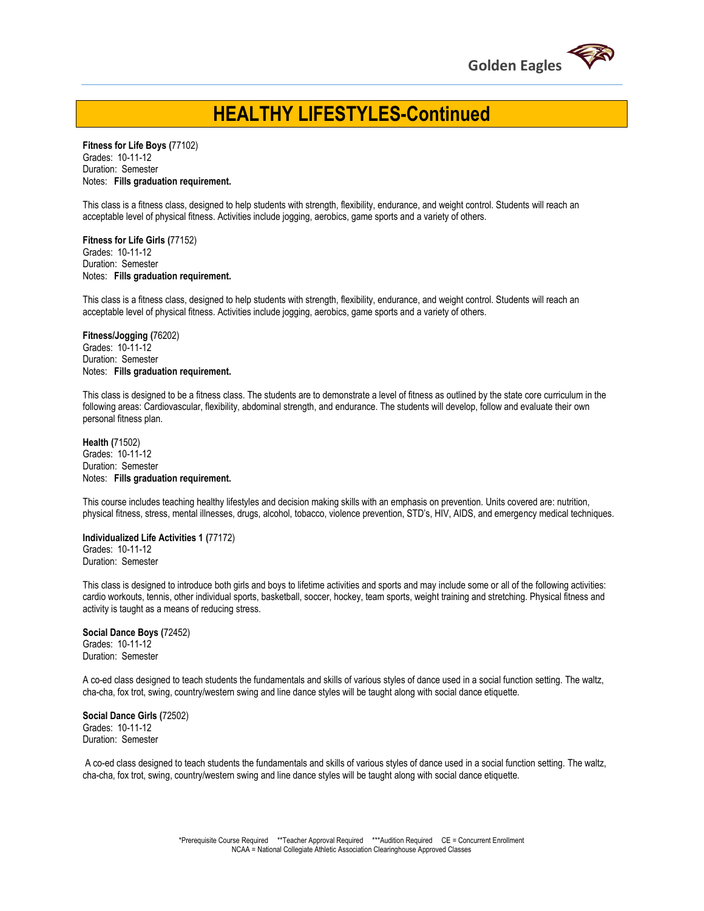# HEALTHY LIFESTYLES-Continued

**Fitness for Life Boys (**77102)
Grades: 10-11-12
Duration: Semester
Notes: **Fills graduation requirement.**

This class is a fitness class, designed to help students with strength, flexibility, endurance, and weight control. Students will reach an acceptable level of physical fitness. Activities include jogging, aerobics, game sports and a variety of others.

**Fitness for Life Girls (**77152)
Grades: 10-11-12
Duration: Semester
Notes: **Fills graduation requirement.**

This class is a fitness class, designed to help students with strength, flexibility, endurance, and weight control. Students will reach an acceptable level of physical fitness. Activities include jogging, aerobics, game sports and a variety of others.

**Fitness/Jogging (**76202)
Grades: 10-11-12
Duration: Semester
Notes: **Fills graduation requirement.**

This class is designed to be a fitness class. The students are to demonstrate a level of fitness as outlined by the state core curriculum in the following areas: Cardiovascular, flexibility, abdominal strength, and endurance. The students will develop, follow and evaluate their own personal fitness plan.

**Health (**71502)
Grades: 10-11-12
Duration: Semester
Notes: **Fills graduation requirement.**

This course includes teaching healthy lifestyles and decision making skills with an emphasis on prevention. Units covered are: nutrition, physical fitness, stress, mental illnesses, drugs, alcohol, tobacco, violence prevention, STD's, HIV, AIDS, and emergency medical techniques.

**Individualized Life Activities 1 (**77172)
Grades: 10-11-12
Duration: Semester

This class is designed to introduce both girls and boys to lifetime activities and sports and may include some or all of the following activities: cardio workouts, tennis, other individual sports, basketball, soccer, hockey, team sports, weight training and stretching. Physical fitness and activity is taught as a means of reducing stress.

**Social Dance Boys (**72452)
Grades: 10-11-12
Duration: Semester

A co-ed class designed to teach students the fundamentals and skills of various styles of dance used in a social function setting. The waltz, cha-cha, fox trot, swing, country/western swing and line dance styles will be taught along with social dance etiquette.

**Social Dance Girls (**72502)
Grades: 10-11-12
Duration: Semester

A co-ed class designed to teach students the fundamentals and skills of various styles of dance used in a social function setting. The waltz, cha-cha, fox trot, swing, country/western swing and line dance styles will be taught along with social dance etiquette.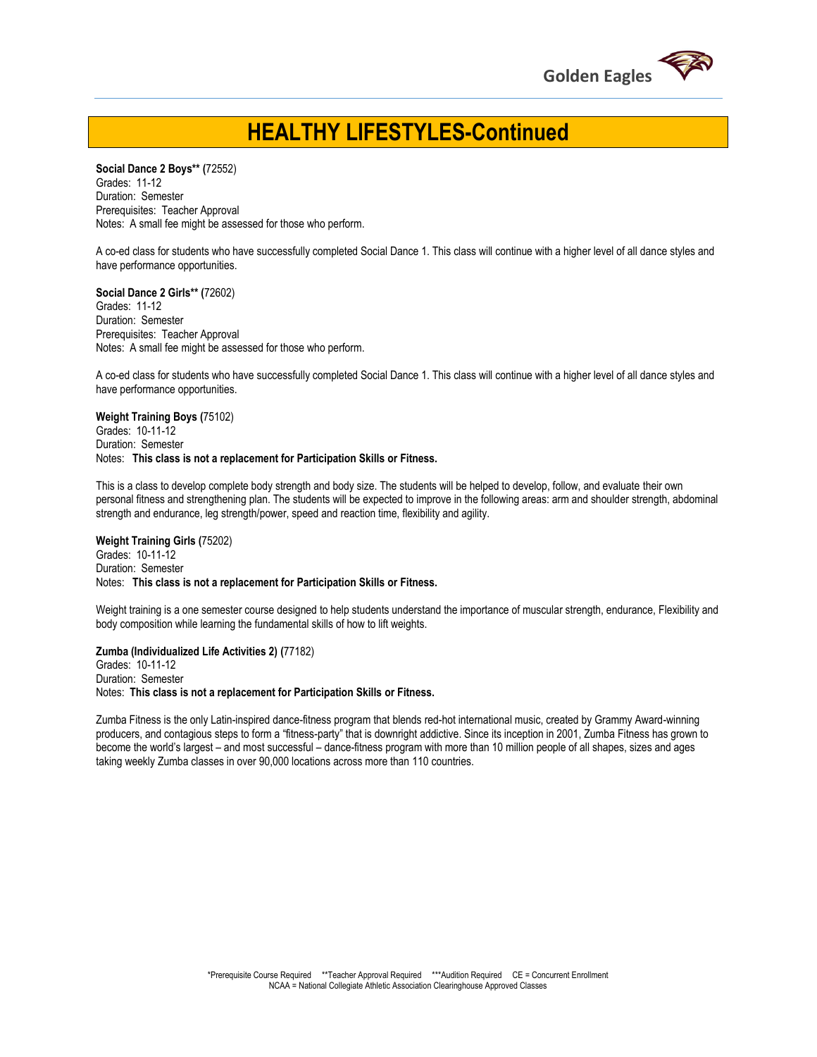# HEALTHY LIFESTYLES-Continued

**Social Dance 2 Boys** (**72552)
Grades: 11-12
Duration: Semester
Prerequisites: Teacher Approval
Notes: A small fee might be assessed for those who perform.

A co-ed class for students who have successfully completed Social Dance 1. This class will continue with a higher level of all dance styles and have performance opportunities.

**Social Dance 2 Girls** (**72602)
Grades: 11-12
Duration: Semester
Prerequisites: Teacher Approval
Notes: A small fee might be assessed for those who perform.

A co-ed class for students who have successfully completed Social Dance 1. This class will continue with a higher level of all dance styles and have performance opportunities.

**Weight Training Boys (**75102)
Grades: 10-11-12
Duration: Semester
Notes: **This class is not a replacement for Participation Skills or Fitness.**

This is a class to develop complete body strength and body size. The students will be helped to develop, follow, and evaluate their own personal fitness and strengthening plan. The students will be expected to improve in the following areas: arm and shoulder strength, abdominal strength and endurance, leg strength/power, speed and reaction time, flexibility and agility.

**Weight Training Girls (**75202)
Grades: 10-11-12
Duration: Semester
Notes: **This class is not a replacement for Participation Skills or Fitness.**

Weight training is a one semester course designed to help students understand the importance of muscular strength, endurance, Flexibility and body composition while learning the fundamental skills of how to lift weights.

**Zumba (Individualized Life Activities 2) (**77182)
Grades: 10-11-12
Duration: Semester
Notes: **This class is not a replacement for Participation Skills or Fitness.**

Zumba Fitness is the only Latin-inspired dance-fitness program that blends red-hot international music, created by Grammy Award-winning producers, and contagious steps to form a "fitness-party" that is downright addictive. Since its inception in 2001, Zumba Fitness has grown to become the world's largest – and most successful – dance-fitness program with more than 10 million people of all shapes, sizes and ages taking weekly Zumba classes in over 90,000 locations across more than 110 countries.

*Prerequisite Course Required **Teacher Approval Required ***Audition Required CE = Concurrent Enrollment
NCAA = National Collegiate Athletic Association Clearinghouse Approved Classes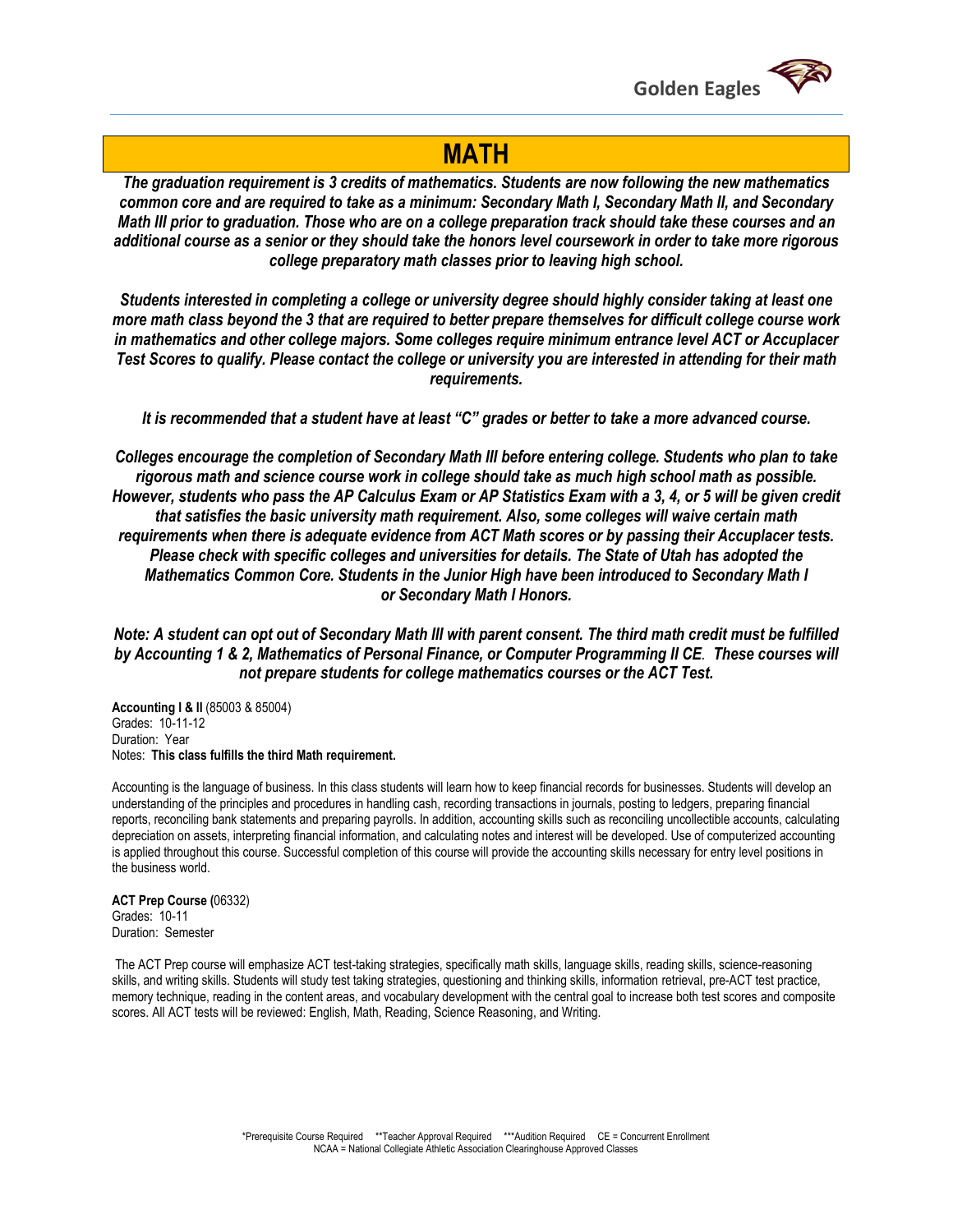# MATH

***The graduation requirement is 3 credits of mathematics. Students are now following the new mathematics common core and are required to take as a minimum: Secondary Math I, Secondary Math II, and Secondary Math III prior to graduation. Those who are on a college preparation track should take these courses and an additional course as a senior or they should take the honors level coursework in order to take more rigorous college preparatory math classes prior to leaving high school.***

***Students interested in completing a college or university degree should highly consider taking at least one more math class beyond the 3 that are required to better prepare themselves for difficult college course work in mathematics and other college majors. Some colleges require minimum entrance level ACT or Accuplacer Test Scores to qualify. Please contact the college or university you are interested in attending for their math requirements.***

***It is recommended that a student have at least "C" grades or better to take a more advanced course.***

***Colleges encourage the completion of Secondary Math III before entering college. Students who plan to take rigorous math and science course work in college should take as much high school math as possible. However, students who pass the AP Calculus Exam or AP Statistics Exam with a 3, 4, or 5 will be given credit that satisfies the basic university math requirement. Also, some colleges will waive certain math requirements when there is adequate evidence from ACT Math scores or by passing their Accuplacer tests. Please check with specific colleges and universities for details. The State of Utah has adopted the Mathematics Common Core. Students in the Junior High have been introduced to Secondary Math I or Secondary Math I Honors.***

***Note: A student can opt out of Secondary Math III with parent consent. The third math credit must be fulfilled by Accounting 1 & 2, Mathematics of Personal Finance, or Computer Programming II CE. These courses will not prepare students for college mathematics courses or the ACT Test.***

**Accounting I & II** (85003 & 85004)
Grades: 10-11-12
Duration: Year
Notes: **This class fulfills the third Math requirement.**

Accounting is the language of business. In this class students will learn how to keep financial records for businesses. Students will develop an understanding of the principles and procedures in handling cash, recording transactions in journals, posting to ledgers, preparing financial reports, reconciling bank statements and preparing payrolls. In addition, accounting skills such as reconciling uncollectible accounts, calculating depreciation on assets, interpreting financial information, and calculating notes and interest will be developed. Use of computerized accounting is applied throughout this course. Successful completion of this course will provide the accounting skills necessary for entry level positions in the business world.

**ACT Prep Course (**06332)
Grades: 10-11
Duration: Semester

The ACT Prep course will emphasize ACT test-taking strategies, specifically math skills, language skills, reading skills, science-reasoning skills, and writing skills. Students will study test taking strategies, questioning and thinking skills, information retrieval, pre-ACT test practice, memory technique, reading in the content areas, and vocabulary development with the central goal to increase both test scores and composite scores. All ACT tests will be reviewed: English, Math, Reading, Science Reasoning, and Writing.

*Prerequisite Course Required **Teacher Approval Required ***Audition Required CE = Concurrent Enrollment
NCAA = National Collegiate Athletic Association Clearinghouse Approved Classes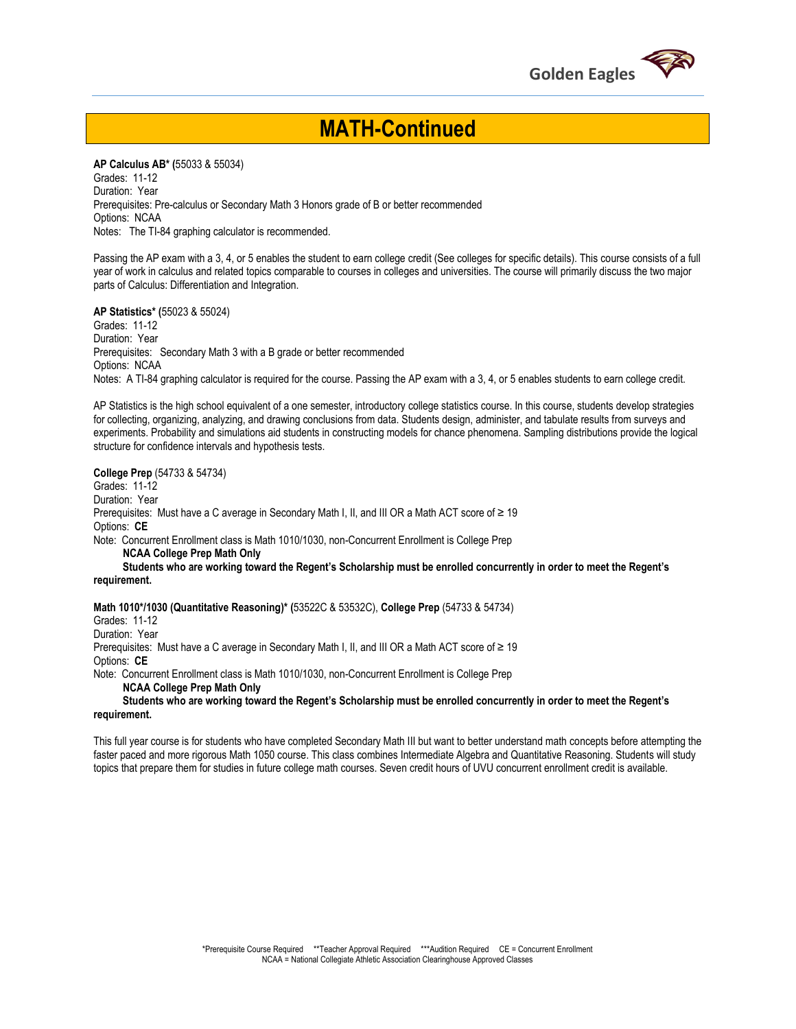# MATH-Continued

**AP Calculus AB* (**55033 & 55034)
Grades: 11-12
Duration: Year
Prerequisites: Pre-calculus or Secondary Math 3 Honors grade of B or better recommended
Options: NCAA
Notes: The TI-84 graphing calculator is recommended.

Passing the AP exam with a 3, 4, or 5 enables the student to earn college credit (See colleges for specific details). This course consists of a full year of work in calculus and related topics comparable to courses in colleges and universities. The course will primarily discuss the two major parts of Calculus: Differentiation and Integration.

**AP Statistics* (**55023 & 55024)
Grades: 11-12
Duration: Year
Prerequisites: Secondary Math 3 with a B grade or better recommended
Options: NCAA
Notes: A TI-84 graphing calculator is required for the course. Passing the AP exam with a 3, 4, or 5 enables students to earn college credit.

AP Statistics is the high school equivalent of a one semester, introductory college statistics course. In this course, students develop strategies for collecting, organizing, analyzing, and drawing conclusions from data. Students design, administer, and tabulate results from surveys and experiments. Probability and simulations aid students in constructing models for chance phenomena. Sampling distributions provide the logical structure for confidence intervals and hypothesis tests.

**College Prep** (54733 & 54734)
Grades: 11-12
Duration: Year
Prerequisites: Must have a C average in Secondary Math I, II, and III OR a Math ACT score of ≥ 19
Options: **CE**
Note: Concurrent Enrollment class is Math 1010/1030, non-Concurrent Enrollment is College Prep
**NCAA College Prep Math Only**
**Students who are working toward the Regent's Scholarship must be enrolled concurrently in order to meet the Regent's requirement.**

**Math 1010*/1030 (Quantitative Reasoning)* (**53522C & 53532C), **College Prep** (54733 & 54734)
Grades: 11-12
Duration: Year
Prerequisites: Must have a C average in Secondary Math I, II, and III OR a Math ACT score of ≥ 19
Options: **CE**
Note: Concurrent Enrollment class is Math 1010/1030, non-Concurrent Enrollment is College Prep
**NCAA College Prep Math Only**
**Students who are working toward the Regent's Scholarship must be enrolled concurrently in order to meet the Regent's requirement.**

This full year course is for students who have completed Secondary Math III but want to better understand math concepts before attempting the faster paced and more rigorous Math 1050 course. This class combines Intermediate Algebra and Quantitative Reasoning. Students will study topics that prepare them for studies in future college math courses. Seven credit hours of UVU concurrent enrollment credit is available.

*Prerequisite Course Required **Teacher Approval Required ***Audition Required CE = Concurrent Enrollment
NCAA = National Collegiate Athletic Association Clearinghouse Approved Classes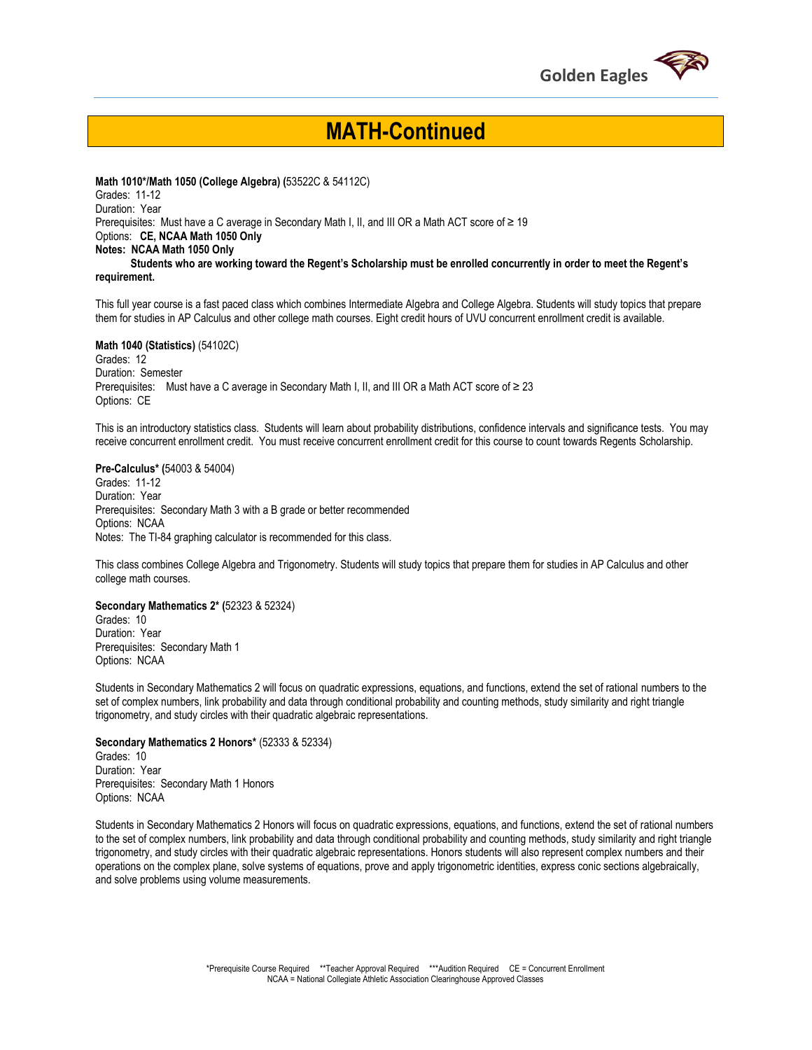# MATH-Continued

**Math 1010*/Math 1050 (College Algebra) (**53522C & 54112C)
Grades: 11-12
Duration: Year
Prerequisites: Must have a C average in Secondary Math I, II, and III OR a Math ACT score of ≥ 19
Options: **CE, NCAA Math 1050 Only**
**Notes: NCAA Math 1050 Only**
**Students who are working toward the Regent's Scholarship must be enrolled concurrently in order to meet the Regent's requirement.**

This full year course is a fast paced class which combines Intermediate Algebra and College Algebra. Students will study topics that prepare them for studies in AP Calculus and other college math courses. Eight credit hours of UVU concurrent enrollment credit is available.

**Math 1040 (Statistics)** (54102C)
Grades: 12
Duration: Semester
Prerequisites: Must have a C average in Secondary Math I, II, and III OR a Math ACT score of ≥ 23
Options: CE

This is an introductory statistics class. Students will learn about probability distributions, confidence intervals and significance tests. You may receive concurrent enrollment credit. You must receive concurrent enrollment credit for this course to count towards Regents Scholarship.

**Pre-Calculus* (**54003 & 54004)
Grades: 11-12
Duration: Year
Prerequisites: Secondary Math 3 with a B grade or better recommended
Options: NCAA
Notes: The TI-84 graphing calculator is recommended for this class.

This class combines College Algebra and Trigonometry. Students will study topics that prepare them for studies in AP Calculus and other college math courses.

**Secondary Mathematics 2* (**52323 & 52324)
Grades: 10
Duration: Year
Prerequisites: Secondary Math 1
Options: NCAA

Students in Secondary Mathematics 2 will focus on quadratic expressions, equations, and functions, extend the set of rational numbers to the set of complex numbers, link probability and data through conditional probability and counting methods, study similarity and right triangle trigonometry, and study circles with their quadratic algebraic representations.

**Secondary Mathematics 2 Honors*** (52333 & 52334)
Grades: 10
Duration: Year
Prerequisites: Secondary Math 1 Honors
Options: NCAA

Students in Secondary Mathematics 2 Honors will focus on quadratic expressions, equations, and functions, extend the set of rational numbers to the set of complex numbers, link probability and data through conditional probability and counting methods, study similarity and right triangle trigonometry, and study circles with their quadratic algebraic representations. Honors students will also represent complex numbers and their operations on the complex plane, solve systems of equations, prove and apply trigonometric identities, express conic sections algebraically, and solve problems using volume measurements.

*Prerequisite Course Required **Teacher Approval Required ***Audition Required CE = Concurrent Enrollment
NCAA = National Collegiate Athletic Association Clearinghouse Approved Classes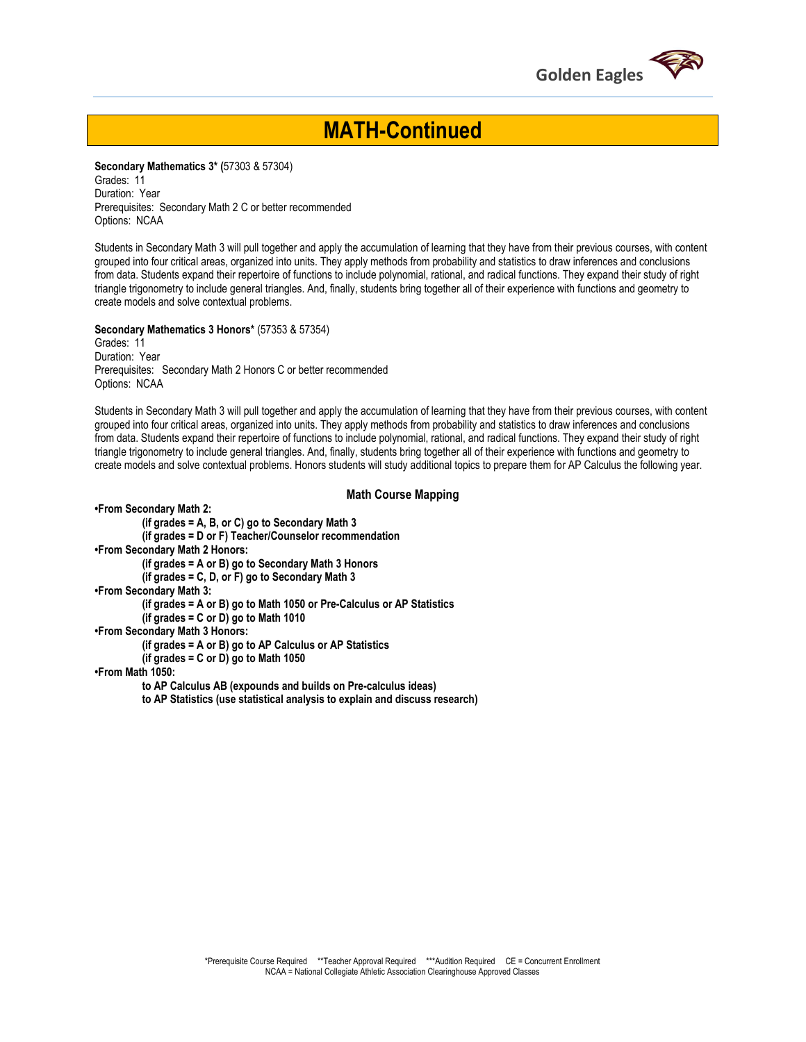# MATH-Continued

**Secondary Mathematics 3\* (**57303 & 57304)
Grades: 11
Duration: Year
Prerequisites: Secondary Math 2 C or better recommended
Options: NCAA

Students in Secondary Math 3 will pull together and apply the accumulation of learning that they have from their previous courses, with content grouped into four critical areas, organized into units. They apply methods from probability and statistics to draw inferences and conclusions from data. Students expand their repertoire of functions to include polynomial, rational, and radical functions. They expand their study of right triangle trigonometry to include general triangles. And, finally, students bring together all of their experience with functions and geometry to create models and solve contextual problems.

**Secondary Mathematics 3 Honors\*** (57353 & 57354)
Grades: 11
Duration: Year
Prerequisites: Secondary Math 2 Honors C or better recommended
Options: NCAA

Students in Secondary Math 3 will pull together and apply the accumulation of learning that they have from their previous courses, with content grouped into four critical areas, organized into units. They apply methods from probability and statistics to draw inferences and conclusions from data. Students expand their repertoire of functions to include polynomial, rational, and radical functions. They expand their study of right triangle trigonometry to include general triangles. And, finally, students bring together all of their experience with functions and geometry to create models and solve contextual problems. Honors students will study additional topics to prepare them for AP Calculus the following year.

## Math Course Mapping

**•From Secondary Math 2:**
- **(if grades = A, B, or C) go to Secondary Math 3**
- **(if grades = D or F) Teacher/Counselor recommendation**

**•From Secondary Math 2 Honors:**
- **(if grades = A or B) go to Secondary Math 3 Honors**
- **(if grades = C, D, or F) go to Secondary Math 3**

**•From Secondary Math 3:**
- **(if grades = A or B) go to Math 1050 or Pre-Calculus or AP Statistics**
- **(if grades = C or D) go to Math 1010**

**•From Secondary Math 3 Honors:**
- **(if grades = A or B) go to AP Calculus or AP Statistics**
- **(if grades = C or D) go to Math 1050**

**•From Math 1050:**
- **to AP Calculus AB (expounds and builds on Pre-calculus ideas)**
- **to AP Statistics (use statistical analysis to explain and discuss research)**

*Prerequisite Course Required **Teacher Approval Required ***Audition Required CE = Concurrent Enrollment
NCAA = National Collegiate Athletic Association Clearinghouse Approved Classes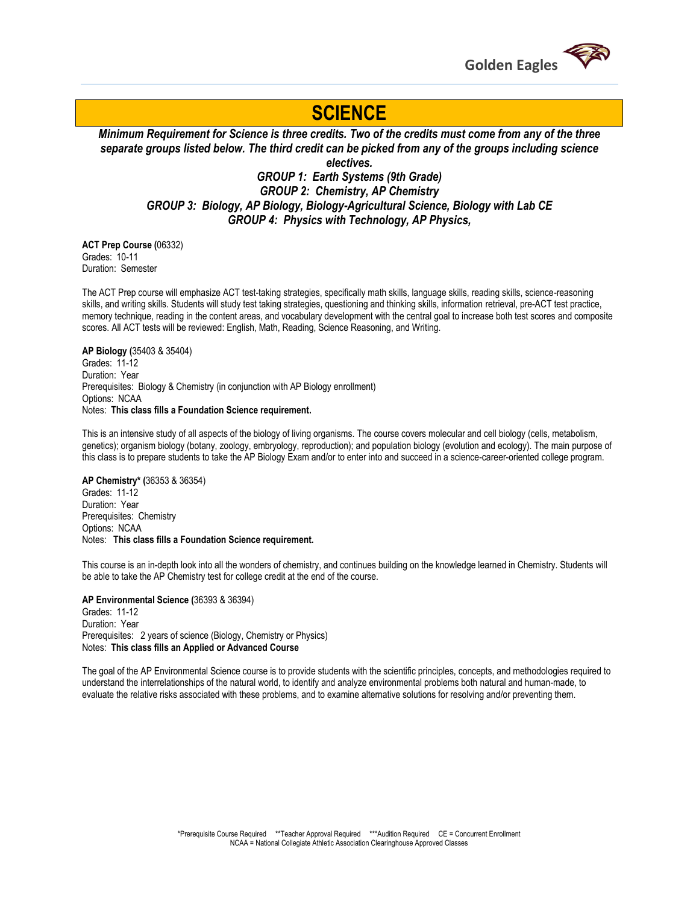# SCIENCE

***Minimum Requirement for Science is three credits. Two of the credits must come from any of the three separate groups listed below. The third credit can be picked from any of the groups including science electives.***

***GROUP 1: Earth Systems (9th Grade)***
***GROUP 2: Chemistry, AP Chemistry***
***GROUP 3: Biology, AP Biology, Biology-Agricultural Science, Biology with Lab CE***
***GROUP 4: Physics with Technology, AP Physics,***

**ACT Prep Course (**06332)
Grades: 10-11
Duration: Semester

The ACT Prep course will emphasize ACT test-taking strategies, specifically math skills, language skills, reading skills, science-reasoning skills, and writing skills. Students will study test taking strategies, questioning and thinking skills, information retrieval, pre-ACT test practice, memory technique, reading in the content areas, and vocabulary development with the central goal to increase both test scores and composite scores. All ACT tests will be reviewed: English, Math, Reading, Science Reasoning, and Writing.

**AP Biology (**35403 & 35404)
Grades: 11-12
Duration: Year
Prerequisites: Biology & Chemistry (in conjunction with AP Biology enrollment)
Options: NCAA
Notes: **This class fills a Foundation Science requirement.**

This is an intensive study of all aspects of the biology of living organisms. The course covers molecular and cell biology (cells, metabolism, genetics); organism biology (botany, zoology, embryology, reproduction); and population biology (evolution and ecology). The main purpose of this class is to prepare students to take the AP Biology Exam and/or to enter into and succeed in a science-career-oriented college program.

**AP Chemistry* (**36353 & 36354)
Grades: 11-12
Duration: Year
Prerequisites: Chemistry
Options: NCAA
Notes: **This class fills a Foundation Science requirement.**

This course is an in-depth look into all the wonders of chemistry, and continues building on the knowledge learned in Chemistry. Students will be able to take the AP Chemistry test for college credit at the end of the course.

**AP Environmental Science (**36393 & 36394)
Grades: 11-12
Duration: Year
Prerequisites: 2 years of science (Biology, Chemistry or Physics)
Notes: **This class fills an Applied or Advanced Course**

The goal of the AP Environmental Science course is to provide students with the scientific principles, concepts, and methodologies required to understand the interrelationships of the natural world, to identify and analyze environmental problems both natural and human-made, to evaluate the relative risks associated with these problems, and to examine alternative solutions for resolving and/or preventing them.

*Prerequisite Course Required **Teacher Approval Required ***Audition Required CE = Concurrent Enrollment
NCAA = National Collegiate Athletic Association Clearinghouse Approved Classes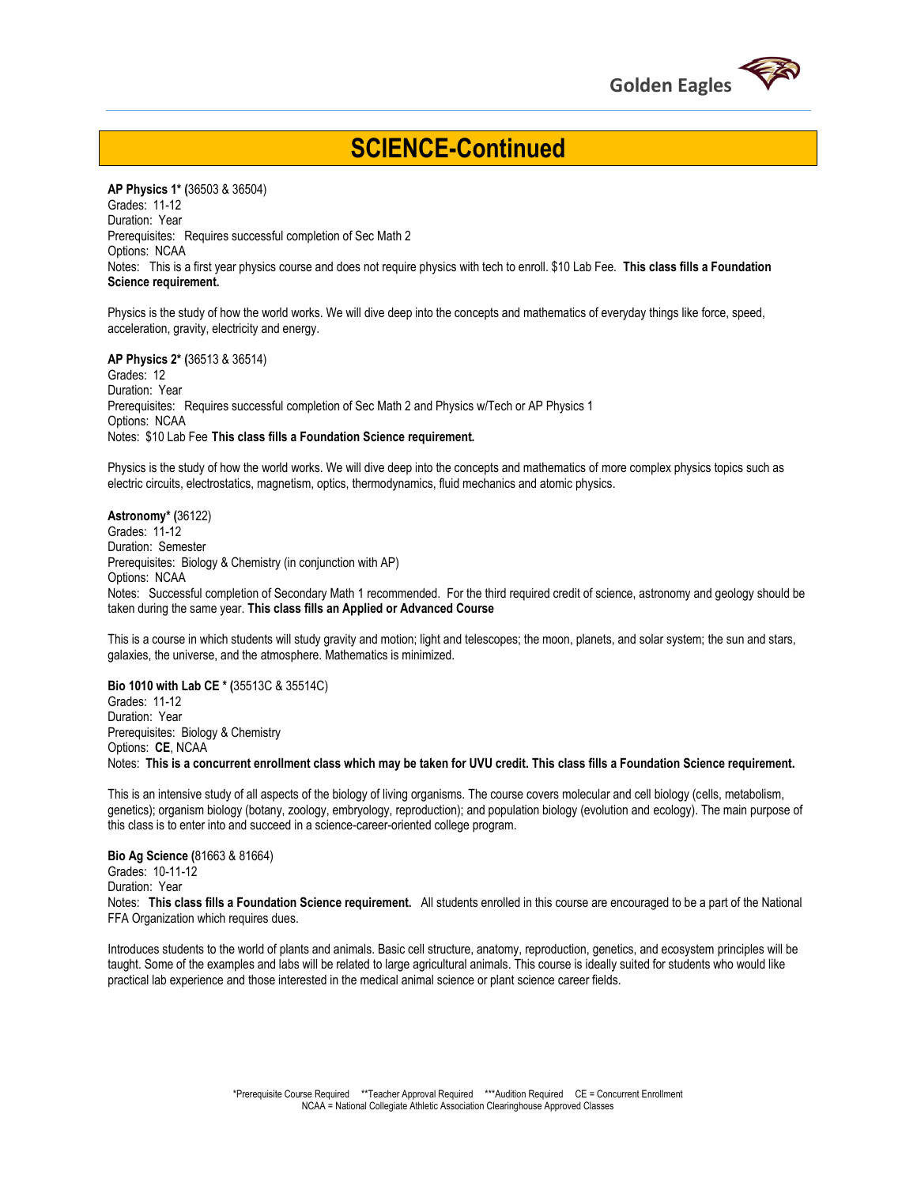# SCIENCE-Continued

**AP Physics 1\* (**36503 & 36504)
Grades: 11-12
Duration: Year
Prerequisites: Requires successful completion of Sec Math 2
Options: NCAA
Notes: This is a first year physics course and does not require physics with tech to enroll. $10 Lab Fee. **This class fills a Foundation Science requirement.**

Physics is the study of how the world works. We will dive deep into the concepts and mathematics of everyday things like force, speed, acceleration, gravity, electricity and energy.

**AP Physics 2\* (**36513 & 36514)
Grades: 12
Duration: Year
Prerequisites: Requires successful completion of Sec Math 2 and Physics w/Tech or AP Physics 1
Options: NCAA
Notes: $10 Lab Fee **This class fills a Foundation Science requirement.**

Physics is the study of how the world works. We will dive deep into the concepts and mathematics of more complex physics topics such as electric circuits, electrostatics, magnetism, optics, thermodynamics, fluid mechanics and atomic physics.

**Astronomy\* (**36122)
Grades: 11-12
Duration: Semester
Prerequisites: Biology & Chemistry (in conjunction with AP)
Options: NCAA
Notes: Successful completion of Secondary Math 1 recommended. For the third required credit of science, astronomy and geology should be taken during the same year. **This class fills an Applied or Advanced Course**

This is a course in which students will study gravity and motion; light and telescopes; the moon, planets, and solar system; the sun and stars, galaxies, the universe, and the atmosphere. Mathematics is minimized.

**Bio 1010 with Lab CE \* (**35513C & 35514C)
Grades: 11-12
Duration: Year
Prerequisites: Biology & Chemistry
Options: **CE**, NCAA
Notes: **This is a concurrent enrollment class which may be taken for UVU credit. This class fills a Foundation Science requirement.**

This is an intensive study of all aspects of the biology of living organisms. The course covers molecular and cell biology (cells, metabolism, genetics); organism biology (botany, zoology, embryology, reproduction); and population biology (evolution and ecology). The main purpose of this class is to enter into and succeed in a science-career-oriented college program.

**Bio Ag Science (**81663 & 81664)
Grades: 10-11-12
Duration: Year
Notes: **This class fills a Foundation Science requirement.** All students enrolled in this course are encouraged to be a part of the National FFA Organization which requires dues.

Introduces students to the world of plants and animals. Basic cell structure, anatomy, reproduction, genetics, and ecosystem principles will be taught. Some of the examples and labs will be related to large agricultural animals. This course is ideally suited for students who would like practical lab experience and those interested in the medical animal science or plant science career fields.

\*Prerequisite Course Required \*\*Teacher Approval Required \*\*\*Audition Required CE = Concurrent Enrollment
NCAA = National Collegiate Athletic Association Clearinghouse Approved Classes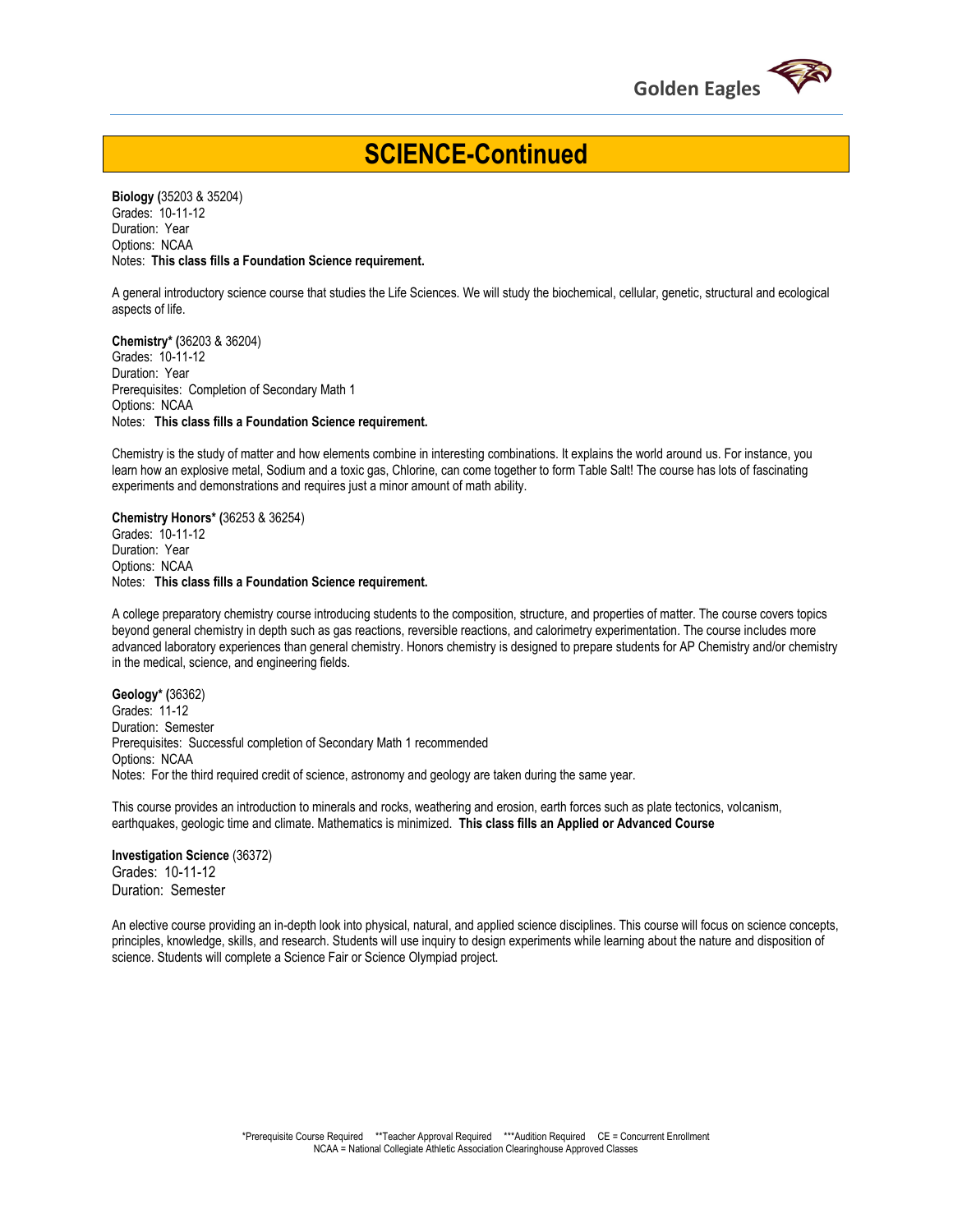# SCIENCE-Continued

**Biology (**35203 & 35204)
Grades: 10-11-12
Duration: Year
Options: NCAA
Notes: **This class fills a Foundation Science requirement.**

A general introductory science course that studies the Life Sciences. We will study the biochemical, cellular, genetic, structural and ecological aspects of life.

**Chemistry* (**36203 & 36204)
Grades: 10-11-12
Duration: Year
Prerequisites: Completion of Secondary Math 1
Options: NCAA
Notes: **This class fills a Foundation Science requirement.**

Chemistry is the study of matter and how elements combine in interesting combinations. It explains the world around us. For instance, you learn how an explosive metal, Sodium and a toxic gas, Chlorine, can come together to form Table Salt! The course has lots of fascinating experiments and demonstrations and requires just a minor amount of math ability.

**Chemistry Honors* (**36253 & 36254)
Grades: 10-11-12
Duration: Year
Options: NCAA
Notes: **This class fills a Foundation Science requirement.**

A college preparatory chemistry course introducing students to the composition, structure, and properties of matter. The course covers topics beyond general chemistry in depth such as gas reactions, reversible reactions, and calorimetry experimentation. The course includes more advanced laboratory experiences than general chemistry. Honors chemistry is designed to prepare students for AP Chemistry and/or chemistry in the medical, science, and engineering fields.

**Geology* (**36362)
Grades: 11-12
Duration: Semester
Prerequisites: Successful completion of Secondary Math 1 recommended
Options: NCAA
Notes: For the third required credit of science, astronomy and geology are taken during the same year.

This course provides an introduction to minerals and rocks, weathering and erosion, earth forces such as plate tectonics, volcanism, earthquakes, geologic time and climate. Mathematics is minimized. **This class fills an Applied or Advanced Course**

**Investigation Science** (36372)
Grades: 10-11-12
Duration: Semester

An elective course providing an in-depth look into physical, natural, and applied science disciplines. This course will focus on science concepts, principles, knowledge, skills, and research. Students will use inquiry to design experiments while learning about the nature and disposition of science. Students will complete a Science Fair or Science Olympiad project.

*Prerequisite Course Required **Teacher Approval Required ***Audition Required CE = Concurrent Enrollment
NCAA = National Collegiate Athletic Association Clearinghouse Approved Classes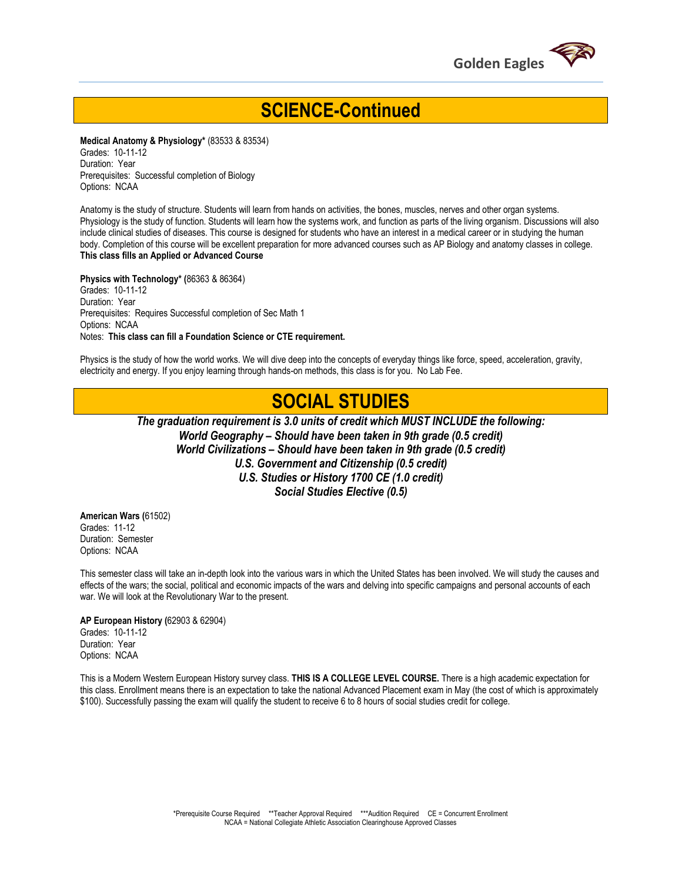# SCIENCE-Continued

**Medical Anatomy & Physiology*** (83533 & 83534)
Grades: 10-11-12
Duration: Year
Prerequisites: Successful completion of Biology
Options: NCAA

Anatomy is the study of structure. Students will learn from hands on activities, the bones, muscles, nerves and other organ systems. Physiology is the study of function. Students will learn how the systems work, and function as parts of the living organism. Discussions will also include clinical studies of diseases. This course is designed for students who have an interest in a medical career or in studying the human body. Completion of this course will be excellent preparation for more advanced courses such as AP Biology and anatomy classes in college.
**This class fills an Applied or Advanced Course**

**Physics with Technology* (**86363 & 86364)
Grades: 10-11-12
Duration: Year
Prerequisites: Requires Successful completion of Sec Math 1
Options: NCAA
Notes: **This class can fill a Foundation Science or CTE requirement.**

Physics is the study of how the world works. We will dive deep into the concepts of everyday things like force, speed, acceleration, gravity, electricity and energy. If you enjoy learning through hands-on methods, this class is for you. No Lab Fee.

# SOCIAL STUDIES

***The graduation requirement is 3.0 units of credit which MUST INCLUDE the following:***
***World Geography – Should have been taken in 9th grade (0.5 credit)***
***World Civilizations – Should have been taken in 9th grade (0.5 credit)***
***U.S. Government and Citizenship (0.5 credit)***
***U.S. Studies or History 1700 CE (1.0 credit)***
***Social Studies Elective (0.5)***

**American Wars (**61502)
Grades: 11-12
Duration: Semester
Options: NCAA

This semester class will take an in-depth look into the various wars in which the United States has been involved. We will study the causes and effects of the wars; the social, political and economic impacts of the wars and delving into specific campaigns and personal accounts of each war. We will look at the Revolutionary War to the present.

**AP European History (**62903 & 62904)
Grades: 10-11-12
Duration: Year
Options: NCAA

This is a Modern Western European History survey class. **THIS IS A COLLEGE LEVEL COURSE.** There is a high academic expectation for this class. Enrollment means there is an expectation to take the national Advanced Placement exam in May (the cost of which is approximately $100). Successfully passing the exam will qualify the student to receive 6 to 8 hours of social studies credit for college.

*Prerequisite Course Required **Teacher Approval Required ***Audition Required CE = Concurrent Enrollment
NCAA = National Collegiate Athletic Association Clearinghouse Approved Classes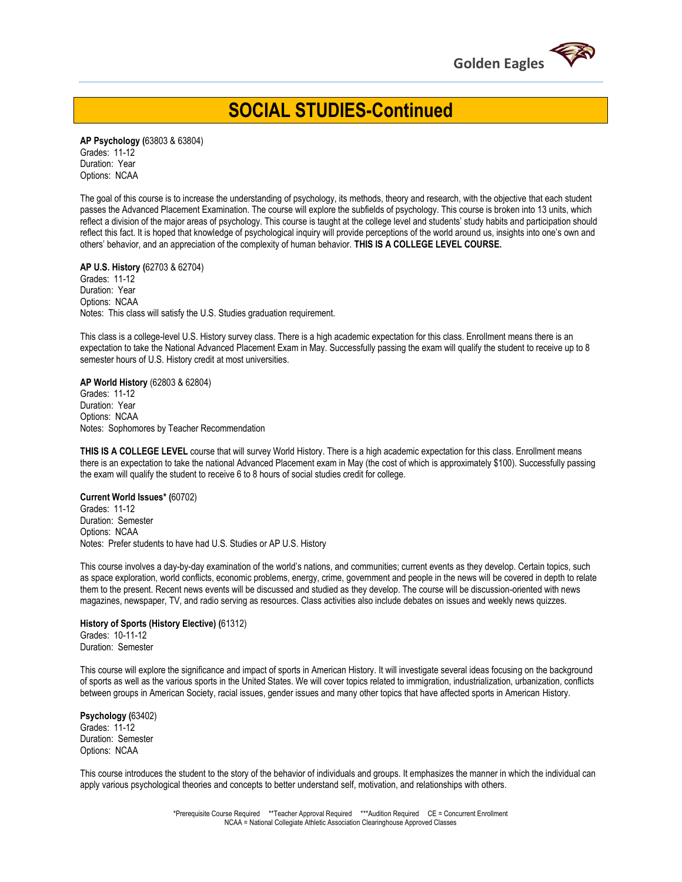# SOCIAL STUDIES-Continued

**AP Psychology (**63803 & 63804)
Grades: 11-12
Duration: Year
Options: NCAA

The goal of this course is to increase the understanding of psychology, its methods, theory and research, with the objective that each student passes the Advanced Placement Examination. The course will explore the subfields of psychology. This course is broken into 13 units, which reflect a division of the major areas of psychology. This course is taught at the college level and students' study habits and participation should reflect this fact. It is hoped that knowledge of psychological inquiry will provide perceptions of the world around us, insights into one's own and others' behavior, and an appreciation of the complexity of human behavior. **THIS IS A COLLEGE LEVEL COURSE.**

**AP U.S. History (**62703 & 62704)
Grades: 11-12
Duration: Year
Options: NCAA
Notes: This class will satisfy the U.S. Studies graduation requirement.

This class is a college-level U.S. History survey class. There is a high academic expectation for this class. Enrollment means there is an expectation to take the National Advanced Placement Exam in May. Successfully passing the exam will qualify the student to receive up to 8 semester hours of U.S. History credit at most universities.

**AP World History** (62803 & 62804)
Grades: 11-12
Duration: Year
Options: NCAA
Notes: Sophomores by Teacher Recommendation

**THIS IS A COLLEGE LEVEL** course that will survey World History. There is a high academic expectation for this class. Enrollment means there is an expectation to take the national Advanced Placement exam in May (the cost of which is approximately $100). Successfully passing the exam will qualify the student to receive 6 to 8 hours of social studies credit for college.

**Current World Issues\* (**60702)
Grades: 11-12
Duration: Semester
Options: NCAA
Notes: Prefer students to have had U.S. Studies or AP U.S. History

This course involves a day-by-day examination of the world's nations, and communities; current events as they develop. Certain topics, such as space exploration, world conflicts, economic problems, energy, crime, government and people in the news will be covered in depth to relate them to the present. Recent news events will be discussed and studied as they develop. The course will be discussion-oriented with news magazines, newspaper, TV, and radio serving as resources. Class activities also include debates on issues and weekly news quizzes.

**History of Sports (History Elective) (**61312)
Grades: 10-11-12
Duration: Semester

This course will explore the significance and impact of sports in American History. It will investigate several ideas focusing on the background of sports as well as the various sports in the United States. We will cover topics related to immigration, industrialization, urbanization, conflicts between groups in American Society, racial issues, gender issues and many other topics that have affected sports in American History.

**Psychology (**63402)
Grades: 11-12
Duration: Semester
Options: NCAA

This course introduces the student to the story of the behavior of individuals and groups. It emphasizes the manner in which the individual can apply various psychological theories and concepts to better understand self, motivation, and relationships with others.

\*Prerequisite Course Required \*\*Teacher Approval Required \*\*\*Audition Required CE = Concurrent Enrollment
NCAA = National Collegiate Athletic Association Clearinghouse Approved Classes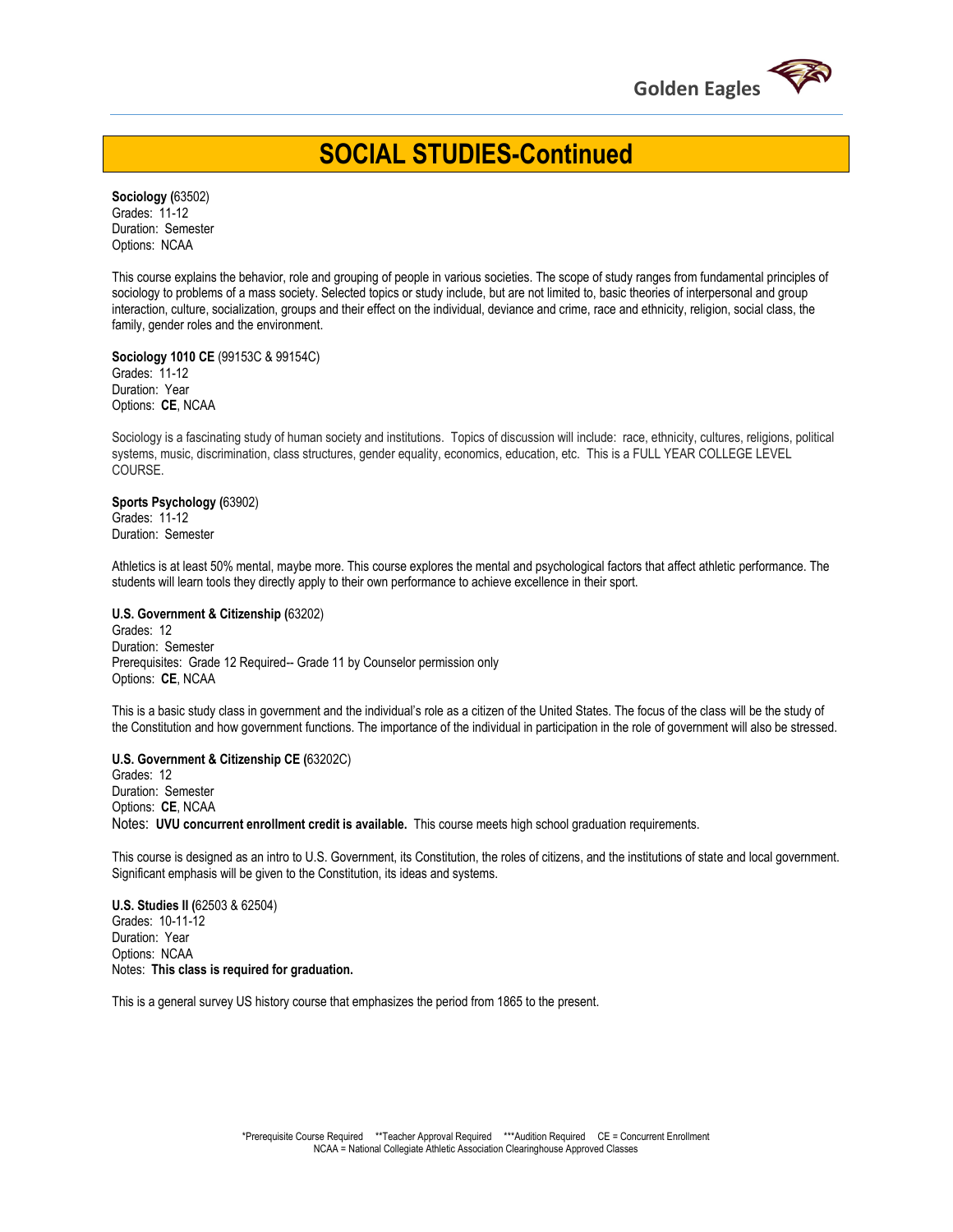# SOCIAL STUDIES-Continued

**Sociology (**63502)
Grades: 11-12
Duration: Semester
Options: NCAA

This course explains the behavior, role and grouping of people in various societies. The scope of study ranges from fundamental principles of sociology to problems of a mass society. Selected topics or study include, but are not limited to, basic theories of interpersonal and group interaction, culture, socialization, groups and their effect on the individual, deviance and crime, race and ethnicity, religion, social class, the family, gender roles and the environment.

**Sociology 1010 CE** (99153C & 99154C)
Grades: 11-12
Duration: Year
Options: **CE**, NCAA

Sociology is a fascinating study of human society and institutions. Topics of discussion will include: race, ethnicity, cultures, religions, political systems, music, discrimination, class structures, gender equality, economics, education, etc. This is a FULL YEAR COLLEGE LEVEL COURSE.

**Sports Psychology (**63902)
Grades: 11-12
Duration: Semester

Athletics is at least 50% mental, maybe more. This course explores the mental and psychological factors that affect athletic performance. The students will learn tools they directly apply to their own performance to achieve excellence in their sport.

**U.S. Government & Citizenship (**63202)
Grades: 12
Duration: Semester
Prerequisites: Grade 12 Required-- Grade 11 by Counselor permission only
Options: **CE**, NCAA

This is a basic study class in government and the individual's role as a citizen of the United States. The focus of the class will be the study of the Constitution and how government functions. The importance of the individual in participation in the role of government will also be stressed.

**U.S. Government & Citizenship CE (**63202C)
Grades: 12
Duration: Semester
Options: **CE**, NCAA
Notes: **UVU concurrent enrollment credit is available.** This course meets high school graduation requirements.

This course is designed as an intro to U.S. Government, its Constitution, the roles of citizens, and the institutions of state and local government. Significant emphasis will be given to the Constitution, its ideas and systems.

**U.S. Studies II (**62503 & 62504)
Grades: 10-11-12
Duration: Year
Options: NCAA
Notes: **This class is required for graduation.**

This is a general survey US history course that emphasizes the period from 1865 to the present.

*Prerequisite Course Required **Teacher Approval Required ***Audition Required CE = Concurrent Enrollment
NCAA = National Collegiate Athletic Association Clearinghouse Approved Classes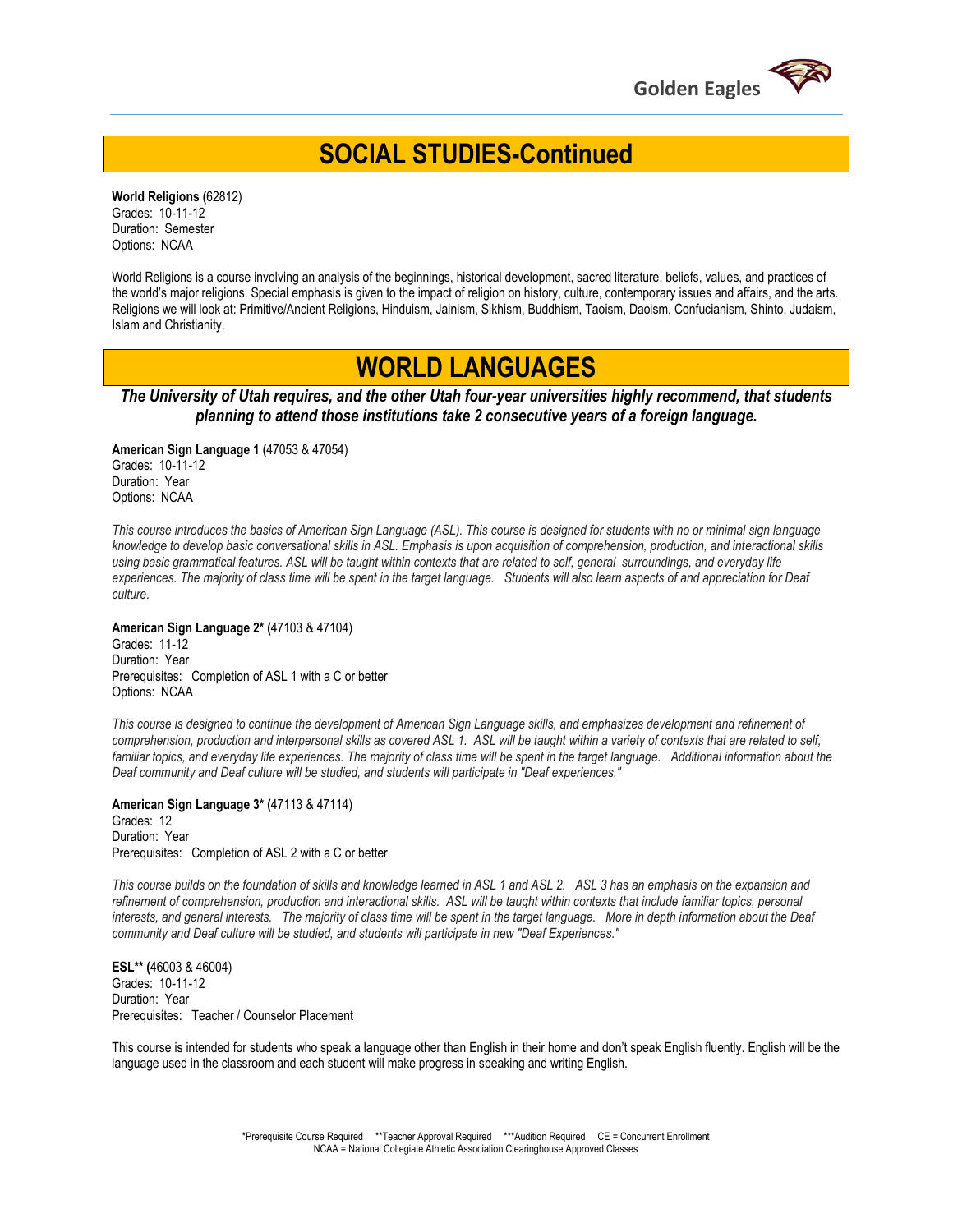# SOCIAL STUDIES-Continued

**World Religions (**62812)
Grades: 10-11-12
Duration: Semester
Options: NCAA

World Religions is a course involving an analysis of the beginnings, historical development, sacred literature, beliefs, values, and practices of the world's major religions. Special emphasis is given to the impact of religion on history, culture, contemporary issues and affairs, and the arts. Religions we will look at: Primitive/Ancient Religions, Hinduism, Jainism, Sikhism, Buddhism, Taoism, Daoism, Confucianism, Shinto, Judaism, Islam and Christianity.

# WORLD LANGUAGES

***The University of Utah requires, and the other Utah four-year universities highly recommend, that students planning to attend those institutions take 2 consecutive years of a foreign language.***

**American Sign Language 1 (**47053 & 47054)
Grades: 10-11-12
Duration: Year
Options: NCAA

*This course introduces the basics of American Sign Language (ASL). This course is designed for students with no or minimal sign language knowledge to develop basic conversational skills in ASL. Emphasis is upon acquisition of comprehension, production, and interactional skills using basic grammatical features. ASL will be taught within contexts that are related to self, general surroundings, and everyday life experiences. The majority of class time will be spent in the target language. Students will also learn aspects of and appreciation for Deaf culture.*

**American Sign Language 2* (**47103 & 47104)
Grades: 11-12
Duration: Year
Prerequisites: Completion of ASL 1 with a C or better
Options: NCAA

*This course is designed to continue the development of American Sign Language skills, and emphasizes development and refinement of comprehension, production and interpersonal skills as covered ASL 1. ASL will be taught within a variety of contexts that are related to self, familiar topics, and everyday life experiences. The majority of class time will be spent in the target language. Additional information about the Deaf community and Deaf culture will be studied, and students will participate in "Deaf experiences."*

**American Sign Language 3* (**47113 & 47114)
Grades: 12
Duration: Year
Prerequisites: Completion of ASL 2 with a C or better

*This course builds on the foundation of skills and knowledge learned in ASL 1 and ASL 2. ASL 3 has an emphasis on the expansion and refinement of comprehension, production and interactional skills. ASL will be taught within contexts that include familiar topics, personal interests, and general interests. The majority of class time will be spent in the target language. More in depth information about the Deaf community and Deaf culture will be studied, and students will participate in new "Deaf Experiences."*

**ESL** (**46003 & 46004)
Grades: 10-11-12
Duration: Year
Prerequisites: Teacher / Counselor Placement

This course is intended for students who speak a language other than English in their home and don't speak English fluently. English will be the language used in the classroom and each student will make progress in speaking and writing English.

*Prerequisite Course Required **Teacher Approval Required ***Audition Required CE = Concurrent Enrollment
NCAA = National Collegiate Athletic Association Clearinghouse Approved Classes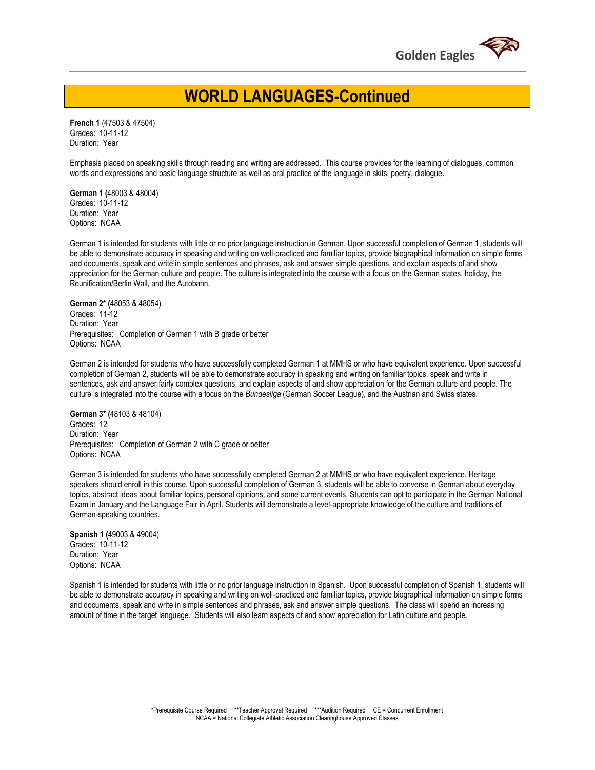# WORLD LANGUAGES-Continued

**French 1** (47503 & 47504)
Grades: 10-11-12
Duration: Year

Emphasis placed on speaking skills through reading and writing are addressed. This course provides for the learning of dialogues, common words and expressions and basic language structure as well as oral practice of the language in skits, poetry, dialogue.

**German 1 (**48003 & 48004)
Grades: 10-11-12
Duration: Year
Options: NCAA

German 1 is intended for students with little or no prior language instruction in German. Upon successful completion of German 1, students will be able to demonstrate accuracy in speaking and writing on well-practiced and familiar topics, provide biographical information on simple forms and documents, speak and write in simple sentences and phrases, ask and answer simple questions, and explain aspects of and show appreciation for the German culture and people. The culture is integrated into the course with a focus on the German states, holiday, the Reunification/Berlin Wall, and the Autobahn.

**German 2* (**48053 & 48054)
Grades: 11-12
Duration: Year
Prerequisites: Completion of German 1 with B grade or better
Options: NCAA

German 2 is intended for students who have successfully completed German 1 at MMHS or who have equivalent experience. Upon successful completion of German 2, students will be able to demonstrate accuracy in speaking and writing on familiar topics, speak and write in sentences, ask and answer fairly complex questions, and explain aspects of and show appreciation for the German culture and people. The culture is integrated into the course with a focus on the *Bundesliga* (German Soccer League), and the Austrian and Swiss states.

**German 3* (**48103 & 48104)
Grades: 12
Duration: Year
Prerequisites: Completion of German 2 with C grade or better
Options: NCAA

German 3 is intended for students who have successfully completed German 2 at MMHS or who have equivalent experience. Heritage speakers should enroll in this course. Upon successful completion of German 3, students will be able to converse in German about everyday topics, abstract ideas about familiar topics, personal opinions, and some current events. Students can opt to participate in the German National Exam in January and the Language Fair in April. Students will demonstrate a level-appropriate knowledge of the culture and traditions of German-speaking countries.

**Spanish 1 (**49003 & 49004)
Grades: 10-11-12
Duration: Year
Options: NCAA

Spanish 1 is intended for students with little or no prior language instruction in Spanish. Upon successful completion of Spanish 1, students will be able to demonstrate accuracy in speaking and writing on well-practiced and familiar topics, provide biographical information on simple forms and documents, speak and write in simple sentences and phrases, ask and answer simple questions. The class will spend an increasing amount of time in the target language. Students will also learn aspects of and show appreciation for Latin culture and people.

*Prerequisite Course Required **Teacher Approval Required ***Audition Required CE = Concurrent Enrollment
NCAA = National Collegiate Athletic Association Clearinghouse Approved Classes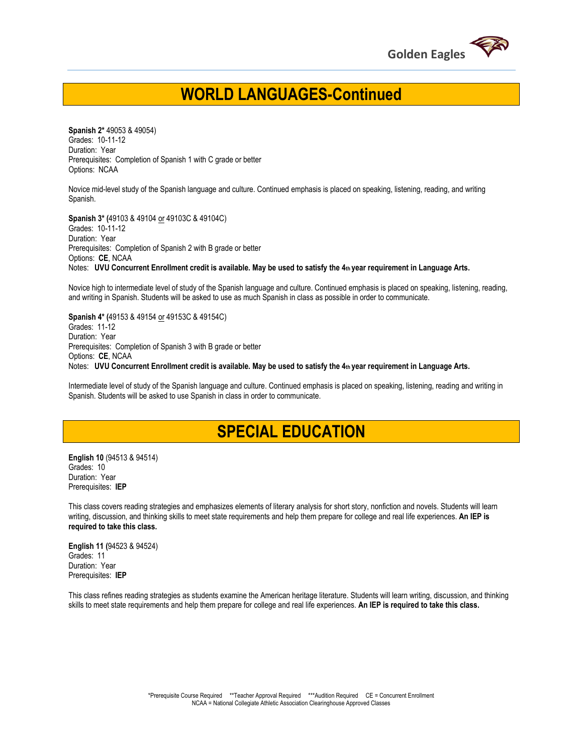# WORLD LANGUAGES-Continued

**Spanish 2*** 49053 & 49054)
Grades: 10-11-12
Duration: Year
Prerequisites: Completion of Spanish 1 with C grade or better
Options: NCAA

Novice mid-level study of the Spanish language and culture. Continued emphasis is placed on speaking, listening, reading, and writing Spanish.

**Spanish 3* (**49103 & 49104 or 49103C & 49104C)
Grades: 10-11-12
Duration: Year
Prerequisites: Completion of Spanish 2 with B grade or better
Options: **CE**, NCAA
Notes: **UVU Concurrent Enrollment credit is available. May be used to satisfy the 4th year requirement in Language Arts.**

Novice high to intermediate level of study of the Spanish language and culture. Continued emphasis is placed on speaking, listening, reading, and writing in Spanish. Students will be asked to use as much Spanish in class as possible in order to communicate.

**Spanish 4* (**49153 & 49154 or 49153C & 49154C)
Grades: 11-12
Duration: Year
Prerequisites: Completion of Spanish 3 with B grade or better
Options: **CE**, NCAA
Notes: **UVU Concurrent Enrollment credit is available. May be used to satisfy the 4th year requirement in Language Arts.**

Intermediate level of study of the Spanish language and culture. Continued emphasis is placed on speaking, listening, reading and writing in Spanish. Students will be asked to use Spanish in class in order to communicate.

# SPECIAL EDUCATION

**English 10** (94513 & 94514)
Grades: 10
Duration: Year
Prerequisites: **IEP**

This class covers reading strategies and emphasizes elements of literary analysis for short story, nonfiction and novels. Students will learn writing, discussion, and thinking skills to meet state requirements and help them prepare for college and real life experiences. **An IEP is required to take this class.**

**English 11 (**94523 & 94524)
Grades: 11
Duration: Year
Prerequisites: **IEP**

This class refines reading strategies as students examine the American heritage literature. Students will learn writing, discussion, and thinking skills to meet state requirements and help them prepare for college and real life experiences. **An IEP is required to take this class.**

*Prerequisite Course Required **Teacher Approval Required ***Audition Required CE = Concurrent Enrollment
NCAA = National Collegiate Athletic Association Clearinghouse Approved Classes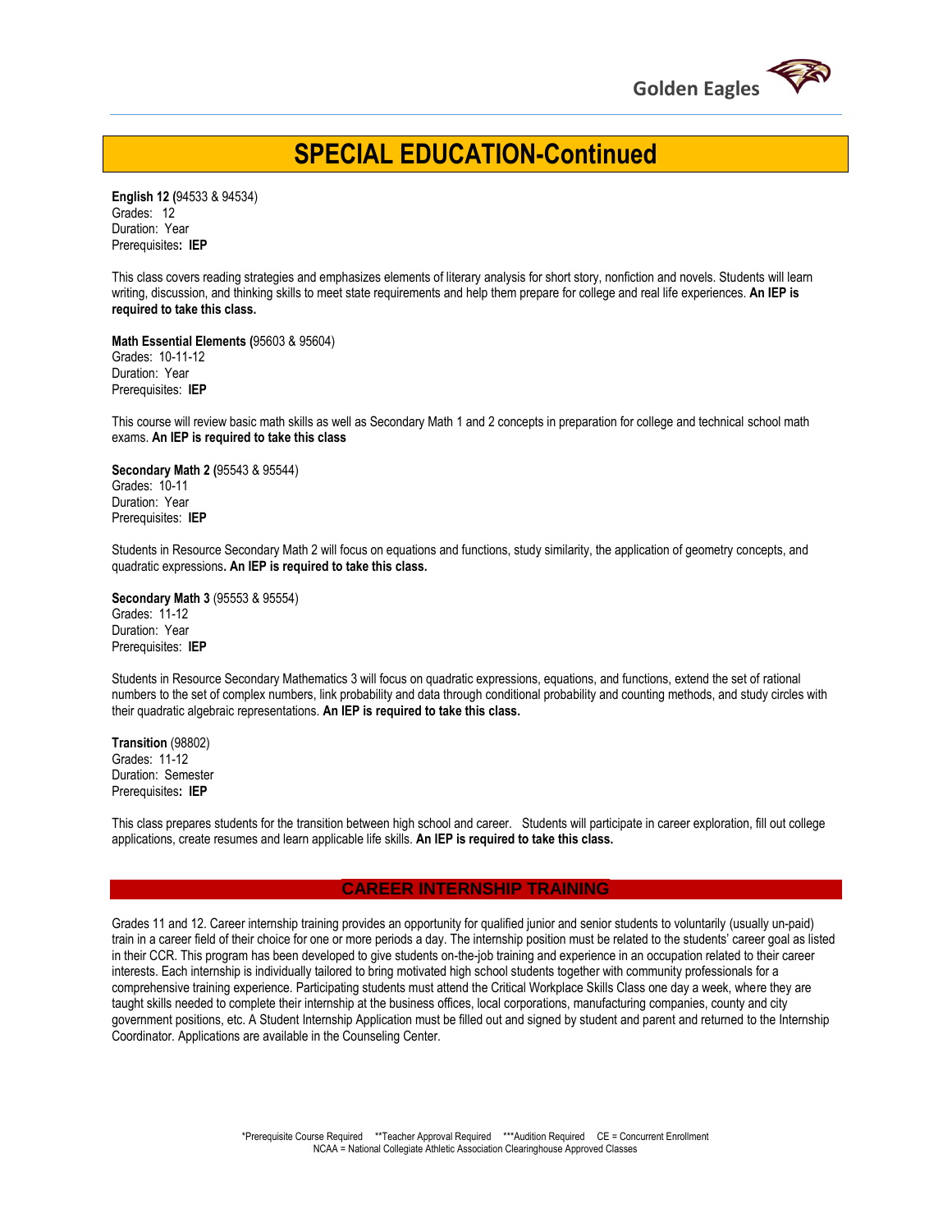# SPECIAL EDUCATION-Continued

**English 12 (**94533 & 94534)
Grades: 12
Duration: Year
Prerequisites**: IEP**

This class covers reading strategies and emphasizes elements of literary analysis for short story, nonfiction and novels. Students will learn writing, discussion, and thinking skills to meet state requirements and help them prepare for college and real life experiences. **An IEP is required to take this class.**

**Math Essential Elements (**95603 & 95604)
Grades: 10-11-12
Duration: Year
Prerequisites: **IEP**

This course will review basic math skills as well as Secondary Math 1 and 2 concepts in preparation for college and technical school math exams. **An IEP is required to take this class**

**Secondary Math 2 (**95543 & 95544)
Grades: 10-11
Duration: Year
Prerequisites: **IEP**

Students in Resource Secondary Math 2 will focus on equations and functions, study similarity, the application of geometry concepts, and quadratic expressions**. An IEP is required to take this class.**

**Secondary Math 3** (95553 & 95554)
Grades: 11-12
Duration: Year
Prerequisites: **IEP**

Students in Resource Secondary Mathematics 3 will focus on quadratic expressions, equations, and functions, extend the set of rational numbers to the set of complex numbers, link probability and data through conditional probability and counting methods, and study circles with their quadratic algebraic representations. **An IEP is required to take this class.**

**Transition** (98802)
Grades: 11-12
Duration: Semester
Prerequisites**: IEP**

This class prepares students for the transition between high school and career. Students will participate in career exploration, fill out college applications, create resumes and learn applicable life skills. **An IEP is required to take this class.**

## CAREER INTERNSHIP TRAINING

Grades 11 and 12. Career internship training provides an opportunity for qualified junior and senior students to voluntarily (usually un-paid) train in a career field of their choice for one or more periods a day. The internship position must be related to the students' career goal as listed in their CCR. This program has been developed to give students on-the-job training and experience in an occupation related to their career interests. Each internship is individually tailored to bring motivated high school students together with community professionals for a comprehensive training experience. Participating students must attend the Critical Workplace Skills Class one day a week, where they are taught skills needed to complete their internship at the business offices, local corporations, manufacturing companies, county and city government positions, etc. A Student Internship Application must be filled out and signed by student and parent and returned to the Internship Coordinator. Applications are available in the Counseling Center.

*Prerequisite Course Required **Teacher Approval Required ***Audition Required CE = Concurrent Enrollment
NCAA = National Collegiate Athletic Association Clearinghouse Approved Classes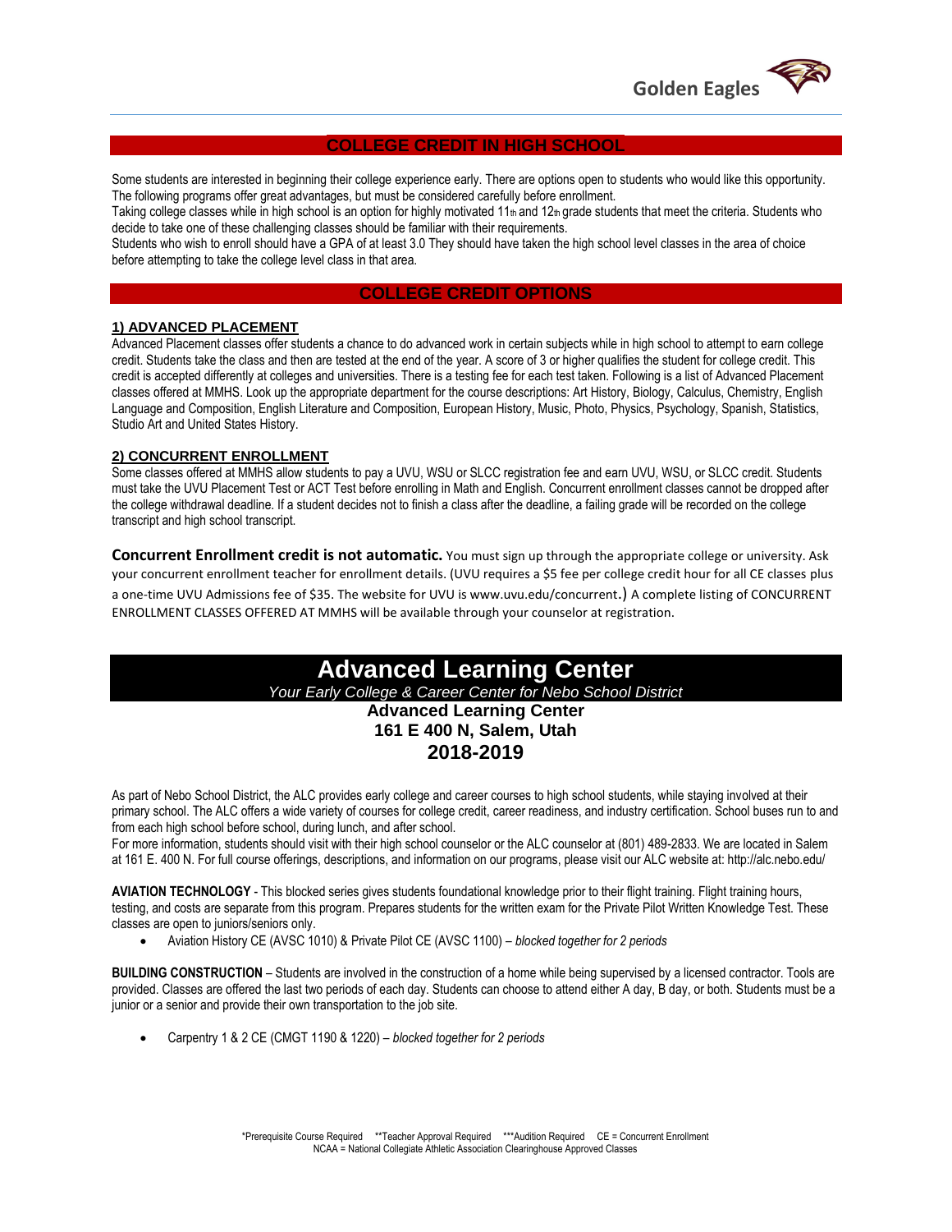## COLLEGE CREDIT IN HIGH SCHOOL

Some students are interested in beginning their college experience early. There are options open to students who would like this opportunity. The following programs offer great advantages, but must be considered carefully before enrollment.

Taking college classes while in high school is an option for highly motivated 11th and 12th grade students that meet the criteria. Students who decide to take one of these challenging classes should be familiar with their requirements.

Students who wish to enroll should have a GPA of at least 3.0 They should have taken the high school level classes in the area of choice before attempting to take the college level class in that area.

## COLLEGE CREDIT OPTIONS

### 1) ADVANCED PLACEMENT

Advanced Placement classes offer students a chance to do advanced work in certain subjects while in high school to attempt to earn college credit. Students take the class and then are tested at the end of the year. A score of 3 or higher qualifies the student for college credit. This credit is accepted differently at colleges and universities. There is a testing fee for each test taken. Following is a list of Advanced Placement classes offered at MMHS. Look up the appropriate department for the course descriptions: Art History, Biology, Calculus, Chemistry, English Language and Composition, English Literature and Composition, European History, Music, Photo, Physics, Psychology, Spanish, Statistics, Studio Art and United States History.

### 2) CONCURRENT ENROLLMENT

Some classes offered at MMHS allow students to pay a UVU, WSU or SLCC registration fee and earn UVU, WSU, or SLCC credit. Students must take the UVU Placement Test or ACT Test before enrolling in Math and English. Concurrent enrollment classes cannot be dropped after the college withdrawal deadline. If a student decides not to finish a class after the deadline, a failing grade will be recorded on the college transcript and high school transcript.

**Concurrent Enrollment credit is not automatic.** You must sign up through the appropriate college or university. Ask your concurrent enrollment teacher for enrollment details. (UVU requires a $5 fee per college credit hour for all CE classes plus a one-time UVU Admissions fee of $35. The website for UVU is www.uvu.edu/concurrent.) A complete listing of CONCURRENT ENROLLMENT CLASSES OFFERED AT MMHS will be available through your counselor at registration.

# Advanced Learning Center

*Your Early College & Career Center for Nebo School District*

**Advanced Learning Center**
**161 E 400 N, Salem, Utah**
**2018-2019**

As part of Nebo School District, the ALC provides early college and career courses to high school students, while staying involved at their primary school. The ALC offers a wide variety of courses for college credit, career readiness, and industry certification. School buses run to and from each high school before school, during lunch, and after school.

For more information, students should visit with their high school counselor or the ALC counselor at (801) 489-2833. We are located in Salem at 161 E. 400 N. For full course offerings, descriptions, and information on our programs, please visit our ALC website at: http://alc.nebo.edu/

**AVIATION TECHNOLOGY** - This blocked series gives students foundational knowledge prior to their flight training. Flight training hours, testing, and costs are separate from this program. Prepares students for the written exam for the Private Pilot Written Knowledge Test. These classes are open to juniors/seniors only.

- Aviation History CE (AVSC 1010) & Private Pilot CE (AVSC 1100) – *blocked together for 2 periods*

**BUILDING CONSTRUCTION** – Students are involved in the construction of a home while being supervised by a licensed contractor. Tools are provided. Classes are offered the last two periods of each day. Students can choose to attend either A day, B day, or both. Students must be a junior or a senior and provide their own transportation to the job site.

- Carpentry 1 & 2 CE (CMGT 1190 & 1220) – *blocked together for 2 periods*

*Prerequisite Course Required **Teacher Approval Required ***Audition Required CE = Concurrent Enrollment
NCAA = National Collegiate Athletic Association Clearinghouse Approved Classes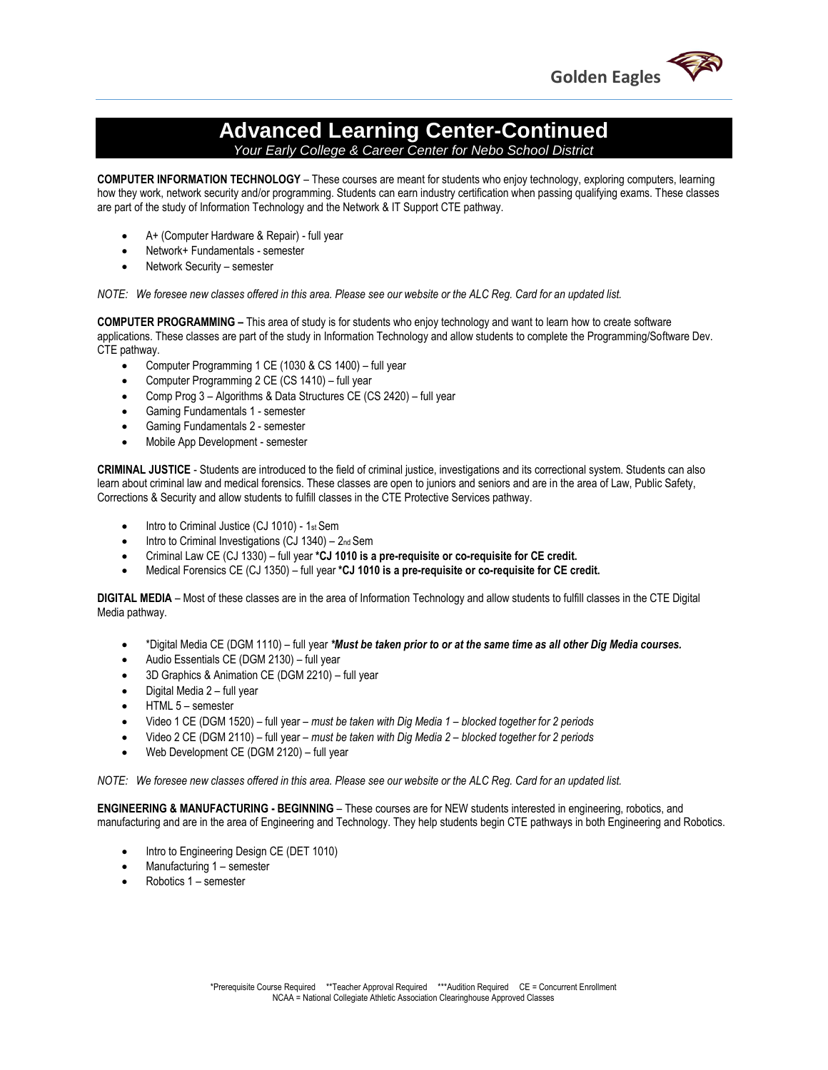# Advanced Learning Center-Continued

*Your Early College & Career Center for Nebo School District*

**COMPUTER INFORMATION TECHNOLOGY** – These courses are meant for students who enjoy technology, exploring computers, learning how they work, network security and/or programming. Students can earn industry certification when passing qualifying exams. These classes are part of the study of Information Technology and the Network & IT Support CTE pathway.

- A+ (Computer Hardware & Repair) - full year
- Network+ Fundamentals - semester
- Network Security – semester

*NOTE: We foresee new classes offered in this area. Please see our website or the ALC Reg. Card for an updated list.*

**COMPUTER PROGRAMMING –** This area of study is for students who enjoy technology and want to learn how to create software applications. These classes are part of the study in Information Technology and allow students to complete the Programming/Software Dev. CTE pathway.

- Computer Programming 1 CE (1030 & CS 1400) – full year
- Computer Programming 2 CE (CS 1410) – full year
- Comp Prog 3 – Algorithms & Data Structures CE (CS 2420) – full year
- Gaming Fundamentals 1 - semester
- Gaming Fundamentals 2 - semester
- Mobile App Development - semester

**CRIMINAL JUSTICE** - Students are introduced to the field of criminal justice, investigations and its correctional system. Students can also learn about criminal law and medical forensics. These classes are open to juniors and seniors and are in the area of Law, Public Safety, Corrections & Security and allow students to fulfill classes in the CTE Protective Services pathway.

- Intro to Criminal Justice (CJ 1010) - 1st Sem
- Intro to Criminal Investigations (CJ 1340) – 2nd Sem
- Criminal Law CE (CJ 1330) – full year **\*CJ 1010 is a pre-requisite or co-requisite for CE credit.**
- Medical Forensics CE (CJ 1350) – full year **\*CJ 1010 is a pre-requisite or co-requisite for CE credit.**

**DIGITAL MEDIA** – Most of these classes are in the area of Information Technology and allow students to fulfill classes in the CTE Digital Media pathway.

- \*Digital Media CE (DGM 1110) – full year ***\*Must be taken prior to or at the same time as all other Dig Media courses.***
- Audio Essentials CE (DGM 2130) – full year
- 3D Graphics & Animation CE (DGM 2210) – full year
- Digital Media 2 – full year
- HTML 5 – semester
- Video 1 CE (DGM 1520) – full year – *must be taken with Dig Media 1 – blocked together for 2 periods*
- Video 2 CE (DGM 2110) – full year – *must be taken with Dig Media 2 – blocked together for 2 periods*
- Web Development CE (DGM 2120) – full year

*NOTE: We foresee new classes offered in this area. Please see our website or the ALC Reg. Card for an updated list.*

**ENGINEERING & MANUFACTURING - BEGINNING** – These courses are for NEW students interested in engineering, robotics, and manufacturing and are in the area of Engineering and Technology. They help students begin CTE pathways in both Engineering and Robotics.

- Intro to Engineering Design CE (DET 1010)
- Manufacturing 1 – semester
- Robotics 1 – semester

\*Prerequisite Course Required \*\*Teacher Approval Required \*\*\*Audition Required CE = Concurrent Enrollment
NCAA = National Collegiate Athletic Association Clearinghouse Approved Classes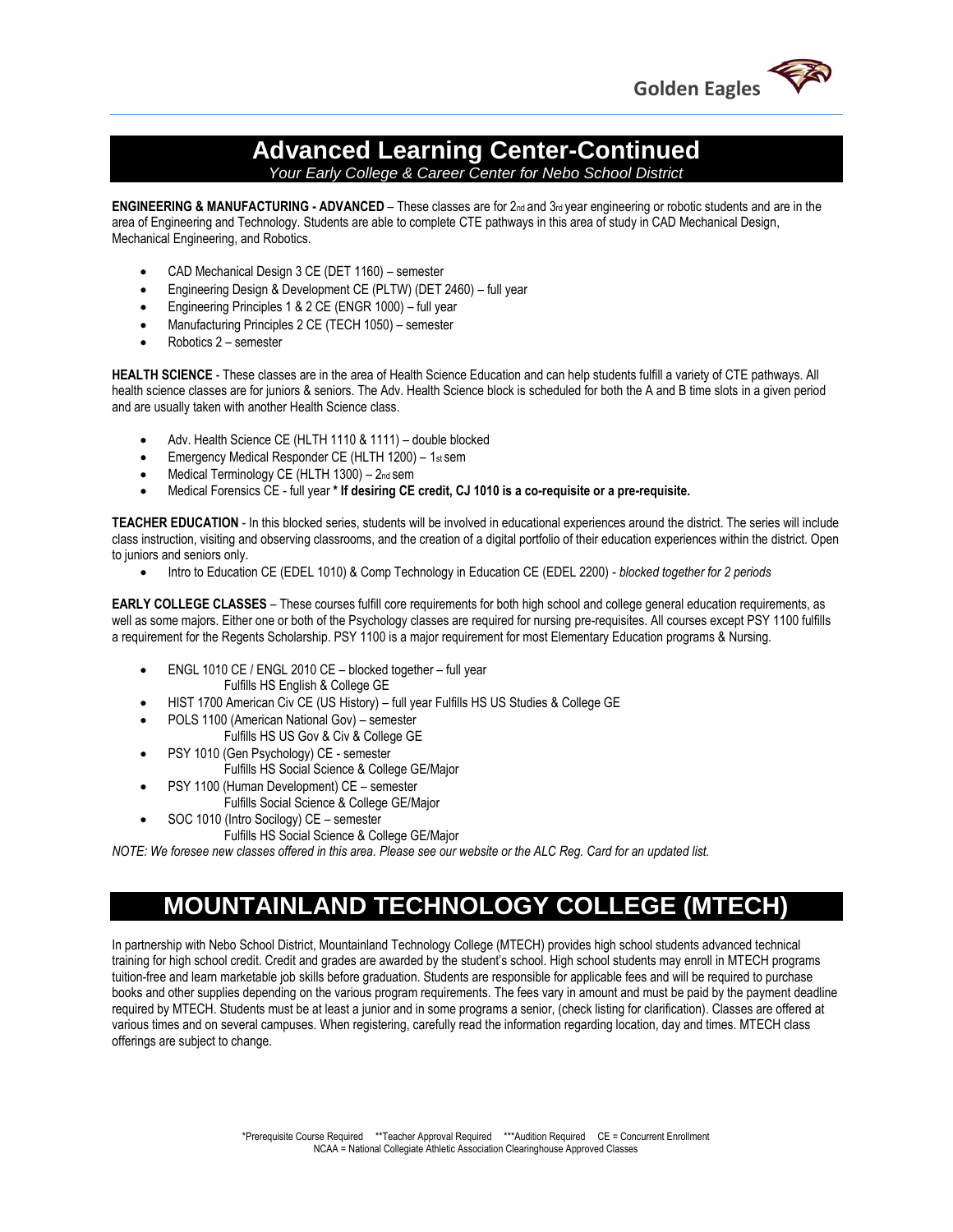# Advanced Learning Center-Continued

*Your Early College & Career Center for Nebo School District*

**ENGINEERING & MANUFACTURING - ADVANCED** – These classes are for 2nd and 3rd year engineering or robotic students and are in the area of Engineering and Technology. Students are able to complete CTE pathways in this area of study in CAD Mechanical Design, Mechanical Engineering, and Robotics.

- CAD Mechanical Design 3 CE (DET 1160) – semester
- Engineering Design & Development CE (PLTW) (DET 2460) – full year
- Engineering Principles 1 & 2 CE (ENGR 1000) – full year
- Manufacturing Principles 2 CE (TECH 1050) – semester
- Robotics 2 – semester

**HEALTH SCIENCE** - These classes are in the area of Health Science Education and can help students fulfill a variety of CTE pathways. All health science classes are for juniors & seniors. The Adv. Health Science block is scheduled for both the A and B time slots in a given period and are usually taken with another Health Science class.

- Adv. Health Science CE (HLTH 1110 & 1111) – double blocked
- Emergency Medical Responder CE (HLTH 1200) – 1st sem
- Medical Terminology CE (HLTH 1300) – 2nd sem
- Medical Forensics CE - full year **\* If desiring CE credit, CJ 1010 is a co-requisite or a pre-requisite.**

**TEACHER EDUCATION** - In this blocked series, students will be involved in educational experiences around the district. The series will include class instruction, visiting and observing classrooms, and the creation of a digital portfolio of their education experiences within the district. Open to juniors and seniors only.

- Intro to Education CE (EDEL 1010) & Comp Technology in Education CE (EDEL 2200) - *blocked together for 2 periods*

**EARLY COLLEGE CLASSES** – These courses fulfill core requirements for both high school and college general education requirements, as well as some majors. Either one or both of the Psychology classes are required for nursing pre-requisites. All courses except PSY 1100 fulfills a requirement for the Regents Scholarship. PSY 1100 is a major requirement for most Elementary Education programs & Nursing.

- ENGL 1010 CE / ENGL 2010 CE – blocked together – full year
  Fulfills HS English & College GE
- HIST 1700 American Civ CE (US History) – full year Fulfills HS US Studies & College GE
- POLS 1100 (American National Gov) – semester
  Fulfills HS US Gov & Civ & College GE
- PSY 1010 (Gen Psychology) CE - semester
  Fulfills HS Social Science & College GE/Major
- PSY 1100 (Human Development) CE – semester
  Fulfills Social Science & College GE/Major
- SOC 1010 (Intro Socilogy) CE – semester
  Fulfills HS Social Science & College GE/Major

*NOTE: We foresee new classes offered in this area. Please see our website or the ALC Reg. Card for an updated list.*

# MOUNTAINLAND TECHNOLOGY COLLEGE (MTECH)

In partnership with Nebo School District, Mountainland Technology College (MTECH) provides high school students advanced technical training for high school credit. Credit and grades are awarded by the student's school. High school students may enroll in MTECH programs tuition-free and learn marketable job skills before graduation. Students are responsible for applicable fees and will be required to purchase books and other supplies depending on the various program requirements. The fees vary in amount and must be paid by the payment deadline required by MTECH. Students must be at least a junior and in some programs a senior, (check listing for clarification). Classes are offered at various times and on several campuses. When registering, carefully read the information regarding location, day and times. MTECH class offerings are subject to change.

\*Prerequisite Course Required  \*\*Teacher Approval Required  \*\*\*Audition Required  CE = Concurrent Enrollment
NCAA = National Collegiate Athletic Association Clearinghouse Approved Classes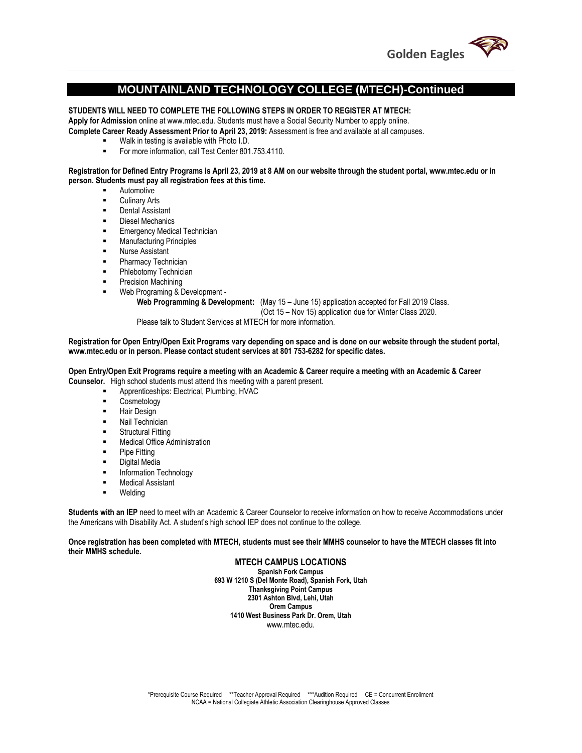## MOUNTAINLAND TECHNOLOGY COLLEGE (MTECH)-Continued

**STUDENTS WILL NEED TO COMPLETE THE FOLLOWING STEPS IN ORDER TO REGISTER AT MTECH:**

**Apply for Admission** online at www.mtec.edu. Students must have a Social Security Number to apply online.

**Complete Career Ready Assessment Prior to April 23, 2019:** Assessment is free and available at all campuses.

- Walk in testing is available with Photo I.D.
- For more information, call Test Center 801.753.4110.

**Registration for Defined Entry Programs is April 23, 2019 at 8 AM on our website through the student portal, www.mtec.edu or in person. Students must pay all registration fees at this time.**

- Automotive
- Culinary Arts
- Dental Assistant
- Diesel Mechanics
- Emergency Medical Technician
- Manufacturing Principles
- Nurse Assistant
- Pharmacy Technician
- Phlebotomy Technician
- Precision Machining
- Web Programing & Development -

  **Web Programming & Development:** (May 15 – June 15) application accepted for Fall 2019 Class.
  (Oct 15 – Nov 15) application due for Winter Class 2020.

  Please talk to Student Services at MTECH for more information.

**Registration for Open Entry/Open Exit Programs vary depending on space and is done on our website through the student portal, www.mtec.edu or in person. Please contact student services at 801 753-6282 for specific dates.**

**Open Entry/Open Exit Programs require a meeting with an Academic & Career require a meeting with an Academic & Career Counselor.** High school students must attend this meeting with a parent present.

- Apprenticeships: Electrical, Plumbing, HVAC
- Cosmetology
- Hair Design
- Nail Technician
- Structural Fitting
- Medical Office Administration
- Pipe Fitting
- Digital Media
- Information Technology
- Medical Assistant
- Welding

**Students with an IEP** need to meet with an Academic & Career Counselor to receive information on how to receive Accommodations under the Americans with Disability Act. A student's high school IEP does not continue to the college.

**Once registration has been completed with MTECH, students must see their MMHS counselor to have the MTECH classes fit into their MMHS schedule.**

### MTECH CAMPUS LOCATIONS

**Spanish Fork Campus**
**693 W 1210 S (Del Monte Road), Spanish Fork, Utah**
**Thanksgiving Point Campus**
**2301 Ashton Blvd, Lehi, Utah**
**Orem Campus**
**1410 West Business Park Dr. Orem, Utah**
www.mtec.edu.

*Prerequisite Course Required **Teacher Approval Required ***Audition Required CE = Concurrent Enrollment
NCAA = National Collegiate Athletic Association Clearinghouse Approved Classes